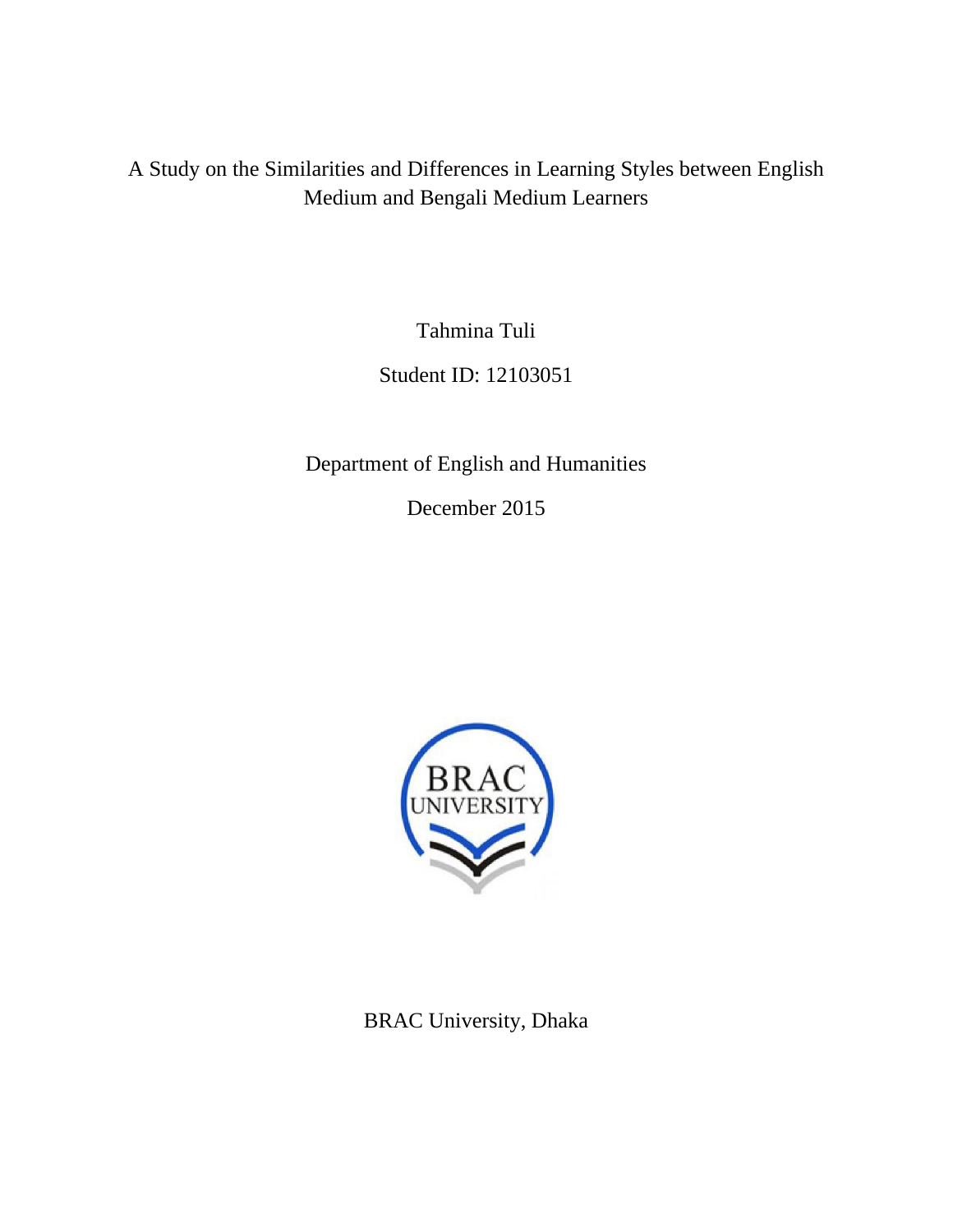# A Study on the Similarities and Differences in Learning Styles between English Medium and Bengali Medium Learners

Tahmina Tuli

Student ID: 12103051

Department of English and Humanities

December 2015

BRAC University, Dhaka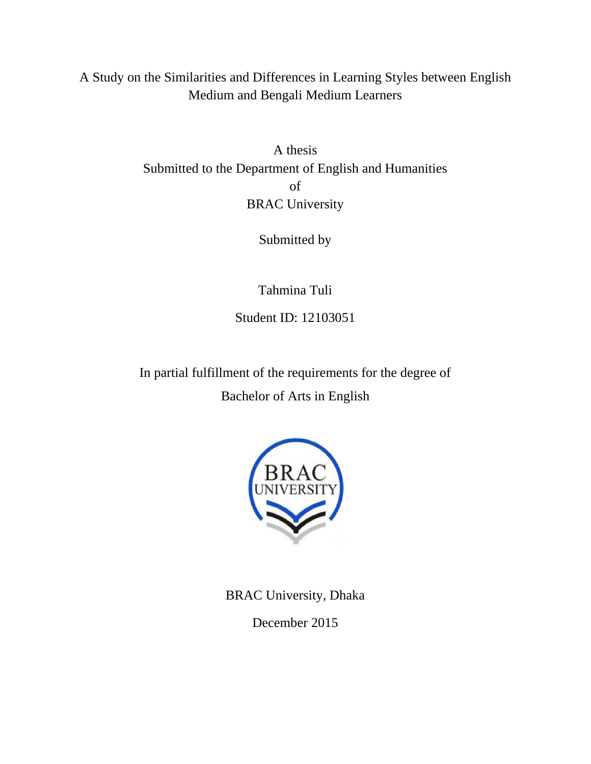A Study on the Similarities and Differences in Learning Styles between English Medium and Bengali Medium Learners

A thesis

Submitted to the Department of English and Humanities

of

BRAC University

Submitted by

Tahmina Tuli

Student ID: 12103051

In partial fulfillment of the requirements for the degree of

Bachelor of Arts in English

BRAC University, Dhaka

December 2015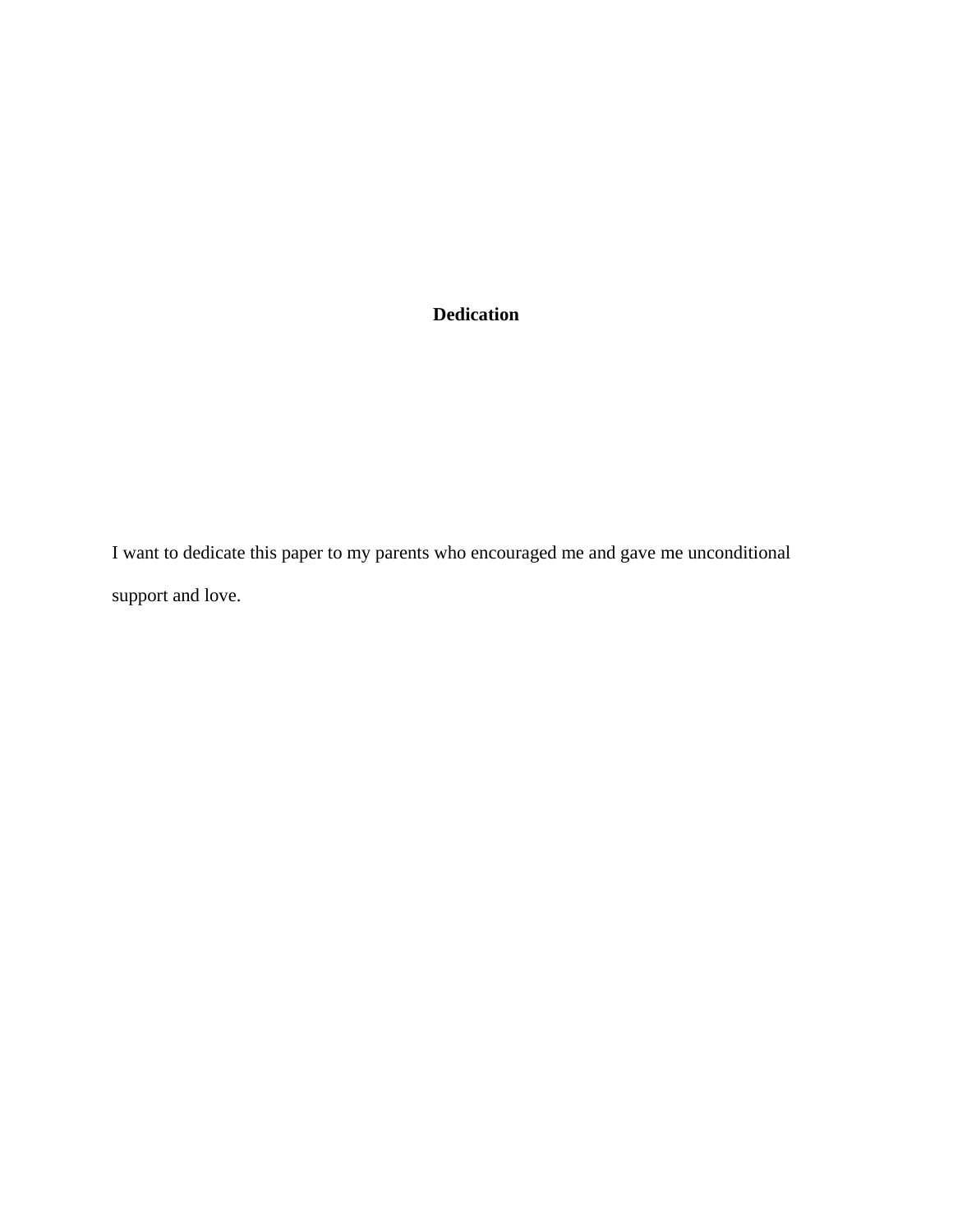# Dedication

I want to dedicate this paper to my parents who encouraged me and gave me unconditional support and love.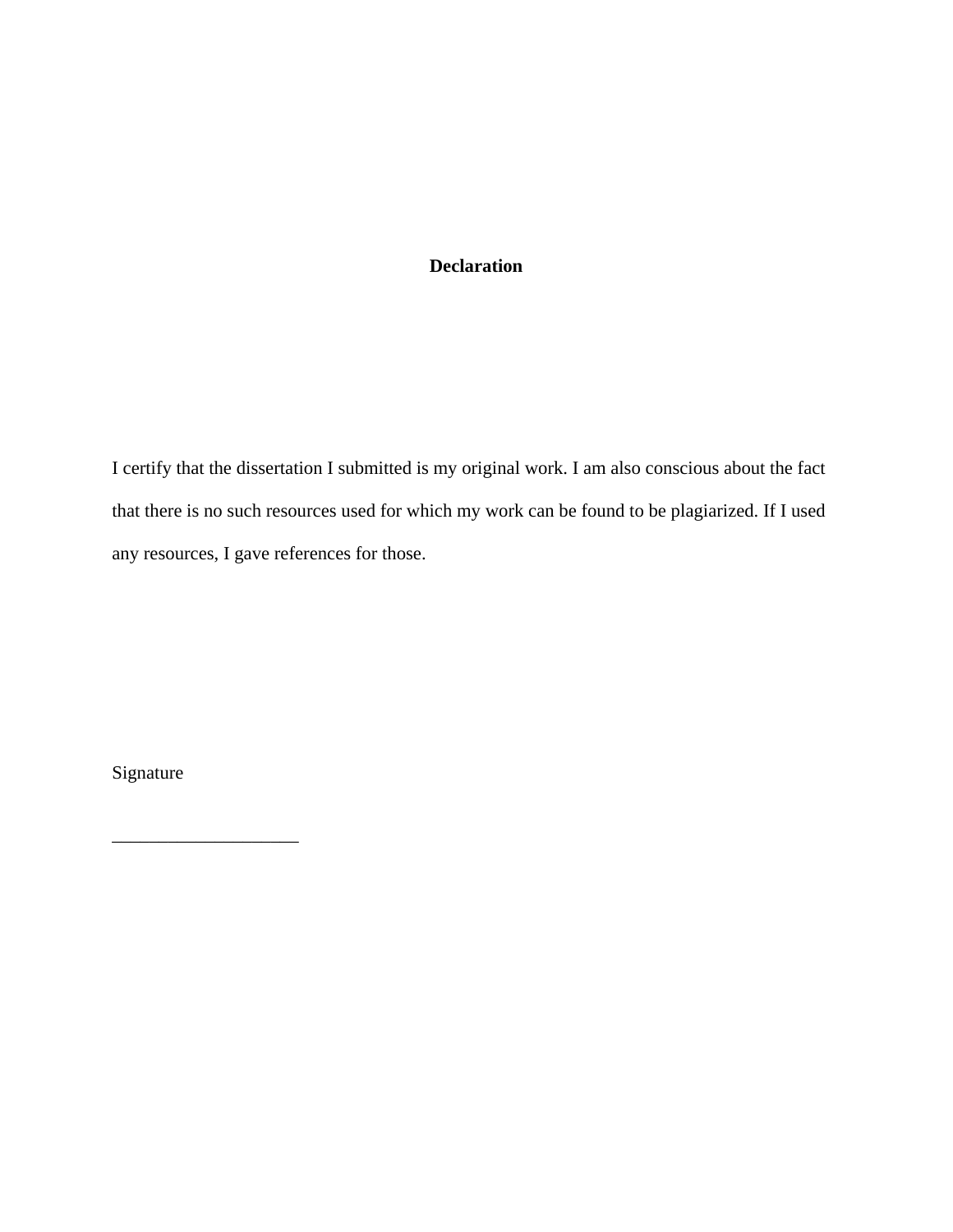# Declaration

I certify that the dissertation I submitted is my original work. I am also conscious about the fact that there is no such resources used for which my work can be found to be plagiarized. If I used any resources, I gave references for those.

Signature

____________________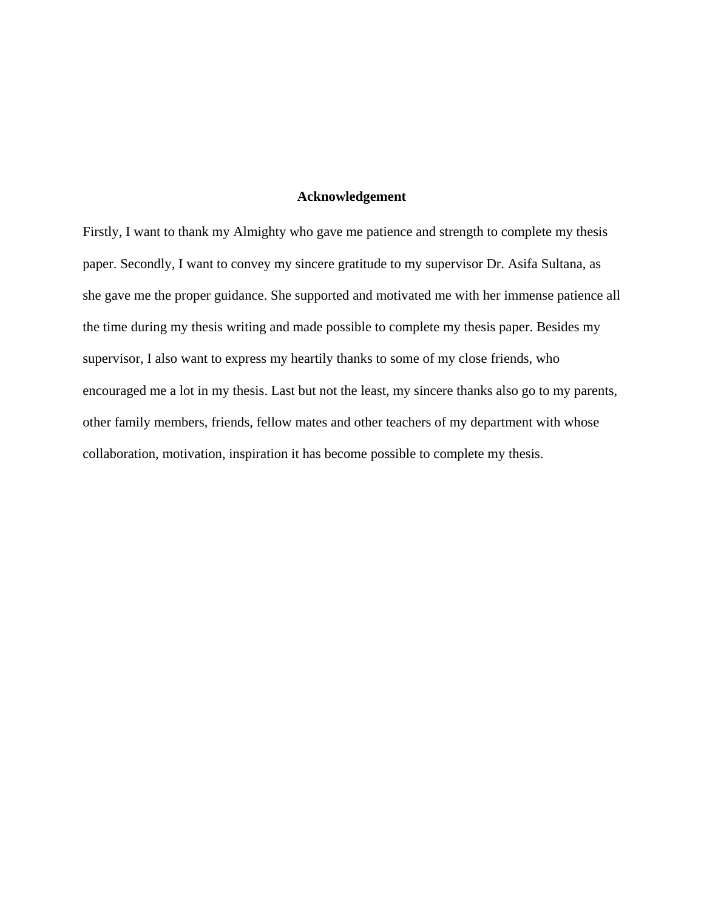# Acknowledgement

Firstly, I want to thank my Almighty who gave me patience and strength to complete my thesis paper. Secondly, I want to convey my sincere gratitude to my supervisor Dr. Asifa Sultana, as she gave me the proper guidance. She supported and motivated me with her immense patience all the time during my thesis writing and made possible to complete my thesis paper. Besides my supervisor, I also want to express my heartily thanks to some of my close friends, who encouraged me a lot in my thesis. Last but not the least, my sincere thanks also go to my parents, other family members, friends, fellow mates and other teachers of my department with whose collaboration, motivation, inspiration it has become possible to complete my thesis.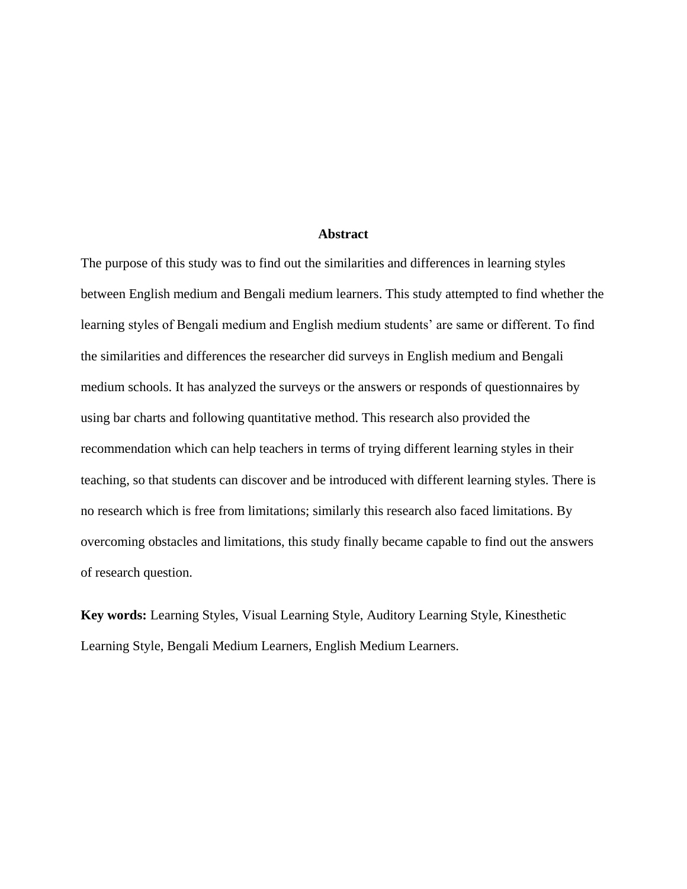# Abstract

The purpose of this study was to find out the similarities and differences in learning styles between English medium and Bengali medium learners. This study attempted to find whether the learning styles of Bengali medium and English medium students' are same or different. To find the similarities and differences the researcher did surveys in English medium and Bengali medium schools. It has analyzed the surveys or the answers or responds of questionnaires by using bar charts and following quantitative method. This research also provided the recommendation which can help teachers in terms of trying different learning styles in their teaching, so that students can discover and be introduced with different learning styles. There is no research which is free from limitations; similarly this research also faced limitations. By overcoming obstacles and limitations, this study finally became capable to find out the answers of research question.

**Key words:** Learning Styles, Visual Learning Style, Auditory Learning Style, Kinesthetic Learning Style, Bengali Medium Learners, English Medium Learners.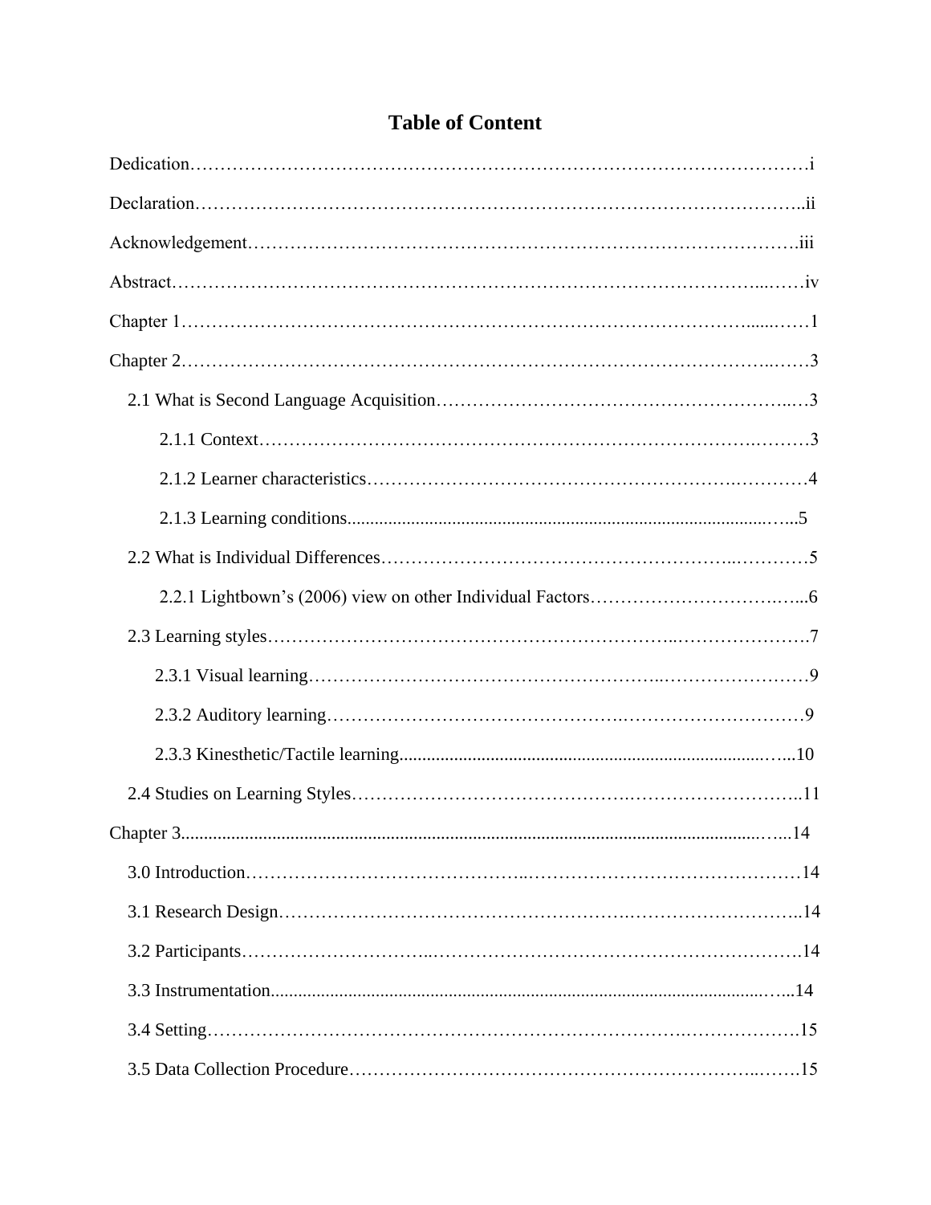# Table of Content

Dedication……………………………………………………………………………………………i

Declaration…………………………………………………………………………………………ii

Acknowledgement………………………………………………………………………………iii

Abstract……………………………………………………………………………………………iv

Chapter 1……………………………………………………………………………………………1

Chapter 2……………………………………………………………………………………………3

- 2.1 What is Second Language Acquisition……………………………………………………3
  - 2.1.1 Context……………………………………………………………………………………3
  - 2.1.2 Learner characteristics……………………………………………………………………4
  - 2.1.3 Learning conditions………………………………………………………………………5
- 2.2 What is Individual Differences……………………………………………………………5
  - 2.2.1 Lightbown's (2006) view on other Individual Factors…………………………………6
- 2.3 Learning styles………………………………………………………………………………7
  - 2.3.1 Visual learning……………………………………………………………………………9
  - 2.3.2 Auditory learning…………………………………………………………………………9
  - 2.3.3 Kinesthetic/Tactile learning……………………………………………………………10
- 2.4 Studies on Learning Styles…………………………………………………………………11

Chapter 3……………………………………………………………………………………………14

- 3.0 Introduction…………………………………………………………………………………14
- 3.1 Research Design……………………………………………………………………………14
- 3.2 Participants…………………………………………………………………………………14
- 3.3 Instrumentation………………………………………………………………………………14
- 3.4 Setting………………………………………………………………………………………15
- 3.5 Data Collection Procedure…………………………………………………………………15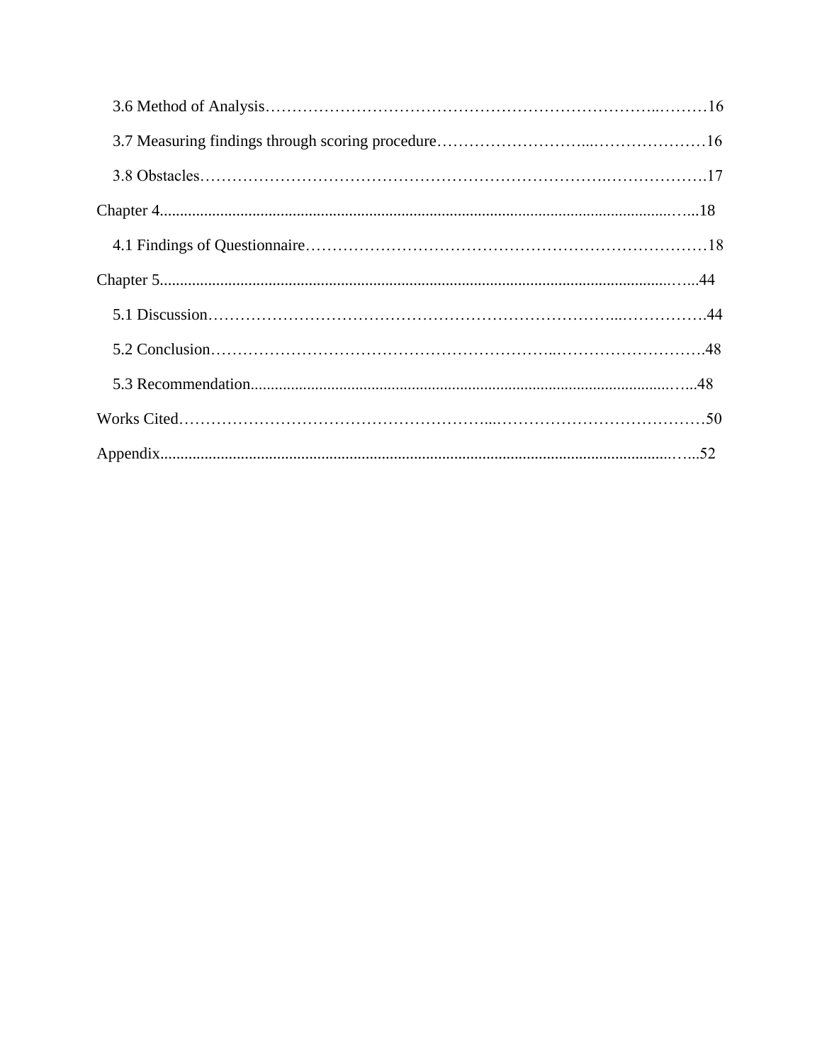3.6 Method of Analysis……………………………………………………………………..………16

3.7 Measuring findings through scoring procedure………………………...…………………16

3.8 Obstacles……………………………………………………………………..……………….17

Chapter 4...............................................................................................................................…..18

4.1 Findings of Questionnaire………………………………………………………………….18

Chapter 5...............................................................................................................................…..44

5.1 Discussion…………………………………………………………………...…………….44

5.2 Conclusion……………………………………………………..……………………….48

5.3 Recommendation.........................................................................................................…..48

Works Cited…………………………………………………...…………………………………50

Appendix...............................................................................................................................…..52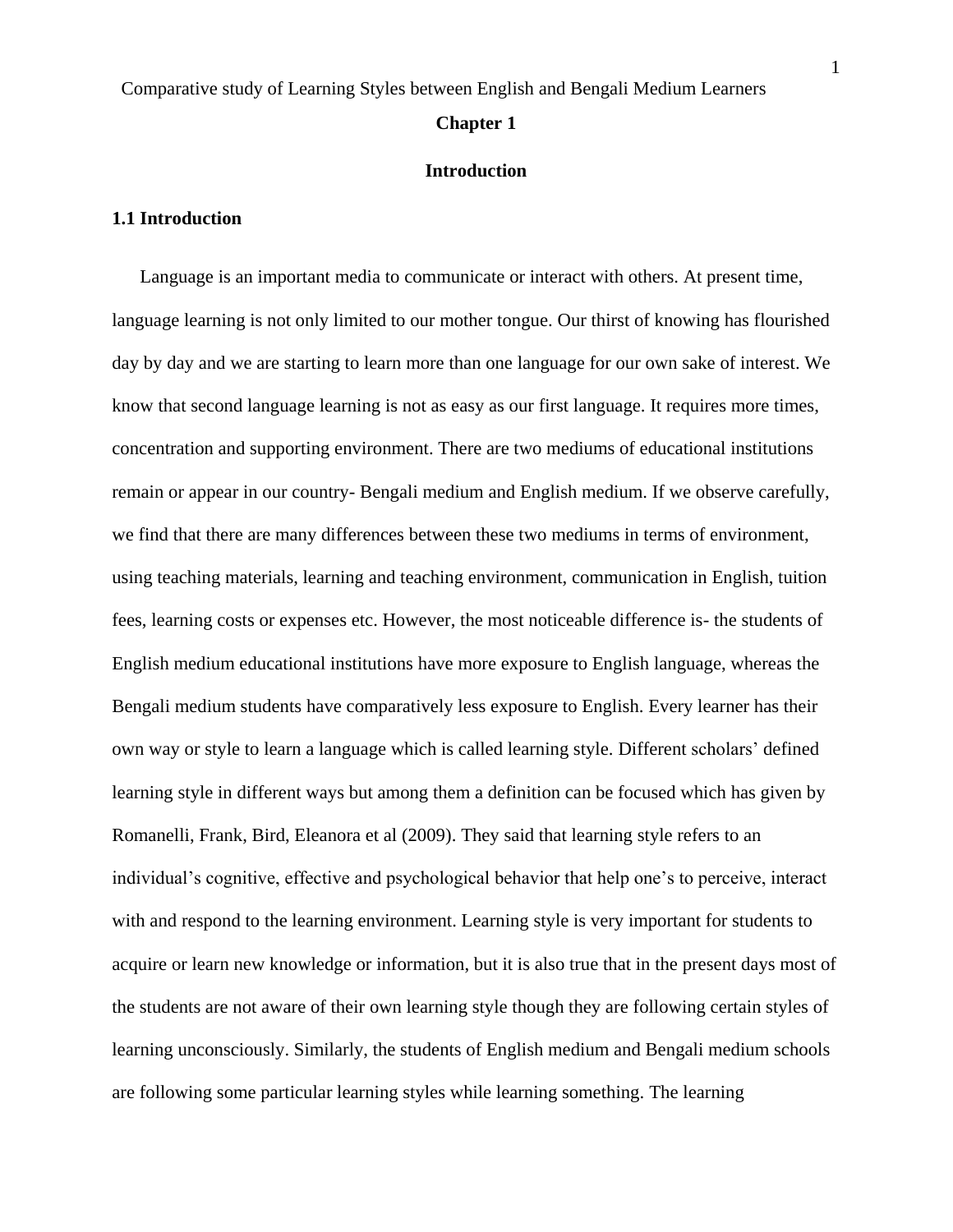Comparative study of Learning Styles between English and Bengali Medium Learners

# Chapter 1

# Introduction

## 1.1 Introduction

Language is an important media to communicate or interact with others. At present time, language learning is not only limited to our mother tongue. Our thirst of knowing has flourished day by day and we are starting to learn more than one language for our own sake of interest. We know that second language learning is not as easy as our first language. It requires more times, concentration and supporting environment. There are two mediums of educational institutions remain or appear in our country- Bengali medium and English medium. If we observe carefully, we find that there are many differences between these two mediums in terms of environment, using teaching materials, learning and teaching environment, communication in English, tuition fees, learning costs or expenses etc. However, the most noticeable difference is- the students of English medium educational institutions have more exposure to English language, whereas the Bengali medium students have comparatively less exposure to English. Every learner has their own way or style to learn a language which is called learning style. Different scholars' defined learning style in different ways but among them a definition can be focused which has given by Romanelli, Frank, Bird, Eleanora et al (2009). They said that learning style refers to an individual's cognitive, effective and psychological behavior that help one's to perceive, interact with and respond to the learning environment. Learning style is very important for students to acquire or learn new knowledge or information, but it is also true that in the present days most of the students are not aware of their own learning style though they are following certain styles of learning unconsciously. Similarly, the students of English medium and Bengali medium schools are following some particular learning styles while learning something. The learning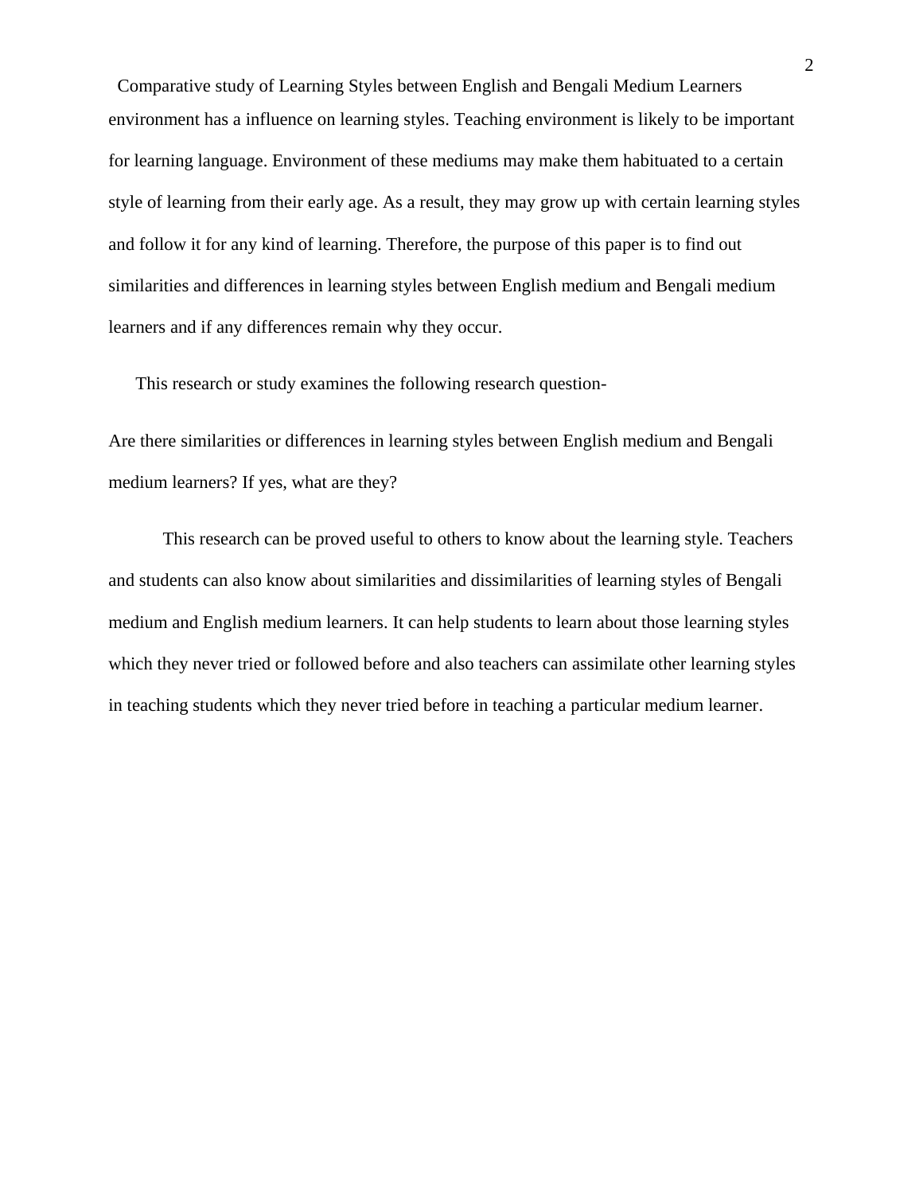environment has a influence on learning styles. Teaching environment is likely to be important for learning language. Environment of these mediums may make them habituated to a certain style of learning from their early age. As a result, they may grow up with certain learning styles and follow it for any kind of learning. Therefore, the purpose of this paper is to find out similarities and differences in learning styles between English medium and Bengali medium learners and if any differences remain why they occur.

This research or study examines the following research question-

Are there similarities or differences in learning styles between English medium and Bengali medium learners? If yes, what are they?

This research can be proved useful to others to know about the learning style. Teachers and students can also know about similarities and dissimilarities of learning styles of Bengali medium and English medium learners. It can help students to learn about those learning styles which they never tried or followed before and also teachers can assimilate other learning styles in teaching students which they never tried before in teaching a particular medium learner.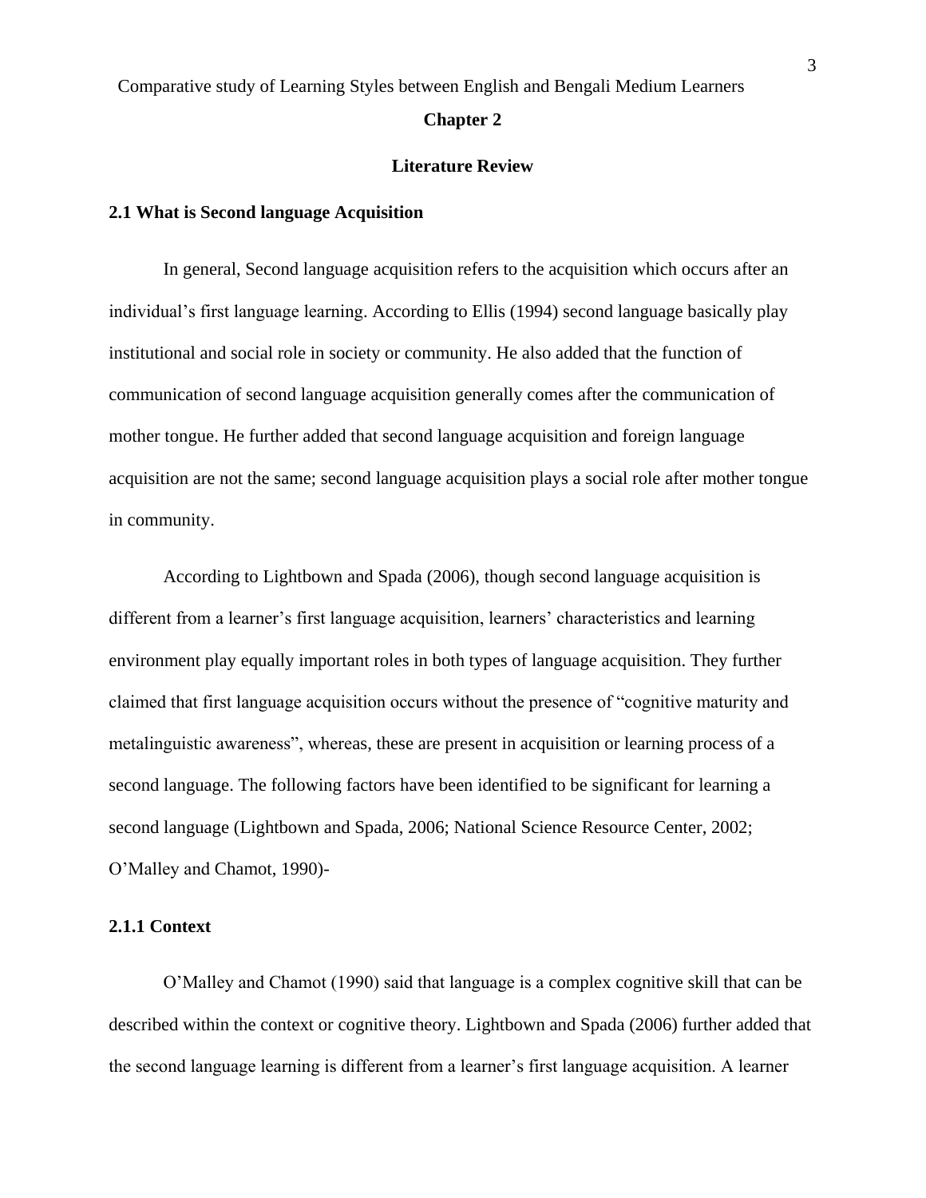# Chapter 2

# Literature Review

## 2.1 What is Second language Acquisition

In general, Second language acquisition refers to the acquisition which occurs after an individual's first language learning. According to Ellis (1994) second language basically play institutional and social role in society or community. He also added that the function of communication of second language acquisition generally comes after the communication of mother tongue. He further added that second language acquisition and foreign language acquisition are not the same; second language acquisition plays a social role after mother tongue in community.

According to Lightbown and Spada (2006), though second language acquisition is different from a learner's first language acquisition, learners' characteristics and learning environment play equally important roles in both types of language acquisition. They further claimed that first language acquisition occurs without the presence of "cognitive maturity and metalinguistic awareness", whereas, these are present in acquisition or learning process of a second language. The following factors have been identified to be significant for learning a second language (Lightbown and Spada, 2006; National Science Resource Center, 2002; O'Malley and Chamot, 1990)-

### 2.1.1 Context

O'Malley and Chamot (1990) said that language is a complex cognitive skill that can be described within the context or cognitive theory. Lightbown and Spada (2006) further added that the second language learning is different from a learner's first language acquisition. A learner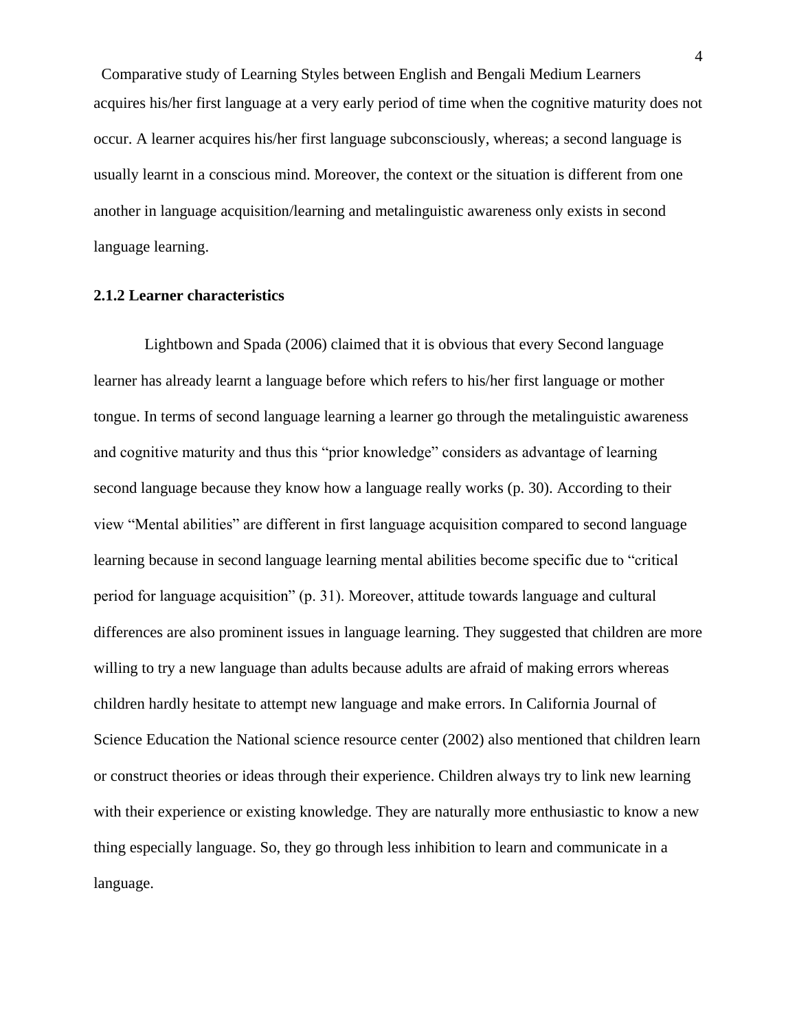acquires his/her first language at a very early period of time when the cognitive maturity does not occur. A learner acquires his/her first language subconsciously, whereas; a second language is usually learnt in a conscious mind. Moreover, the context or the situation is different from one another in language acquisition/learning and metalinguistic awareness only exists in second language learning.

### 2.1.2 Learner characteristics

Lightbown and Spada (2006) claimed that it is obvious that every Second language learner has already learnt a language before which refers to his/her first language or mother tongue. In terms of second language learning a learner go through the metalinguistic awareness and cognitive maturity and thus this "prior knowledge" considers as advantage of learning second language because they know how a language really works (p. 30). According to their view "Mental abilities" are different in first language acquisition compared to second language learning because in second language learning mental abilities become specific due to "critical period for language acquisition" (p. 31). Moreover, attitude towards language and cultural differences are also prominent issues in language learning. They suggested that children are more willing to try a new language than adults because adults are afraid of making errors whereas children hardly hesitate to attempt new language and make errors. In California Journal of Science Education the National science resource center (2002) also mentioned that children learn or construct theories or ideas through their experience. Children always try to link new learning with their experience or existing knowledge. They are naturally more enthusiastic to know a new thing especially language. So, they go through less inhibition to learn and communicate in a language.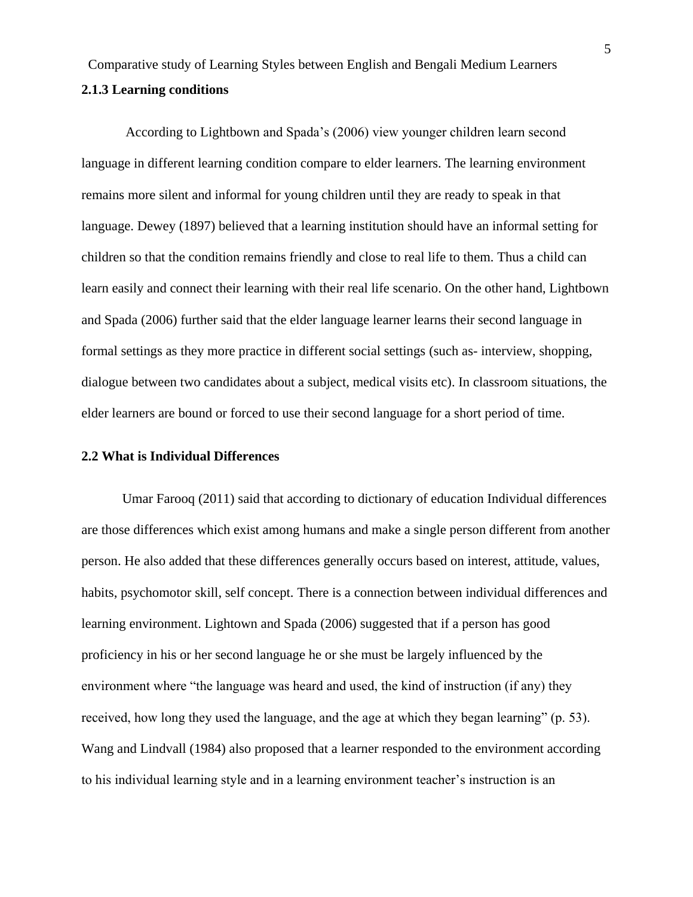### 2.1.3 Learning conditions

According to Lightbown and Spada's (2006) view younger children learn second language in different learning condition compare to elder learners. The learning environment remains more silent and informal for young children until they are ready to speak in that language. Dewey (1897) believed that a learning institution should have an informal setting for children so that the condition remains friendly and close to real life to them. Thus a child can learn easily and connect their learning with their real life scenario. On the other hand, Lightbown and Spada (2006) further said that the elder language learner learns their second language in formal settings as they more practice in different social settings (such as- interview, shopping, dialogue between two candidates about a subject, medical visits etc). In classroom situations, the elder learners are bound or forced to use their second language for a short period of time.

## 2.2 What is Individual Differences

Umar Farooq (2011) said that according to dictionary of education Individual differences are those differences which exist among humans and make a single person different from another person. He also added that these differences generally occurs based on interest, attitude, values, habits, psychomotor skill, self concept. There is a connection between individual differences and learning environment. Lightown and Spada (2006) suggested that if a person has good proficiency in his or her second language he or she must be largely influenced by the environment where "the language was heard and used, the kind of instruction (if any) they received, how long they used the language, and the age at which they began learning" (p. 53). Wang and Lindvall (1984) also proposed that a learner responded to the environment according to his individual learning style and in a learning environment teacher's instruction is an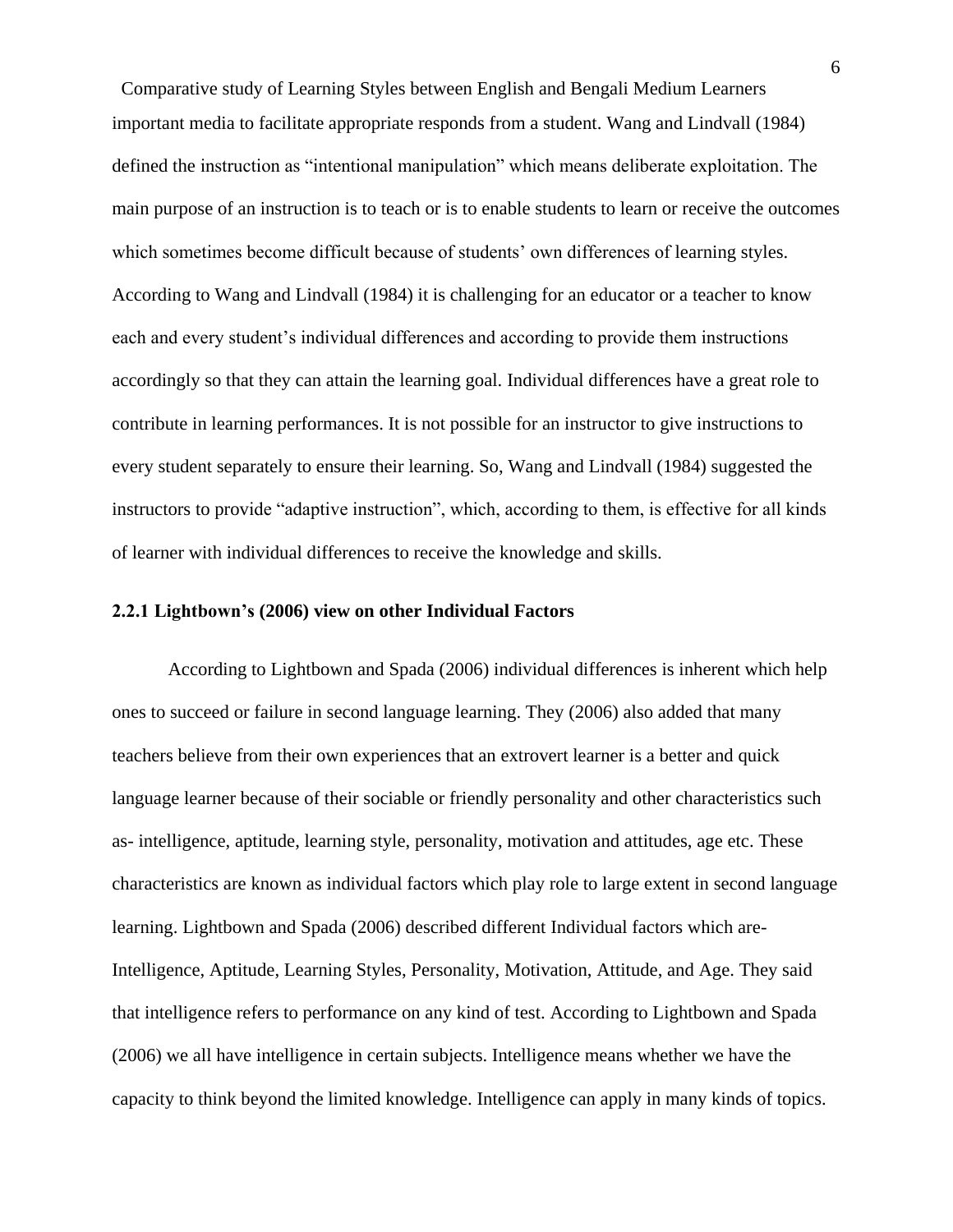important media to facilitate appropriate responds from a student. Wang and Lindvall (1984) defined the instruction as "intentional manipulation" which means deliberate exploitation. The main purpose of an instruction is to teach or is to enable students to learn or receive the outcomes which sometimes become difficult because of students' own differences of learning styles. According to Wang and Lindvall (1984) it is challenging for an educator or a teacher to know each and every student's individual differences and according to provide them instructions accordingly so that they can attain the learning goal. Individual differences have a great role to contribute in learning performances. It is not possible for an instructor to give instructions to every student separately to ensure their learning. So, Wang and Lindvall (1984) suggested the instructors to provide "adaptive instruction", which, according to them, is effective for all kinds of learner with individual differences to receive the knowledge and skills.

### 2.2.1 Lightbown's (2006) view on other Individual Factors

According to Lightbown and Spada (2006) individual differences is inherent which help ones to succeed or failure in second language learning. They (2006) also added that many teachers believe from their own experiences that an extrovert learner is a better and quick language learner because of their sociable or friendly personality and other characteristics such as- intelligence, aptitude, learning style, personality, motivation and attitudes, age etc. These characteristics are known as individual factors which play role to large extent in second language learning. Lightbown and Spada (2006) described different Individual factors which are- Intelligence, Aptitude, Learning Styles, Personality, Motivation, Attitude, and Age. They said that intelligence refers to performance on any kind of test. According to Lightbown and Spada (2006) we all have intelligence in certain subjects. Intelligence means whether we have the capacity to think beyond the limited knowledge. Intelligence can apply in many kinds of topics.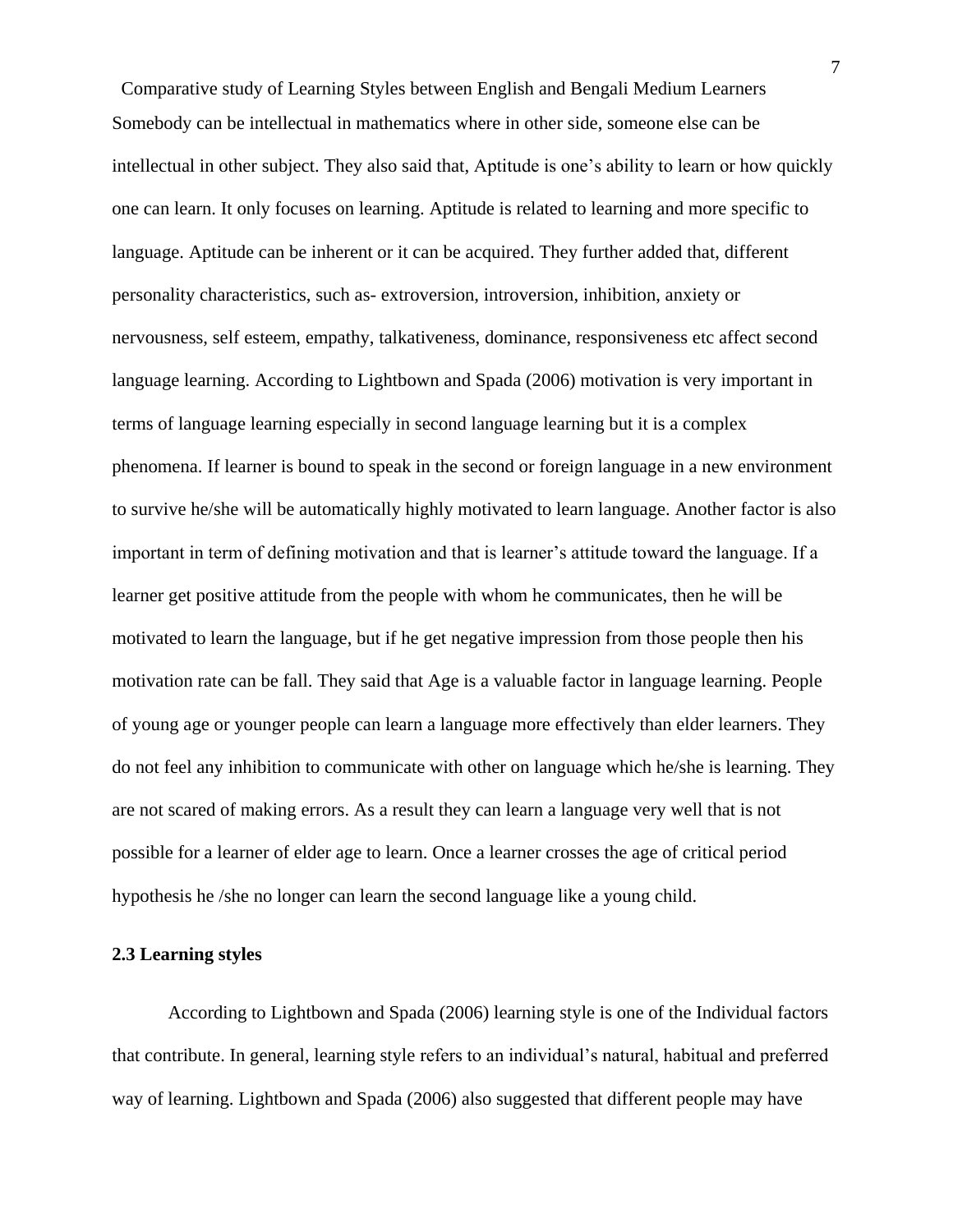Somebody can be intellectual in mathematics where in other side, someone else can be intellectual in other subject. They also said that, Aptitude is one's ability to learn or how quickly one can learn. It only focuses on learning. Aptitude is related to learning and more specific to language. Aptitude can be inherent or it can be acquired. They further added that, different personality characteristics, such as- extroversion, introversion, inhibition, anxiety or nervousness, self esteem, empathy, talkativeness, dominance, responsiveness etc affect second language learning. According to Lightbown and Spada (2006) motivation is very important in terms of language learning especially in second language learning but it is a complex phenomena. If learner is bound to speak in the second or foreign language in a new environment to survive he/she will be automatically highly motivated to learn language. Another factor is also important in term of defining motivation and that is learner's attitude toward the language. If a learner get positive attitude from the people with whom he communicates, then he will be motivated to learn the language, but if he get negative impression from those people then his motivation rate can be fall. They said that Age is a valuable factor in language learning. People of young age or younger people can learn a language more effectively than elder learners. They do not feel any inhibition to communicate with other on language which he/she is learning. They are not scared of making errors. As a result they can learn a language very well that is not possible for a learner of elder age to learn. Once a learner crosses the age of critical period hypothesis he /she no longer can learn the second language like a young child.

### 2.3 Learning styles

According to Lightbown and Spada (2006) learning style is one of the Individual factors that contribute. In general, learning style refers to an individual's natural, habitual and preferred way of learning. Lightbown and Spada (2006) also suggested that different people may have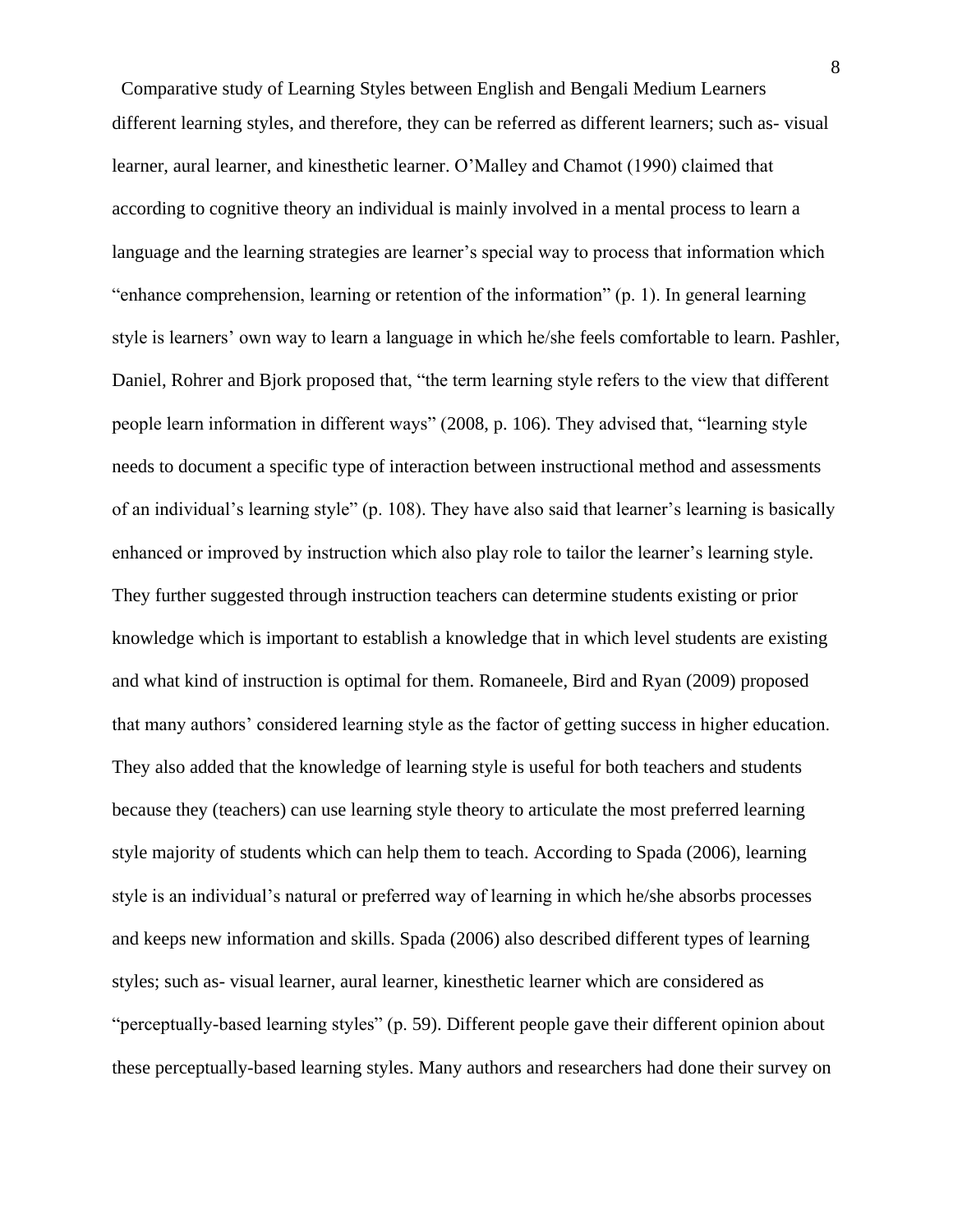different learning styles, and therefore, they can be referred as different learners; such as- visual learner, aural learner, and kinesthetic learner. O'Malley and Chamot (1990) claimed that according to cognitive theory an individual is mainly involved in a mental process to learn a language and the learning strategies are learner's special way to process that information which "enhance comprehension, learning or retention of the information" (p. 1). In general learning style is learners' own way to learn a language in which he/she feels comfortable to learn. Pashler, Daniel, Rohrer and Bjork proposed that, "the term learning style refers to the view that different people learn information in different ways" (2008, p. 106). They advised that, "learning style needs to document a specific type of interaction between instructional method and assessments of an individual's learning style" (p. 108). They have also said that learner's learning is basically enhanced or improved by instruction which also play role to tailor the learner's learning style. They further suggested through instruction teachers can determine students existing or prior knowledge which is important to establish a knowledge that in which level students are existing and what kind of instruction is optimal for them. Romaneele, Bird and Ryan (2009) proposed that many authors' considered learning style as the factor of getting success in higher education. They also added that the knowledge of learning style is useful for both teachers and students because they (teachers) can use learning style theory to articulate the most preferred learning style majority of students which can help them to teach. According to Spada (2006), learning style is an individual's natural or preferred way of learning in which he/she absorbs processes and keeps new information and skills. Spada (2006) also described different types of learning styles; such as- visual learner, aural learner, kinesthetic learner which are considered as "perceptually-based learning styles" (p. 59). Different people gave their different opinion about these perceptually-based learning styles. Many authors and researchers had done their survey on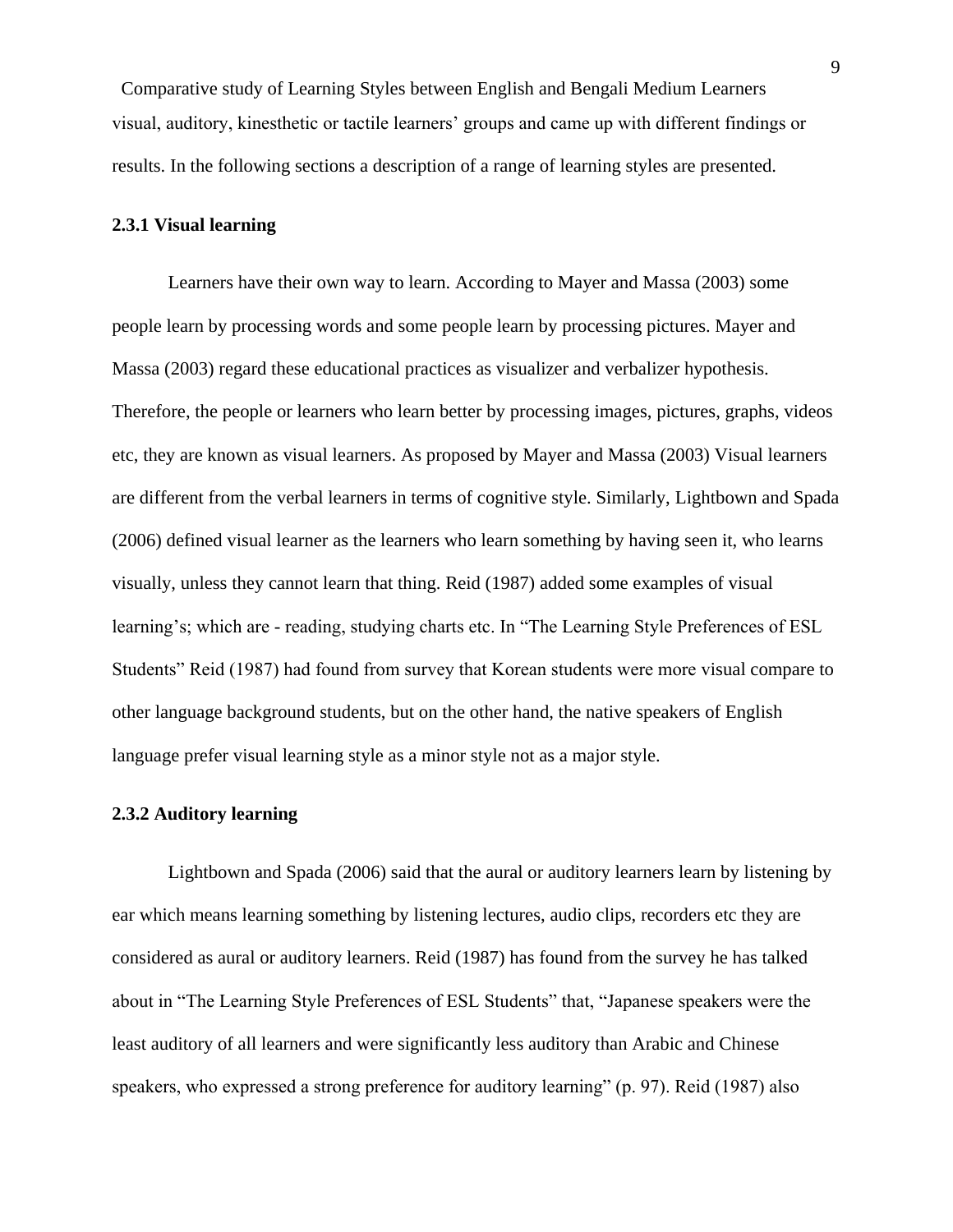visual, auditory, kinesthetic or tactile learners' groups and came up with different findings or results. In the following sections a description of a range of learning styles are presented.

### 2.3.1 Visual learning

Learners have their own way to learn. According to Mayer and Massa (2003) some people learn by processing words and some people learn by processing pictures. Mayer and Massa (2003) regard these educational practices as visualizer and verbalizer hypothesis. Therefore, the people or learners who learn better by processing images, pictures, graphs, videos etc, they are known as visual learners. As proposed by Mayer and Massa (2003) Visual learners are different from the verbal learners in terms of cognitive style. Similarly, Lightbown and Spada (2006) defined visual learner as the learners who learn something by having seen it, who learns visually, unless they cannot learn that thing. Reid (1987) added some examples of visual learning's; which are - reading, studying charts etc. In "The Learning Style Preferences of ESL Students" Reid (1987) had found from survey that Korean students were more visual compare to other language background students, but on the other hand, the native speakers of English language prefer visual learning style as a minor style not as a major style.

### 2.3.2 Auditory learning

Lightbown and Spada (2006) said that the aural or auditory learners learn by listening by ear which means learning something by listening lectures, audio clips, recorders etc they are considered as aural or auditory learners. Reid (1987) has found from the survey he has talked about in "The Learning Style Preferences of ESL Students" that, "Japanese speakers were the least auditory of all learners and were significantly less auditory than Arabic and Chinese speakers, who expressed a strong preference for auditory learning" (p. 97). Reid (1987) also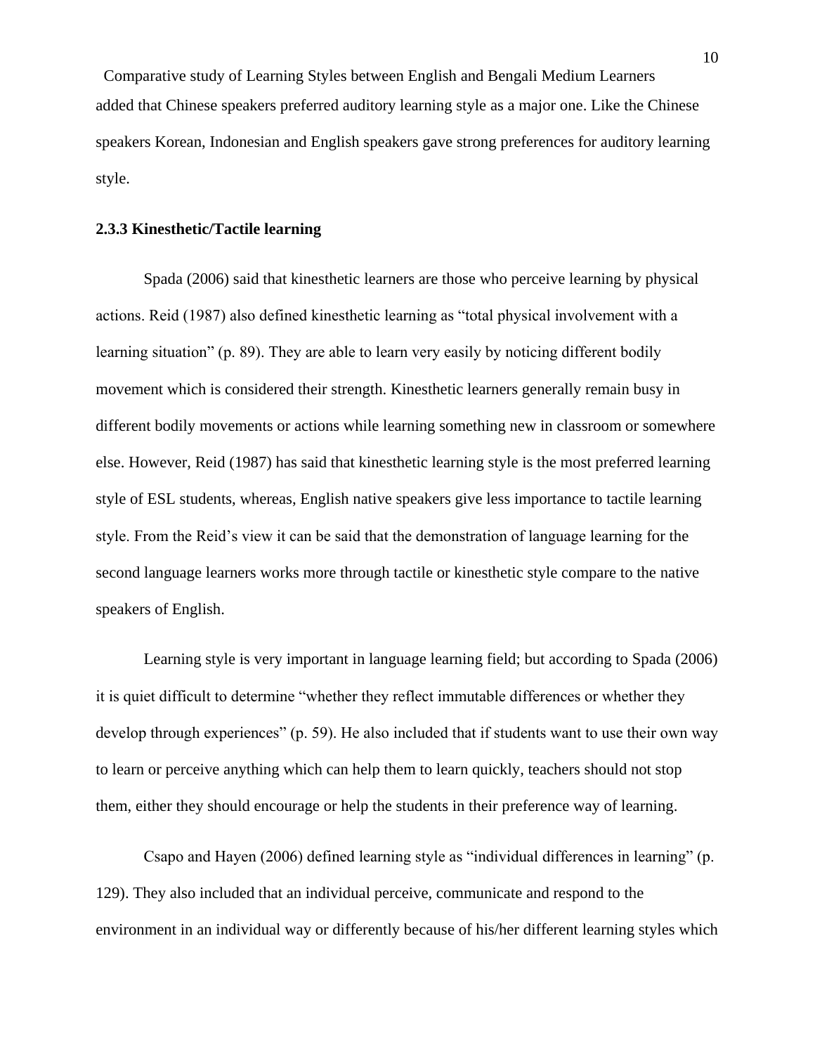added that Chinese speakers preferred auditory learning style as a major one. Like the Chinese speakers Korean, Indonesian and English speakers gave strong preferences for auditory learning style.

### 2.3.3 Kinesthetic/Tactile learning

Spada (2006) said that kinesthetic learners are those who perceive learning by physical actions. Reid (1987) also defined kinesthetic learning as "total physical involvement with a learning situation" (p. 89). They are able to learn very easily by noticing different bodily movement which is considered their strength. Kinesthetic learners generally remain busy in different bodily movements or actions while learning something new in classroom or somewhere else. However, Reid (1987) has said that kinesthetic learning style is the most preferred learning style of ESL students, whereas, English native speakers give less importance to tactile learning style. From the Reid's view it can be said that the demonstration of language learning for the second language learners works more through tactile or kinesthetic style compare to the native speakers of English.

Learning style is very important in language learning field; but according to Spada (2006) it is quiet difficult to determine "whether they reflect immutable differences or whether they develop through experiences" (p. 59). He also included that if students want to use their own way to learn or perceive anything which can help them to learn quickly, teachers should not stop them, either they should encourage or help the students in their preference way of learning.

Csapo and Hayen (2006) defined learning style as "individual differences in learning" (p. 129). They also included that an individual perceive, communicate and respond to the environment in an individual way or differently because of his/her different learning styles which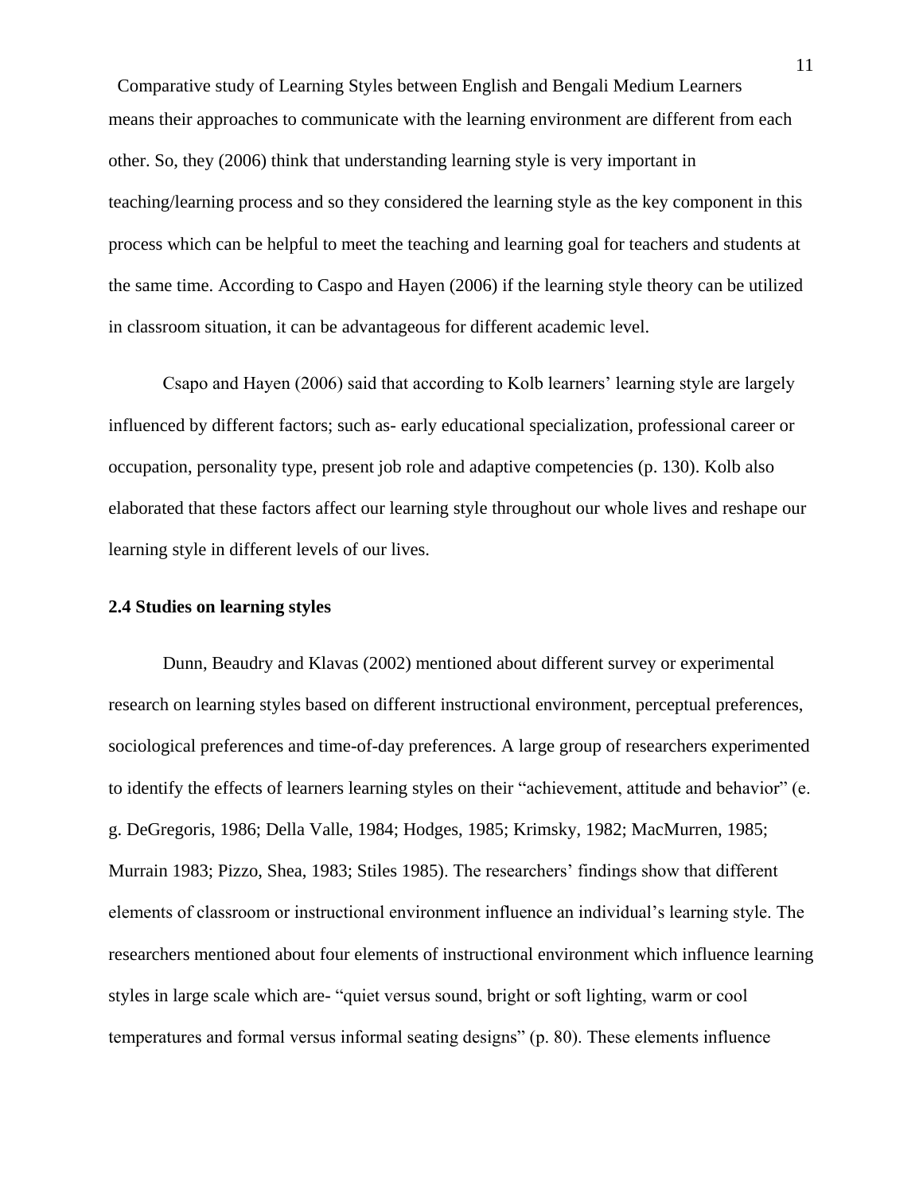means their approaches to communicate with the learning environment are different from each other. So, they (2006) think that understanding learning style is very important in teaching/learning process and so they considered the learning style as the key component in this process which can be helpful to meet the teaching and learning goal for teachers and students at the same time. According to Caspo and Hayen (2006) if the learning style theory can be utilized in classroom situation, it can be advantageous for different academic level.

Csapo and Hayen (2006) said that according to Kolb learners' learning style are largely influenced by different factors; such as- early educational specialization, professional career or occupation, personality type, present job role and adaptive competencies (p. 130). Kolb also elaborated that these factors affect our learning style throughout our whole lives and reshape our learning style in different levels of our lives.

### 2.4 Studies on learning styles

Dunn, Beaudry and Klavas (2002) mentioned about different survey or experimental research on learning styles based on different instructional environment, perceptual preferences, sociological preferences and time-of-day preferences. A large group of researchers experimented to identify the effects of learners learning styles on their "achievement, attitude and behavior" (e. g. DeGregoris, 1986; Della Valle, 1984; Hodges, 1985; Krimsky, 1982; MacMurren, 1985; Murrain 1983; Pizzo, Shea, 1983; Stiles 1985). The researchers' findings show that different elements of classroom or instructional environment influence an individual's learning style. The researchers mentioned about four elements of instructional environment which influence learning styles in large scale which are- "quiet versus sound, bright or soft lighting, warm or cool temperatures and formal versus informal seating designs" (p. 80). These elements influence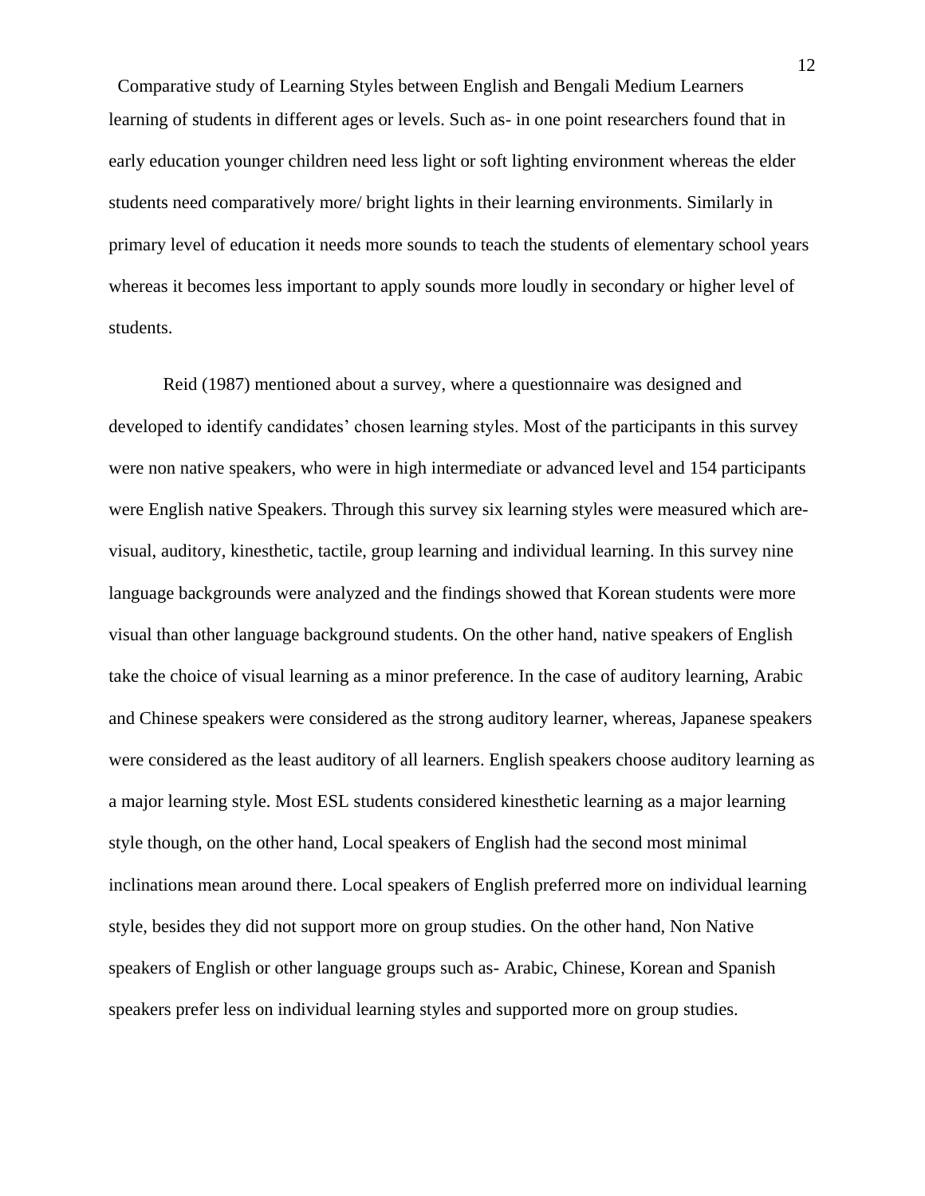learning of students in different ages or levels. Such as- in one point researchers found that in early education younger children need less light or soft lighting environment whereas the elder students need comparatively more/ bright lights in their learning environments. Similarly in primary level of education it needs more sounds to teach the students of elementary school years whereas it becomes less important to apply sounds more loudly in secondary or higher level of students.

Reid (1987) mentioned about a survey, where a questionnaire was designed and developed to identify candidates' chosen learning styles. Most of the participants in this survey were non native speakers, who were in high intermediate or advanced level and 154 participants were English native Speakers. Through this survey six learning styles were measured which are- visual, auditory, kinesthetic, tactile, group learning and individual learning. In this survey nine language backgrounds were analyzed and the findings showed that Korean students were more visual than other language background students. On the other hand, native speakers of English take the choice of visual learning as a minor preference. In the case of auditory learning, Arabic and Chinese speakers were considered as the strong auditory learner, whereas, Japanese speakers were considered as the least auditory of all learners. English speakers choose auditory learning as a major learning style. Most ESL students considered kinesthetic learning as a major learning style though, on the other hand, Local speakers of English had the second most minimal inclinations mean around there. Local speakers of English preferred more on individual learning style, besides they did not support more on group studies. On the other hand, Non Native speakers of English or other language groups such as- Arabic, Chinese, Korean and Spanish speakers prefer less on individual learning styles and supported more on group studies.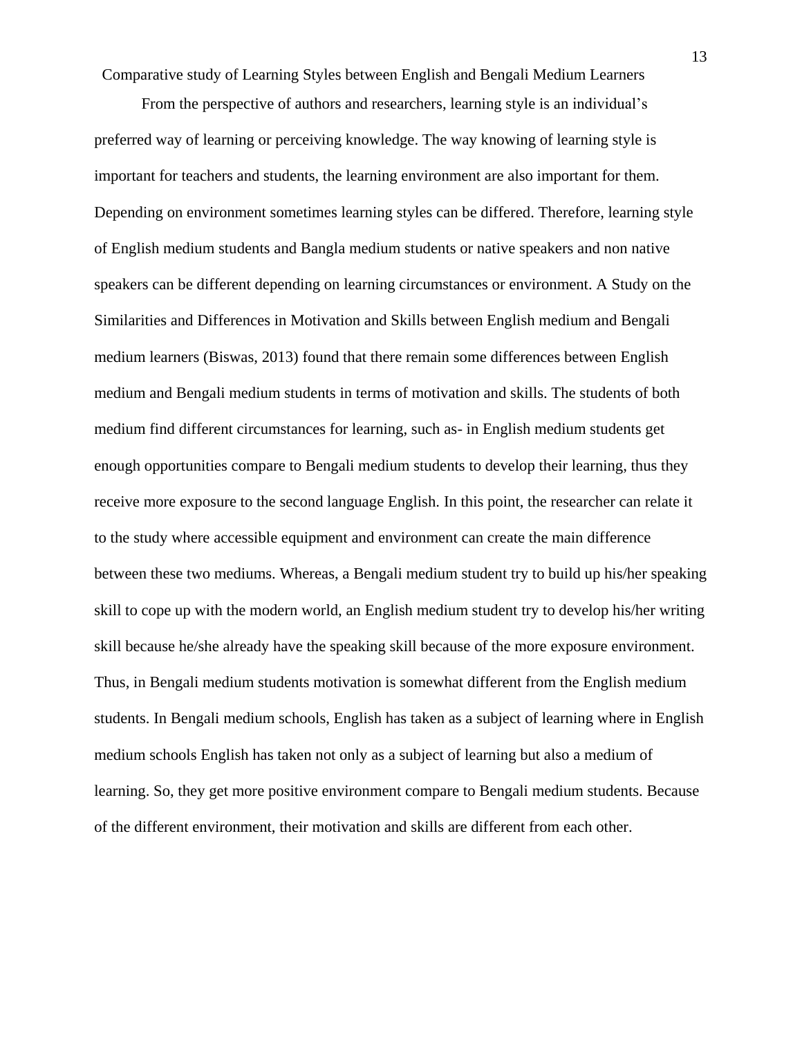## Comparative study of Learning Styles between English and Bengali Medium Learners

From the perspective of authors and researchers, learning style is an individual's preferred way of learning or perceiving knowledge. The way knowing of learning style is important for teachers and students, the learning environment are also important for them. Depending on environment sometimes learning styles can be differed. Therefore, learning style of English medium students and Bangla medium students or native speakers and non native speakers can be different depending on learning circumstances or environment. A Study on the Similarities and Differences in Motivation and Skills between English medium and Bengali medium learners (Biswas, 2013) found that there remain some differences between English medium and Bengali medium students in terms of motivation and skills. The students of both medium find different circumstances for learning, such as- in English medium students get enough opportunities compare to Bengali medium students to develop their learning, thus they receive more exposure to the second language English. In this point, the researcher can relate it to the study where accessible equipment and environment can create the main difference between these two mediums. Whereas, a Bengali medium student try to build up his/her speaking skill to cope up with the modern world, an English medium student try to develop his/her writing skill because he/she already have the speaking skill because of the more exposure environment. Thus, in Bengali medium students motivation is somewhat different from the English medium students. In Bengali medium schools, English has taken as a subject of learning where in English medium schools English has taken not only as a subject of learning but also a medium of learning. So, they get more positive environment compare to Bengali medium students. Because of the different environment, their motivation and skills are different from each other.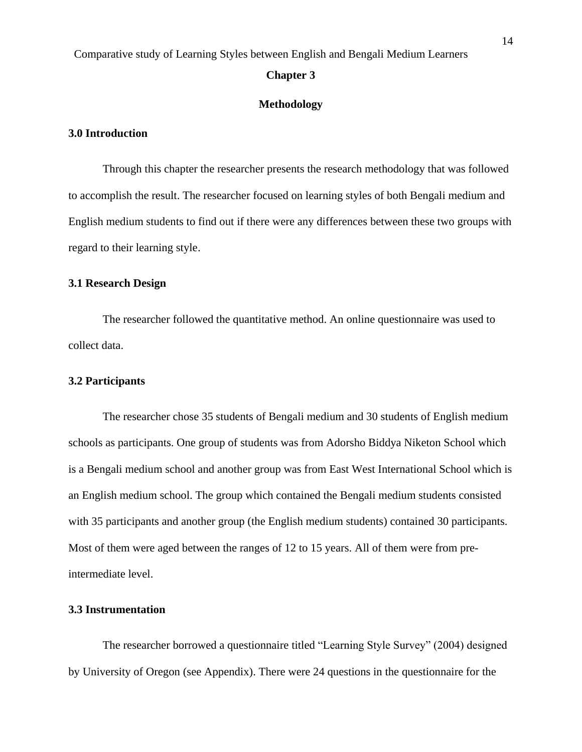## Chapter 3

## Methodology

### 3.0 Introduction

Through this chapter the researcher presents the research methodology that was followed to accomplish the result. The researcher focused on learning styles of both Bengali medium and English medium students to find out if there were any differences between these two groups with regard to their learning style.

### 3.1 Research Design

The researcher followed the quantitative method. An online questionnaire was used to collect data.

### 3.2 Participants

The researcher chose 35 students of Bengali medium and 30 students of English medium schools as participants. One group of students was from Adorsho Biddya Niketon School which is a Bengali medium school and another group was from East West International School which is an English medium school. The group which contained the Bengali medium students consisted with 35 participants and another group (the English medium students) contained 30 participants. Most of them were aged between the ranges of 12 to 15 years. All of them were from pre-intermediate level.

### 3.3 Instrumentation

The researcher borrowed a questionnaire titled "Learning Style Survey" (2004) designed by University of Oregon (see Appendix). There were 24 questions in the questionnaire for the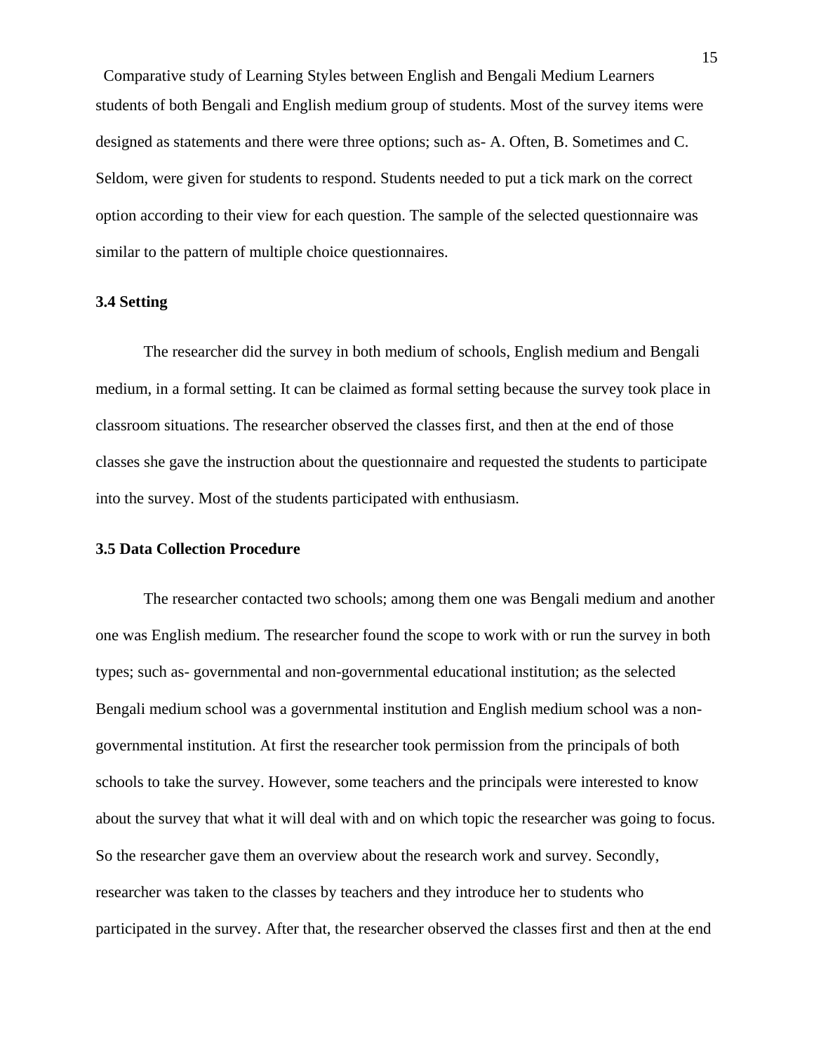students of both Bengali and English medium group of students. Most of the survey items were designed as statements and there were three options; such as- A. Often, B. Sometimes and C. Seldom, were given for students to respond. Students needed to put a tick mark on the correct option according to their view for each question. The sample of the selected questionnaire was similar to the pattern of multiple choice questionnaires.

### 3.4 Setting

The researcher did the survey in both medium of schools, English medium and Bengali medium, in a formal setting. It can be claimed as formal setting because the survey took place in classroom situations. The researcher observed the classes first, and then at the end of those classes she gave the instruction about the questionnaire and requested the students to participate into the survey. Most of the students participated with enthusiasm.

### 3.5 Data Collection Procedure

The researcher contacted two schools; among them one was Bengali medium and another one was English medium. The researcher found the scope to work with or run the survey in both types; such as- governmental and non-governmental educational institution; as the selected Bengali medium school was a governmental institution and English medium school was a non-governmental institution. At first the researcher took permission from the principals of both schools to take the survey. However, some teachers and the principals were interested to know about the survey that what it will deal with and on which topic the researcher was going to focus. So the researcher gave them an overview about the research work and survey. Secondly, researcher was taken to the classes by teachers and they introduce her to students who participated in the survey. After that, the researcher observed the classes first and then at the end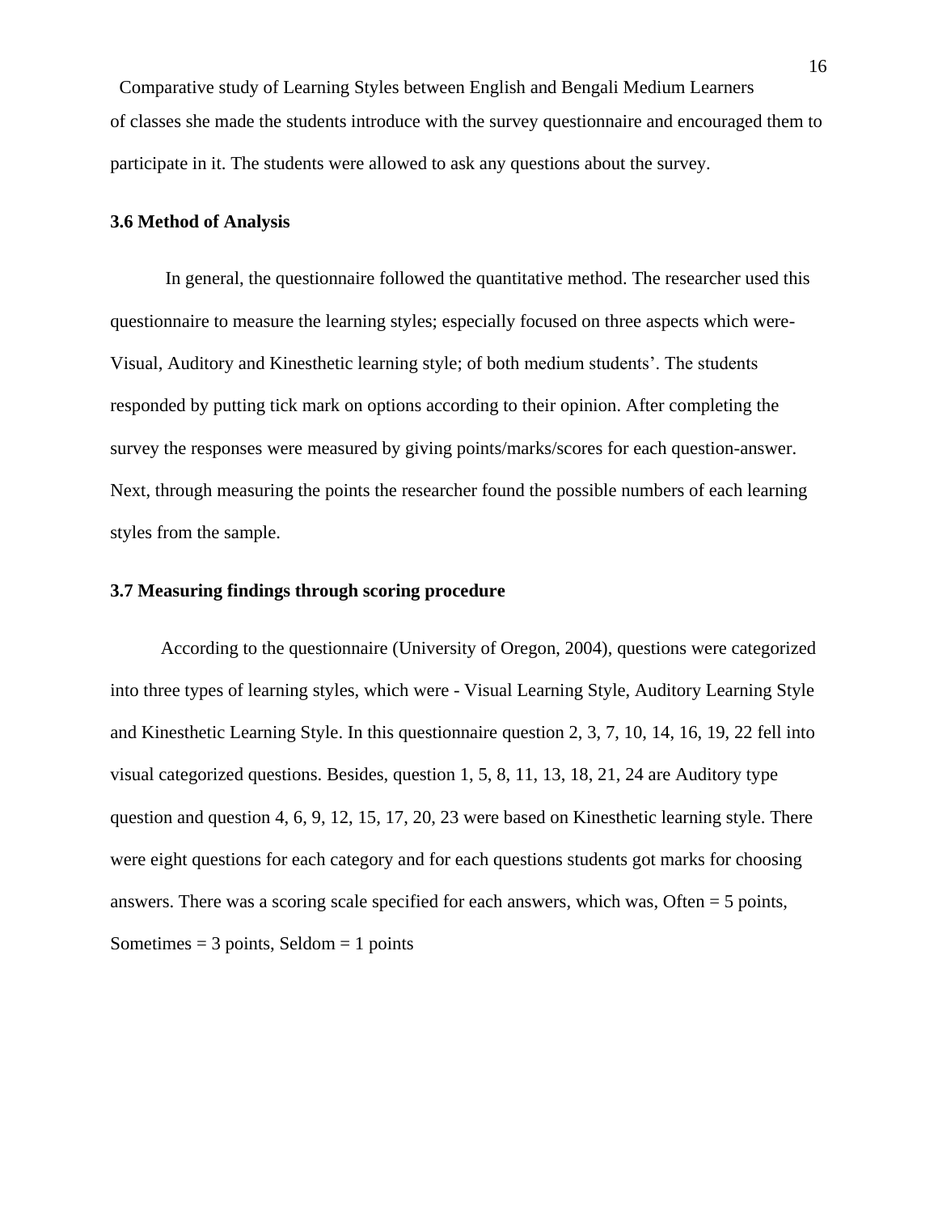of classes she made the students introduce with the survey questionnaire and encouraged them to participate in it. The students were allowed to ask any questions about the survey.

### 3.6 Method of Analysis

In general, the questionnaire followed the quantitative method. The researcher used this questionnaire to measure the learning styles; especially focused on three aspects which were- Visual, Auditory and Kinesthetic learning style; of both medium students'. The students responded by putting tick mark on options according to their opinion. After completing the survey the responses were measured by giving points/marks/scores for each question-answer. Next, through measuring the points the researcher found the possible numbers of each learning styles from the sample.

### 3.7 Measuring findings through scoring procedure

According to the questionnaire (University of Oregon, 2004), questions were categorized into three types of learning styles, which were - Visual Learning Style, Auditory Learning Style and Kinesthetic Learning Style. In this questionnaire question 2, 3, 7, 10, 14, 16, 19, 22 fell into visual categorized questions. Besides, question 1, 5, 8, 11, 13, 18, 21, 24 are Auditory type question and question 4, 6, 9, 12, 15, 17, 20, 23 were based on Kinesthetic learning style. There were eight questions for each category and for each questions students got marks for choosing answers. There was a scoring scale specified for each answers, which was, Often = 5 points, Sometimes = 3 points, Seldom = 1 points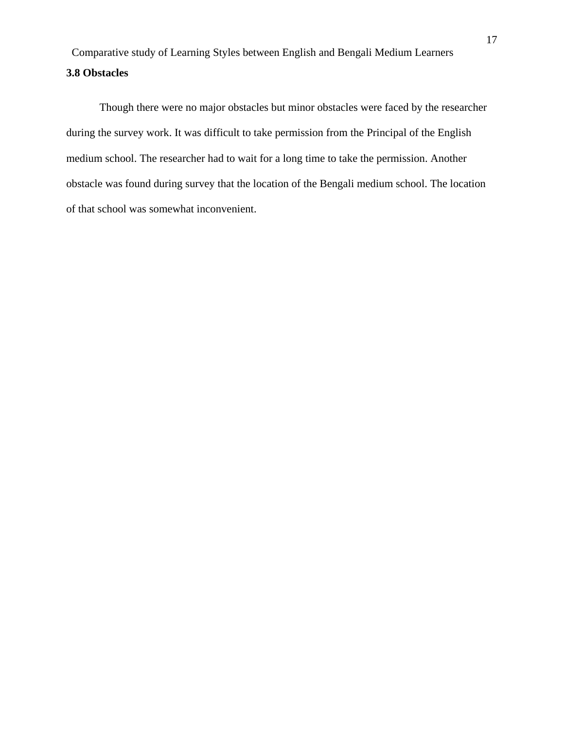### 3.8 Obstacles

Though there were no major obstacles but minor obstacles were faced by the researcher during the survey work. It was difficult to take permission from the Principal of the English medium school. The researcher had to wait for a long time to take the permission. Another obstacle was found during survey that the location of the Bengali medium school. The location of that school was somewhat inconvenient.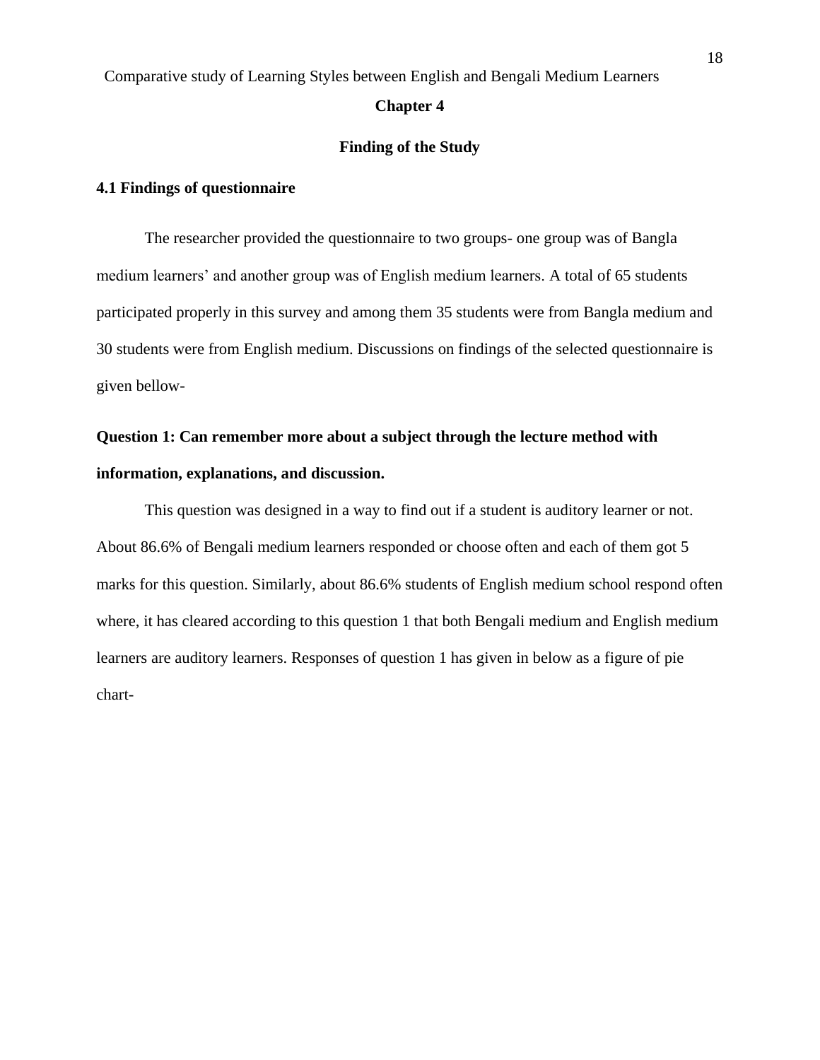## Chapter 4

## Finding of the Study

### 4.1 Findings of questionnaire

The researcher provided the questionnaire to two groups- one group was of Bangla medium learners' and another group was of English medium learners. A total of 65 students participated properly in this survey and among them 35 students were from Bangla medium and 30 students were from English medium. Discussions on findings of the selected questionnaire is given bellow-

**Question 1: Can remember more about a subject through the lecture method with information, explanations, and discussion.**

This question was designed in a way to find out if a student is auditory learner or not. About 86.6% of Bengali medium learners responded or choose often and each of them got 5 marks for this question. Similarly, about 86.6% students of English medium school respond often where, it has cleared according to this question 1 that both Bengali medium and English medium learners are auditory learners. Responses of question 1 has given in below as a figure of pie chart-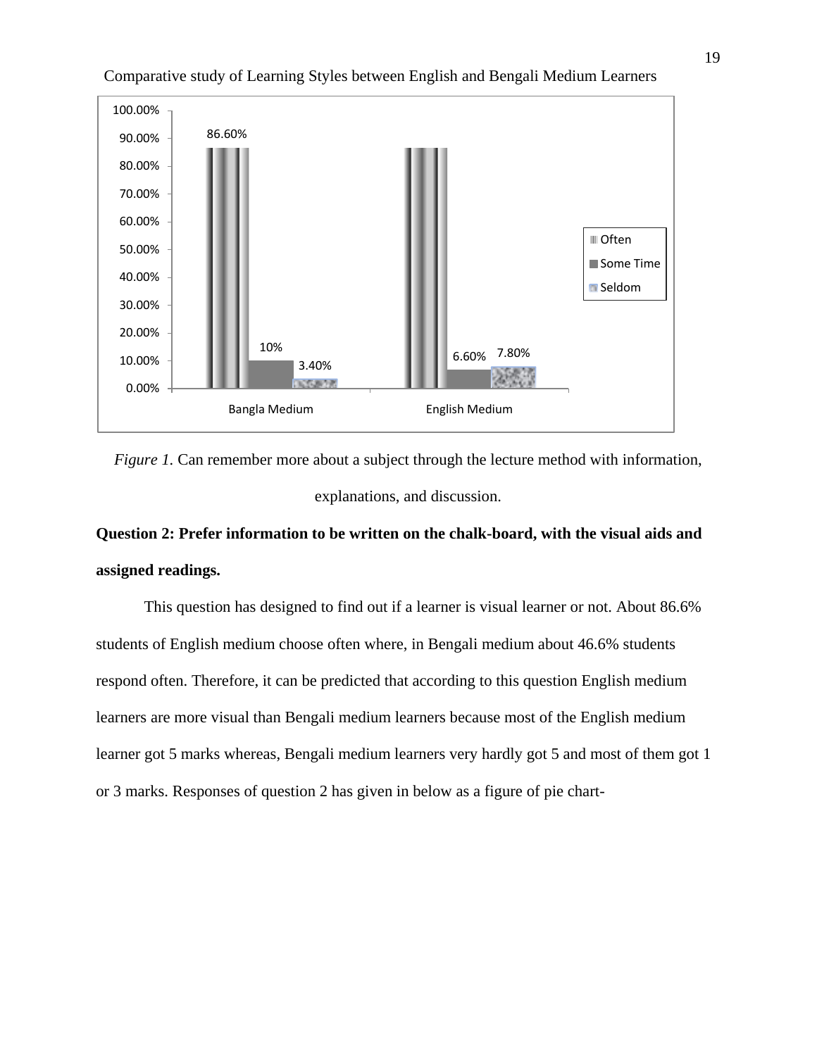100.00%
90.00%
80.00%
70.00%
60.00%
50.00%
40.00%
30.00%
20.00%
10.00%
0.00%

86.60%
10%
3.40%
6.60%
7.80%

Bangla Medium
English Medium

Often
Some Time
Seldom

*Figure 1.* Can remember more about a subject through the lecture method with information, explanations, and discussion.

**Question 2: Prefer information to be written on the chalk-board, with the visual aids and assigned readings.**

This question has designed to find out if a learner is visual learner or not. About 86.6% students of English medium choose often where, in Bengali medium about 46.6% students respond often. Therefore, it can be predicted that according to this question English medium learners are more visual than Bengali medium learners because most of the English medium learner got 5 marks whereas, Bengali medium learners very hardly got 5 and most of them got 1 or 3 marks. Responses of question 2 has given in below as a figure of pie chart-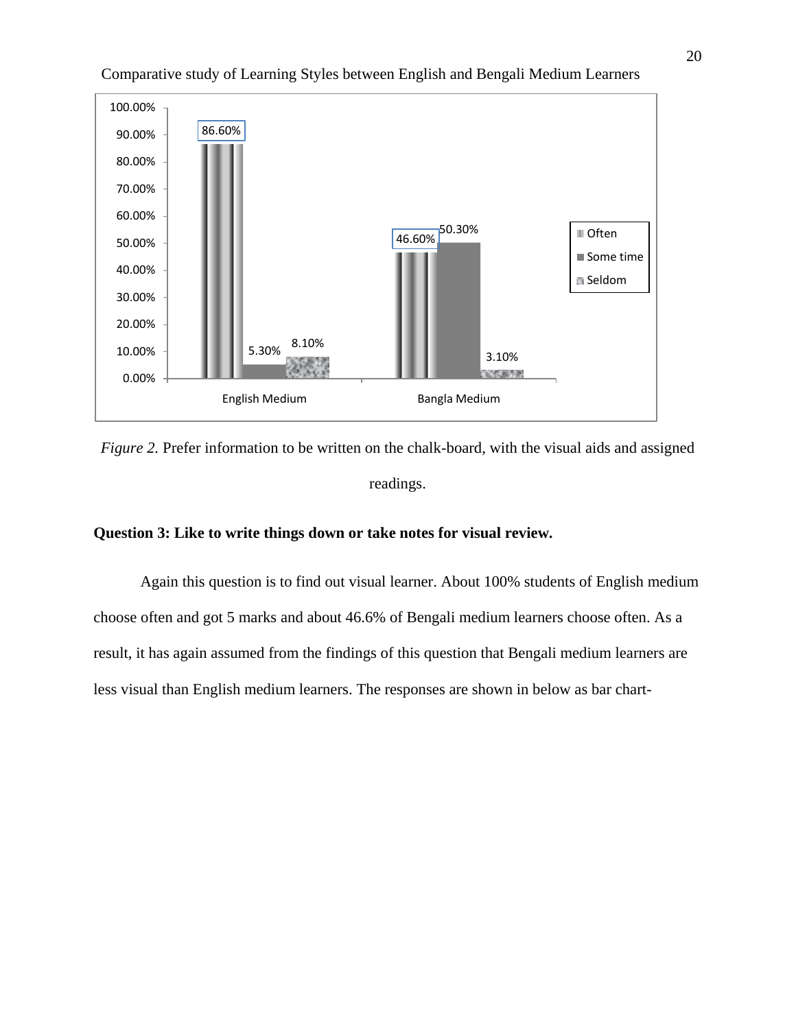100.00%
90.00%
80.00%
70.00%
60.00%
50.00%
40.00%
30.00%
20.00%
10.00%
0.00%

86.60%
5.30%
8.10%
46.60%
50.30%
3.10%

English Medium
Bangla Medium

Often
Some time
Seldom

*Figure 2.* Prefer information to be written on the chalk-board, with the visual aids and assigned readings.

**Question 3: Like to write things down or take notes for visual review.**

Again this question is to find out visual learner. About 100% students of English medium choose often and got 5 marks and about 46.6% of Bengali medium learners choose often. As a result, it has again assumed from the findings of this question that Bengali medium learners are less visual than English medium learners. The responses are shown in below as bar chart-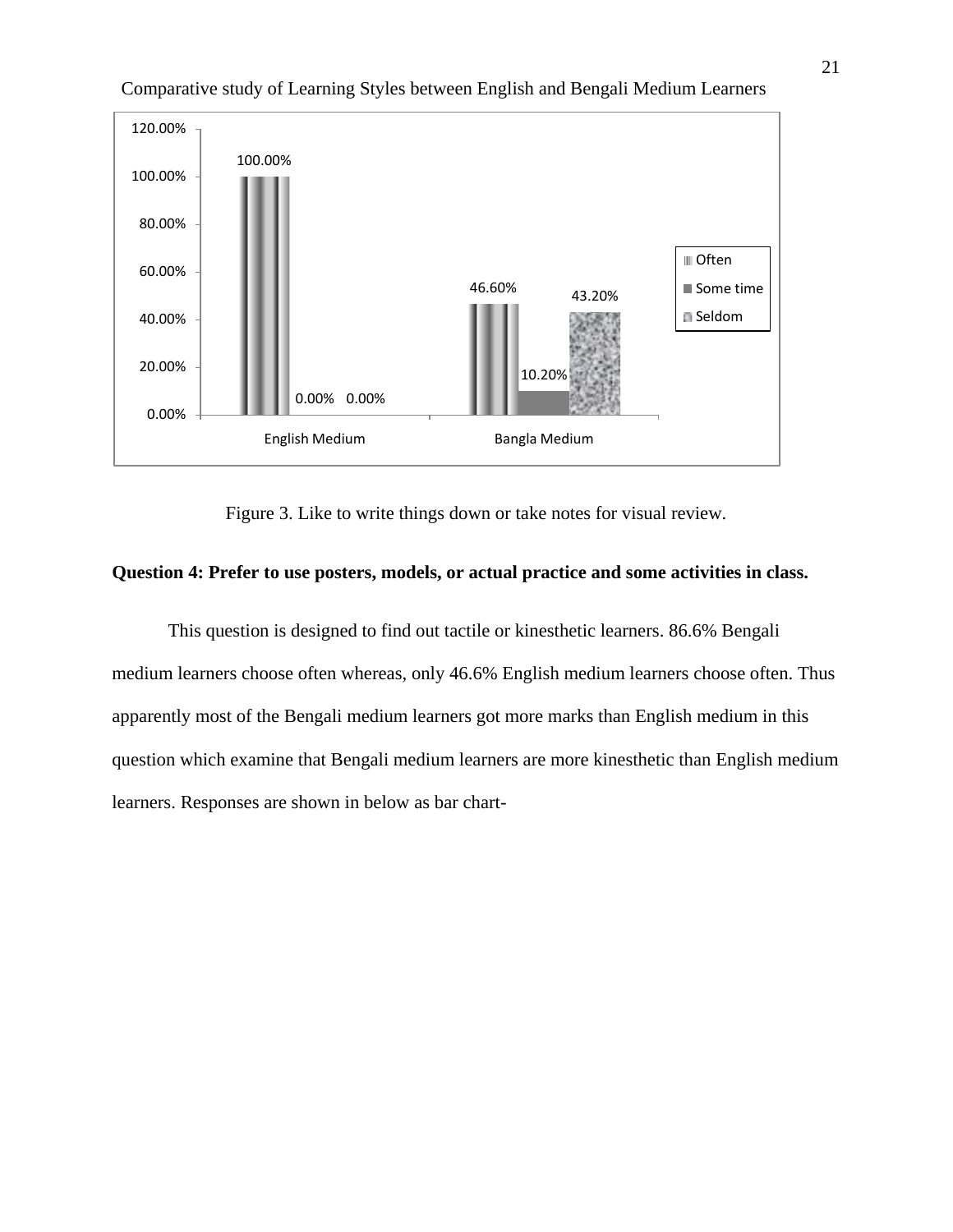120.00%
100.00%
80.00%
60.00%
40.00%
20.00%
0.00%

100.00%
0.00% 0.00%
46.60%
10.20%
43.20%

English Medium
Bangla Medium

Often
Some time
Seldom

Figure 3. Like to write things down or take notes for visual review.

**Question 4: Prefer to use posters, models, or actual practice and some activities in class.**

This question is designed to find out tactile or kinesthetic learners. 86.6% Bengali medium learners choose often whereas, only 46.6% English medium learners choose often. Thus apparently most of the Bengali medium learners got more marks than English medium in this question which examine that Bengali medium learners are more kinesthetic than English medium learners. Responses are shown in below as bar chart-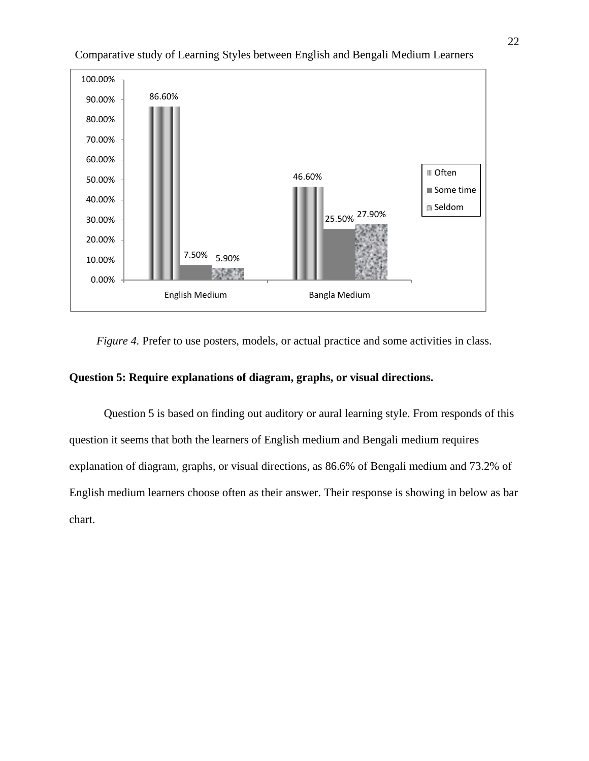100.00%
90.00%
80.00%
70.00%
60.00%
50.00%
40.00%
30.00%
20.00%
10.00%
0.00%

86.60%
7.50%
5.90%
46.60%
25.50%
27.90%

English Medium
Bangla Medium

Often
Some time
Seldom

*Figure 4.* Prefer to use posters, models, or actual practice and some activities in class.

**Question 5: Require explanations of diagram, graphs, or visual directions.**

Question 5 is based on finding out auditory or aural learning style. From responds of this question it seems that both the learners of English medium and Bengali medium requires explanation of diagram, graphs, or visual directions, as 86.6% of Bengali medium and 73.2% of English medium learners choose often as their answer. Their response is showing in below as bar chart.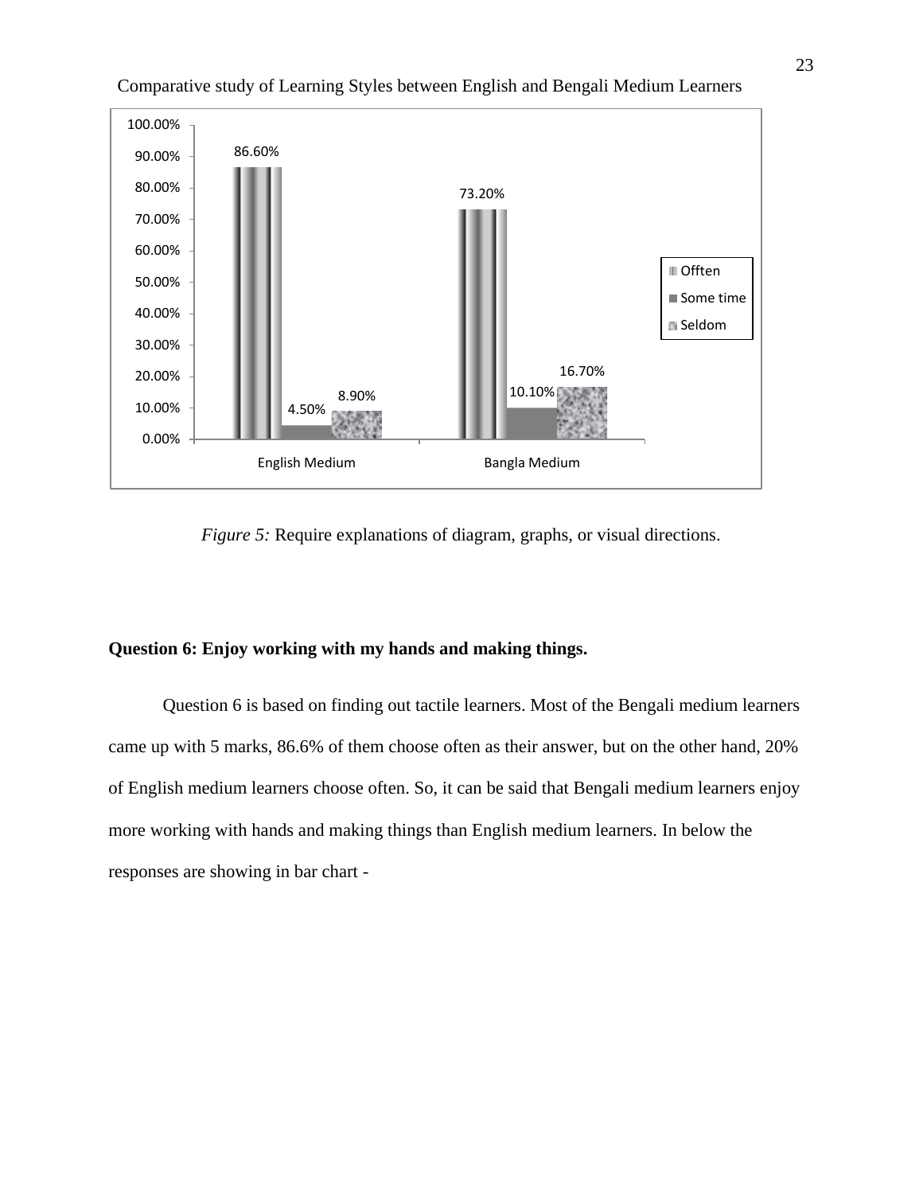Comparative study of Learning Styles between English and Bengali Medium Learners

100.00%
90.00%
80.00%
70.00%
60.00%
50.00%
40.00%
30.00%
20.00%
10.00%
0.00%

86.60%
4.50%
8.90%
73.20%
10.10%
16.70%

English Medium
Bangla Medium

Offten
Some time
Seldom

*Figure 5:* Require explanations of diagram, graphs, or visual directions.

**Question 6: Enjoy working with my hands and making things.**

Question 6 is based on finding out tactile learners. Most of the Bengali medium learners came up with 5 marks, 86.6% of them choose often as their answer, but on the other hand, 20% of English medium learners choose often. So, it can be said that Bengali medium learners enjoy more working with hands and making things than English medium learners. In below the responses are showing in bar chart -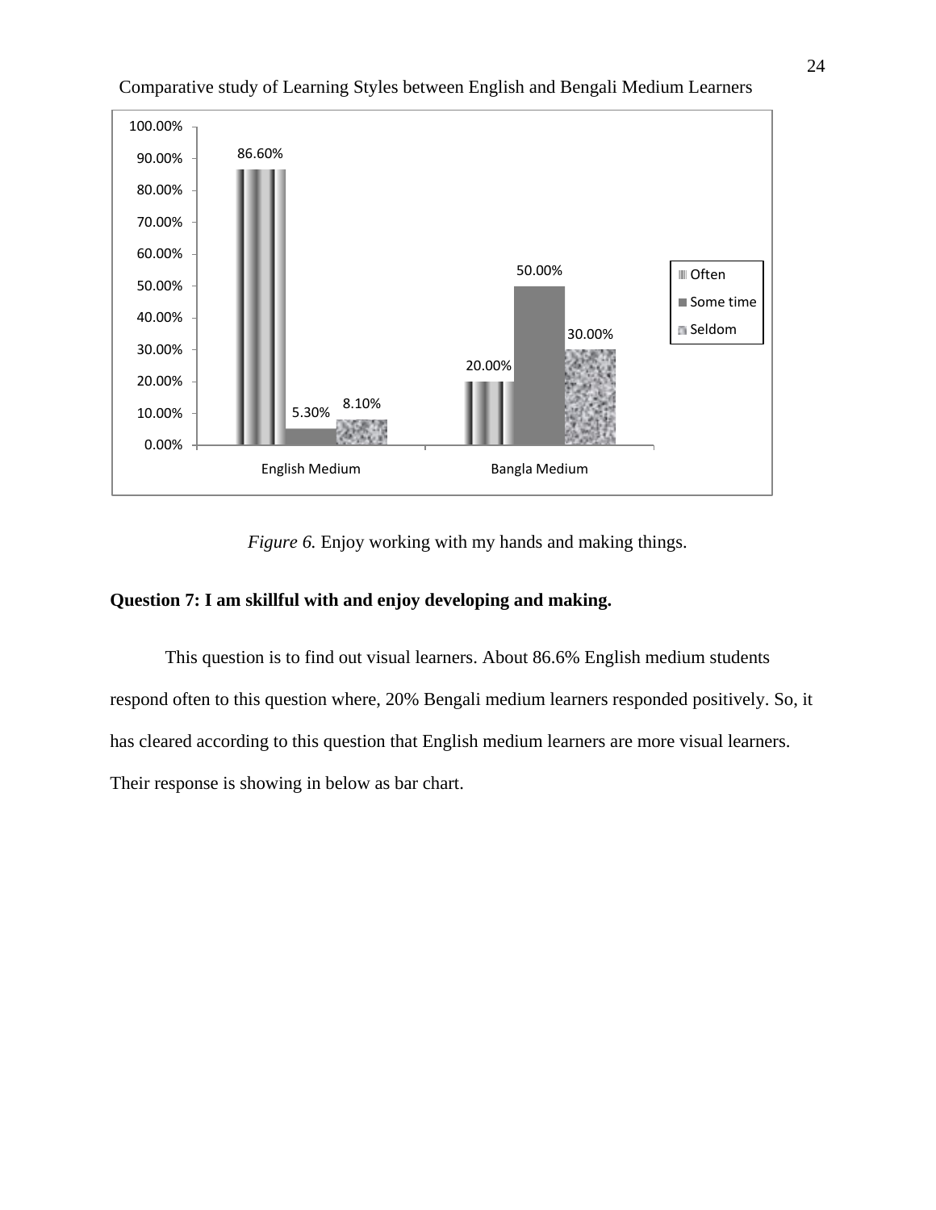Comparative study of Learning Styles between English and Bengali Medium Learners

100.00%
90.00%
80.00%
70.00%
60.00%
50.00%
40.00%
30.00%
20.00%
10.00%
0.00%

86.60%
5.30%
8.10%
20.00%
50.00%
30.00%

English Medium
Bangla Medium

Often
Some time
Seldom

*Figure 6.* Enjoy working with my hands and making things.

**Question 7: I am skillful with and enjoy developing and making.**

This question is to find out visual learners. About 86.6% English medium students respond often to this question where, 20% Bengali medium learners responded positively. So, it has cleared according to this question that English medium learners are more visual learners. Their response is showing in below as bar chart.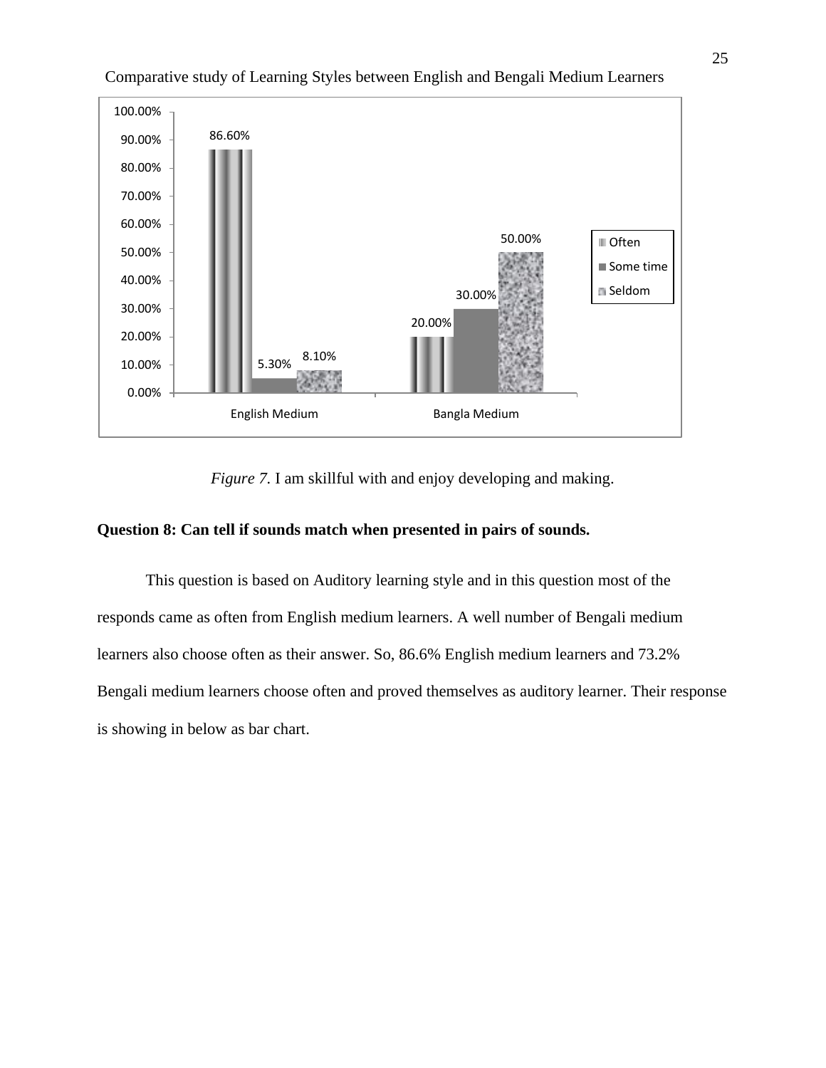100.00%
90.00%
80.00%
70.00%
60.00%
50.00%
40.00%
30.00%
20.00%
10.00%
0.00%

86.60%
5.30%
8.10%
20.00%
30.00%
50.00%

English Medium
Bangla Medium

Often
Some time
Seldom

*Figure 7*. I am skillful with and enjoy developing and making.

**Question 8: Can tell if sounds match when presented in pairs of sounds.**

This question is based on Auditory learning style and in this question most of the responds came as often from English medium learners. A well number of Bengali medium learners also choose often as their answer. So, 86.6% English medium learners and 73.2% Bengali medium learners choose often and proved themselves as auditory learner. Their response is showing in below as bar chart.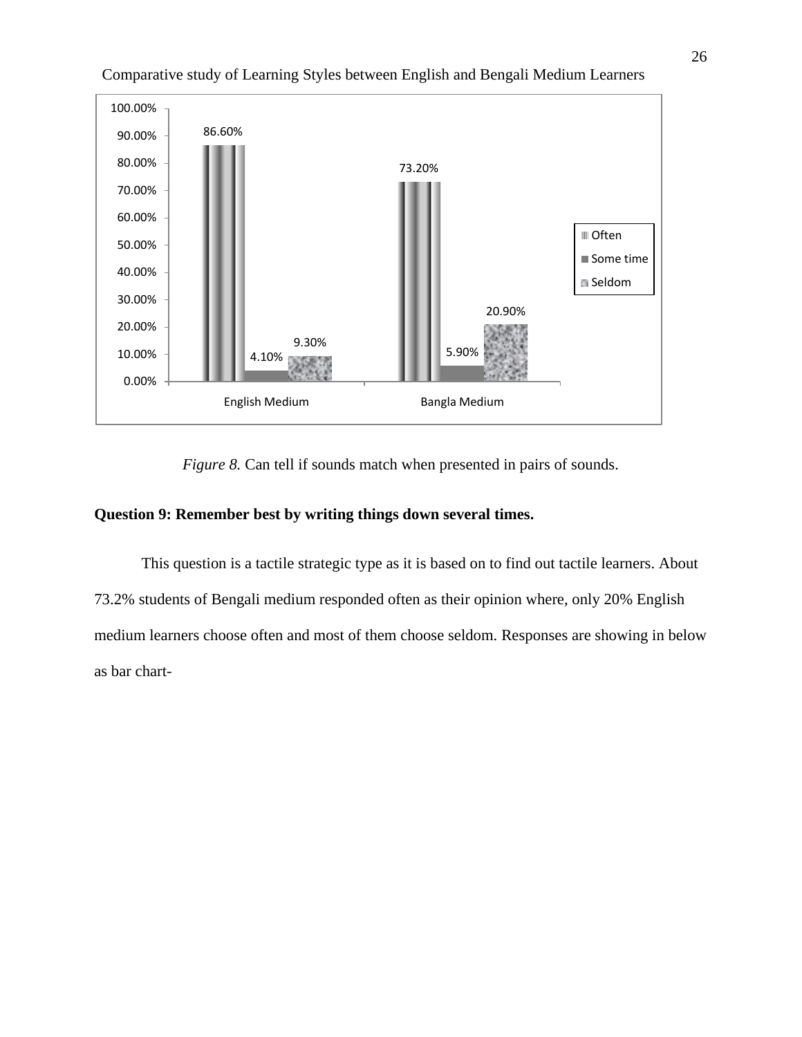100.00%
90.00%
80.00%
70.00%
60.00%
50.00%
40.00%
30.00%
20.00%
10.00%
0.00%

86.60%
4.10%
9.30%
73.20%
5.90%
20.90%

English Medium
Bangla Medium

Often
Some time
Seldom

*Figure 8.* Can tell if sounds match when presented in pairs of sounds.

**Question 9: Remember best by writing things down several times.**

This question is a tactile strategic type as it is based on to find out tactile learners. About 73.2% students of Bengali medium responded often as their opinion where, only 20% English medium learners choose often and most of them choose seldom. Responses are showing in below as bar chart-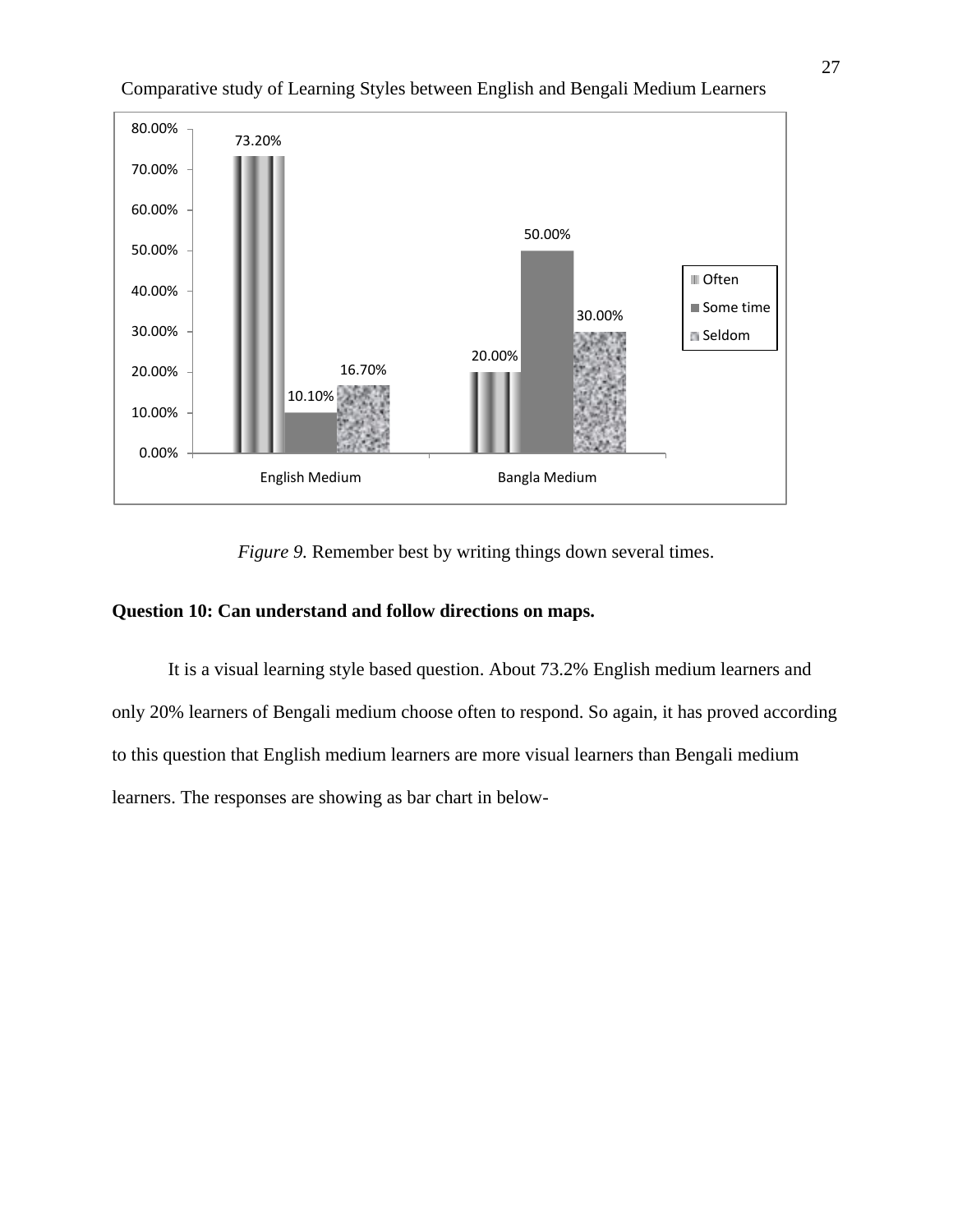80.00%
70.00%
60.00%
50.00%
40.00%
30.00%
20.00%
10.00%
0.00%

73.20%
10.10%
16.70%
20.00%
50.00%
30.00%

English Medium
Bangla Medium

Often
Some time
Seldom

*Figure 9.* Remember best by writing things down several times.

**Question 10: Can understand and follow directions on maps.**

It is a visual learning style based question. About 73.2% English medium learners and only 20% learners of Bengali medium choose often to respond. So again, it has proved according to this question that English medium learners are more visual learners than Bengali medium learners. The responses are showing as bar chart in below-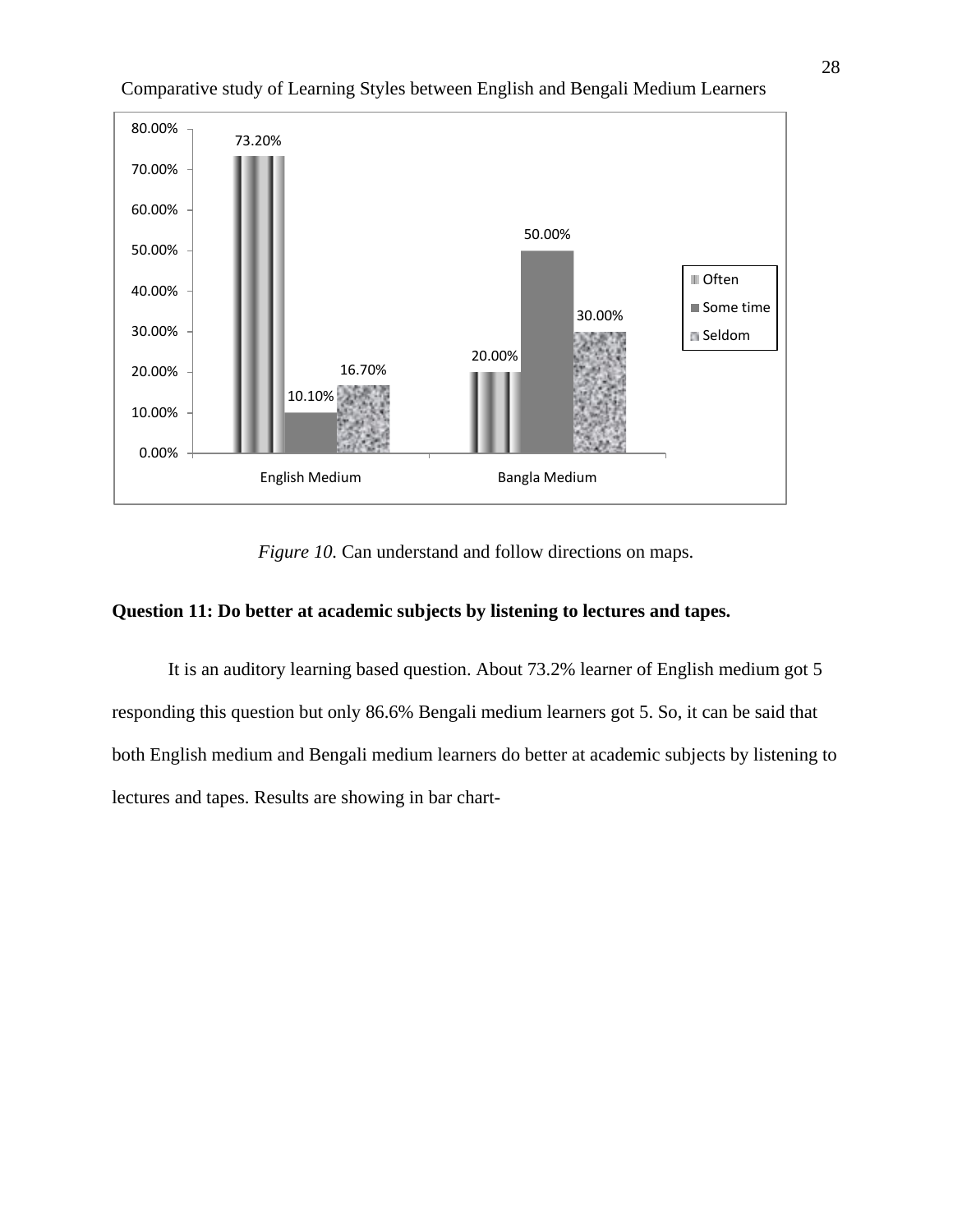80.00%
70.00%
60.00%
50.00%
40.00%
30.00%
20.00%
10.00%
0.00%

73.20%
10.10%
16.70%
20.00%
50.00%
30.00%

English Medium
Bangla Medium

Often
Some time
Seldom

*Figure 10.* Can understand and follow directions on maps.

**Question 11: Do better at academic subjects by listening to lectures and tapes.**

It is an auditory learning based question. About 73.2% learner of English medium got 5 responding this question but only 86.6% Bengali medium learners got 5. So, it can be said that both English medium and Bengali medium learners do better at academic subjects by listening to lectures and tapes. Results are showing in bar chart-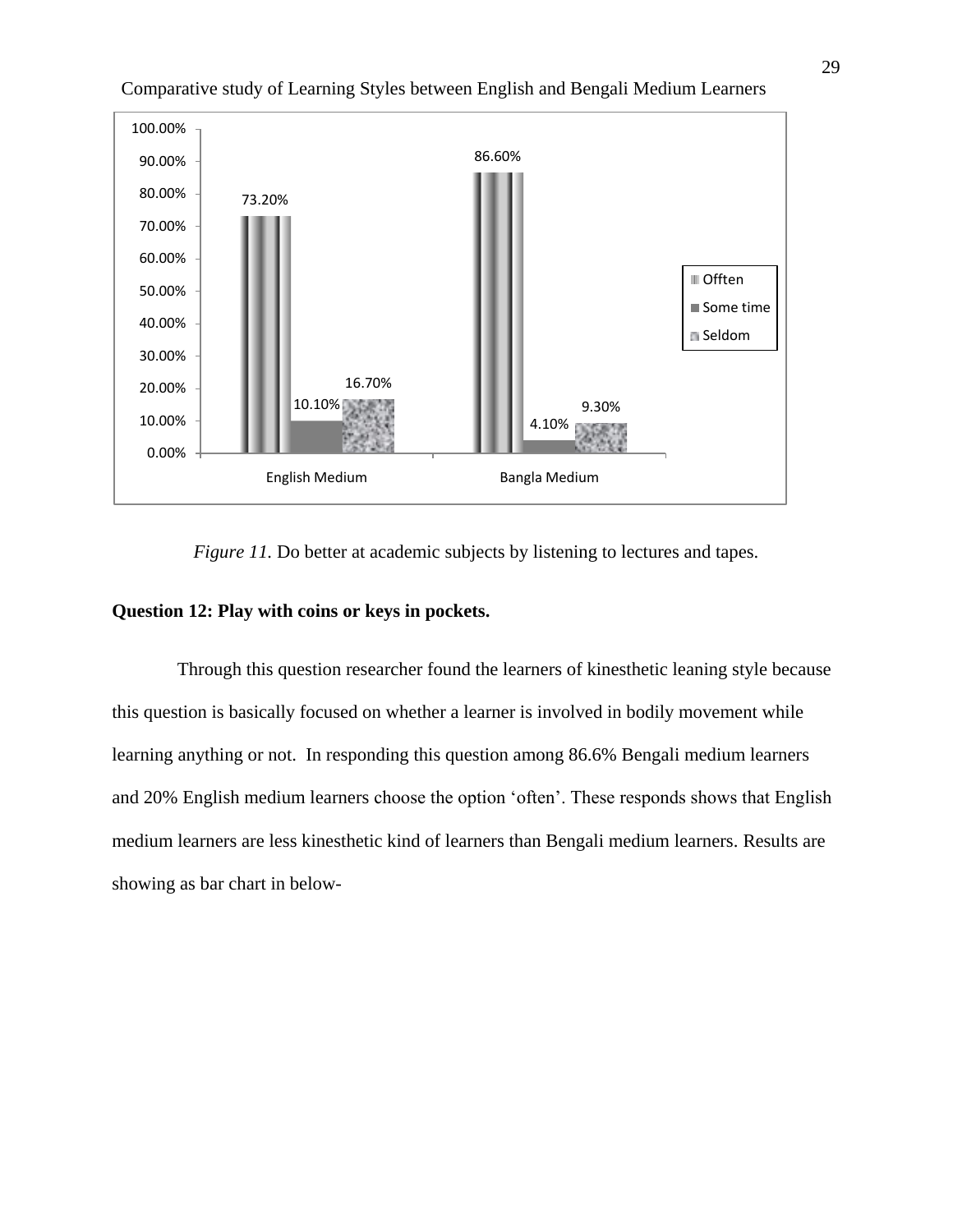Comparative study of Learning Styles between English and Bengali Medium Learners

100.00%
90.00%
80.00%
70.00%
60.00%
50.00%
40.00%
30.00%
20.00%
10.00%
0.00%

73.20%
10.10%
16.70%
86.60%
4.10%
9.30%

English Medium
Bangla Medium

Offten
Some time
Seldom

*Figure 11.* Do better at academic subjects by listening to lectures and tapes.

**Question 12: Play with coins or keys in pockets.**

Through this question researcher found the learners of kinesthetic leaning style because this question is basically focused on whether a learner is involved in bodily movement while learning anything or not. In responding this question among 86.6% Bengali medium learners and 20% English medium learners choose the option 'often'. These responds shows that English medium learners are less kinesthetic kind of learners than Bengali medium learners. Results are showing as bar chart in below-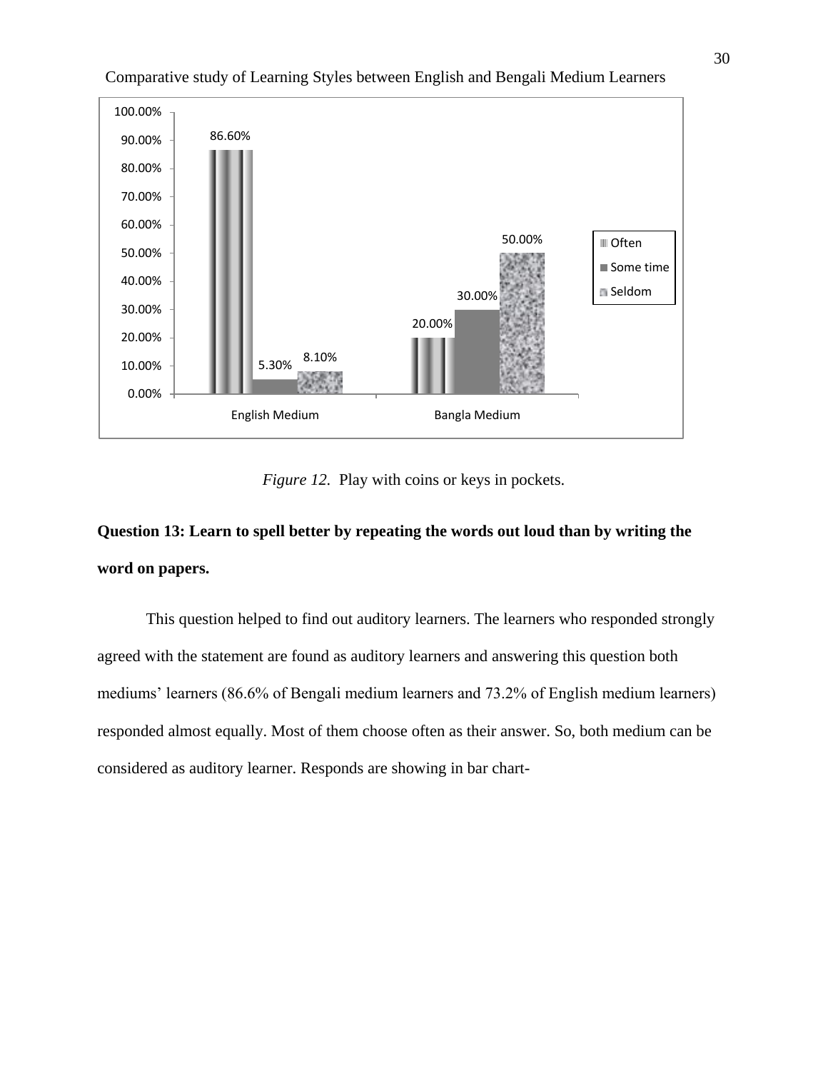100.00%
90.00%
80.00%
70.00%
60.00%
50.00%
40.00%
30.00%
20.00%
10.00%
0.00%

86.60%
5.30%
8.10%
20.00%
30.00%
50.00%

English Medium
Bangla Medium

Often
Some time
Seldom

*Figure 12.* Play with coins or keys in pockets.

**Question 13: Learn to spell better by repeating the words out loud than by writing the word on papers.**

This question helped to find out auditory learners. The learners who responded strongly agreed with the statement are found as auditory learners and answering this question both mediums' learners (86.6% of Bengali medium learners and 73.2% of English medium learners) responded almost equally. Most of them choose often as their answer. So, both medium can be considered as auditory learner. Responds are showing in bar chart-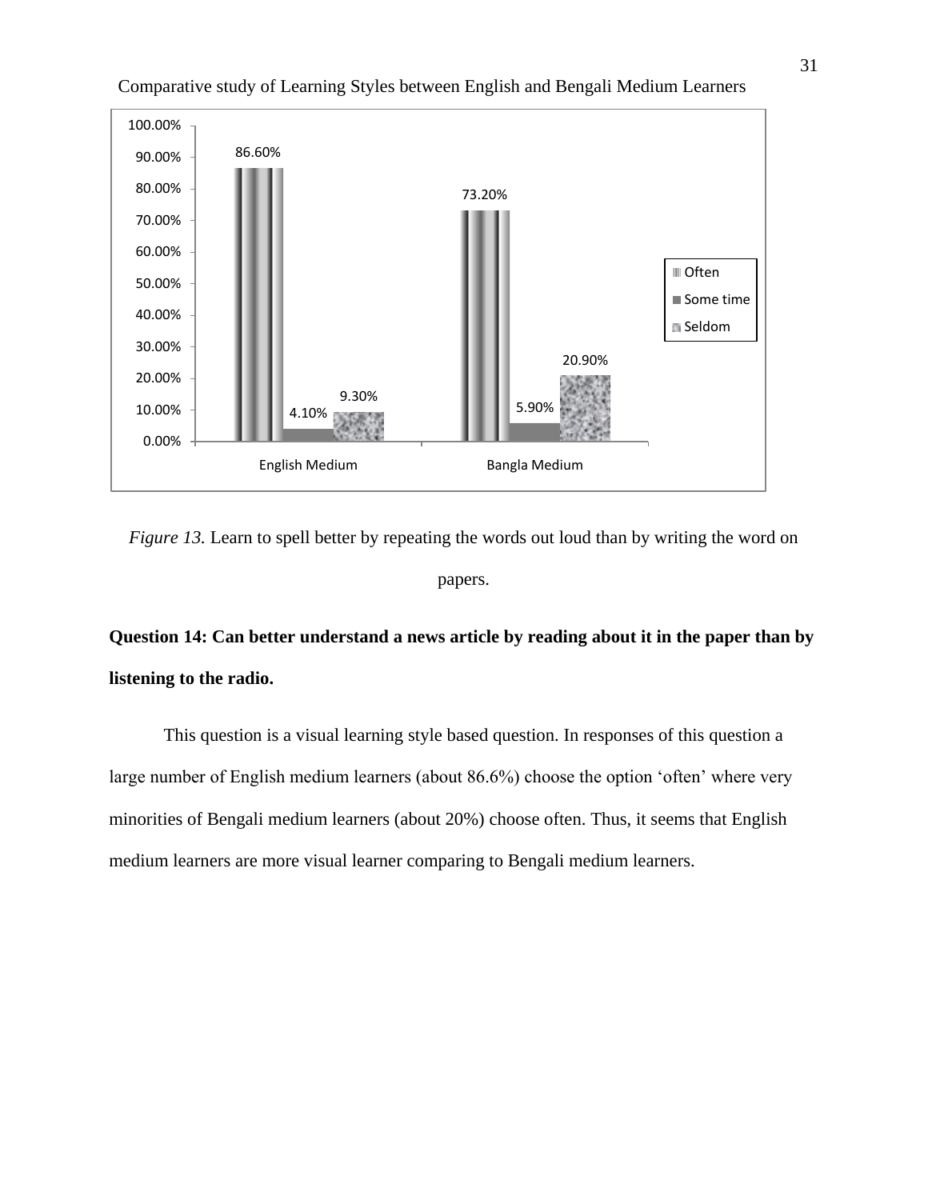Comparative study of Learning Styles between English and Bengali Medium Learners

| | Often | Some time | Seldom |
|---|---|---|---|
| English Medium | 86.60% | 4.10% | 9.30% |
| Bangla Medium | 73.20% | 5.90% | 20.90% |

*Figure 13.* Learn to spell better by repeating the words out loud than by writing the word on papers.

**Question 14: Can better understand a news article by reading about it in the paper than by listening to the radio.**

This question is a visual learning style based question. In responses of this question a large number of English medium learners (about 86.6%) choose the option 'often' where very minorities of Bengali medium learners (about 20%) choose often. Thus, it seems that English medium learners are more visual learner comparing to Bengali medium learners.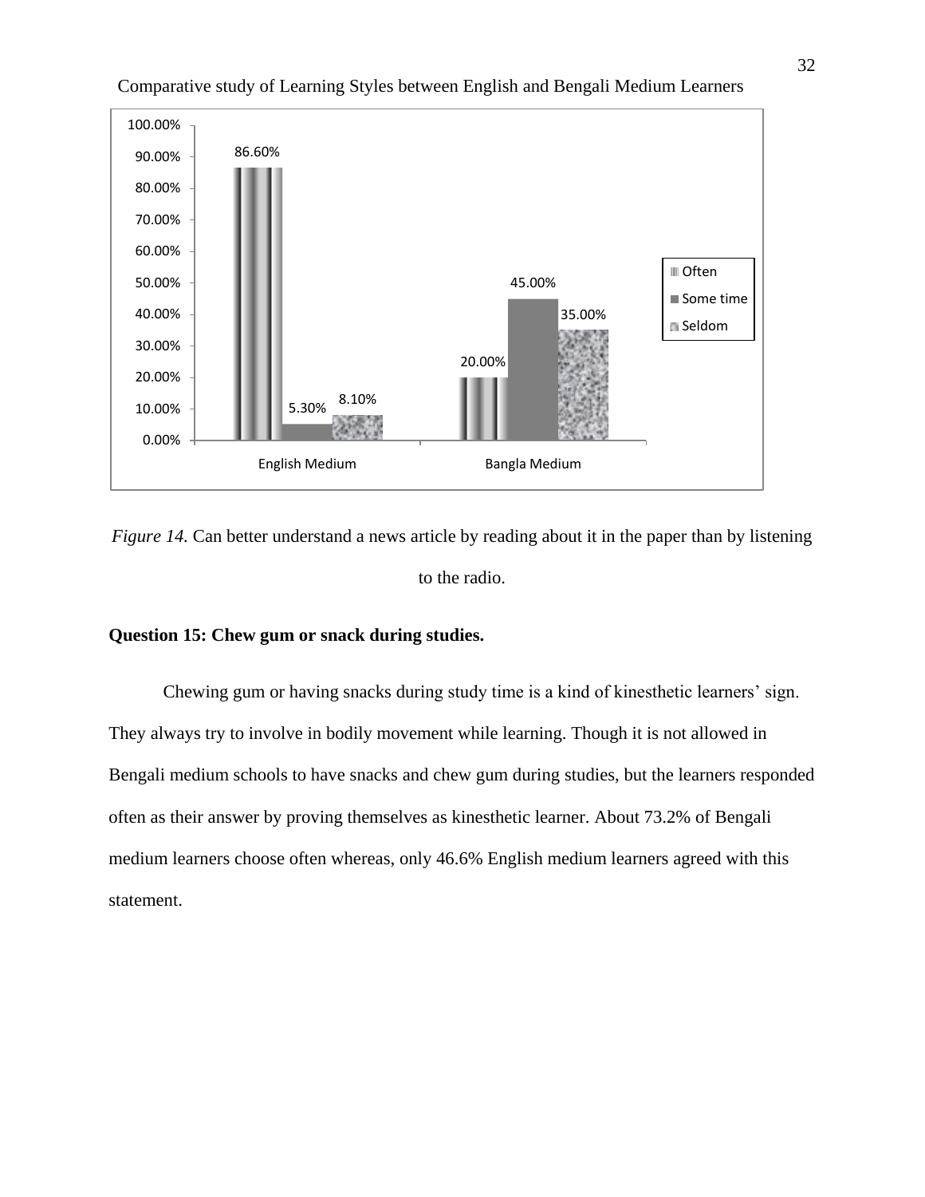Comparative study of Learning Styles between English and Bengali Medium Learners

100.00%
90.00%
80.00%
70.00%
60.00%
50.00%
40.00%
30.00%
20.00%
10.00%
0.00%

86.60%
5.30%
8.10%
20.00%
45.00%
35.00%

English Medium
Bangla Medium

Often
Some time
Seldom

*Figure 14.* Can better understand a news article by reading about it in the paper than by listening to the radio.

**Question 15: Chew gum or snack during studies.**

Chewing gum or having snacks during study time is a kind of kinesthetic learners' sign. They always try to involve in bodily movement while learning. Though it is not allowed in Bengali medium schools to have snacks and chew gum during studies, but the learners responded often as their answer by proving themselves as kinesthetic learner. About 73.2% of Bengali medium learners choose often whereas, only 46.6% English medium learners agreed with this statement.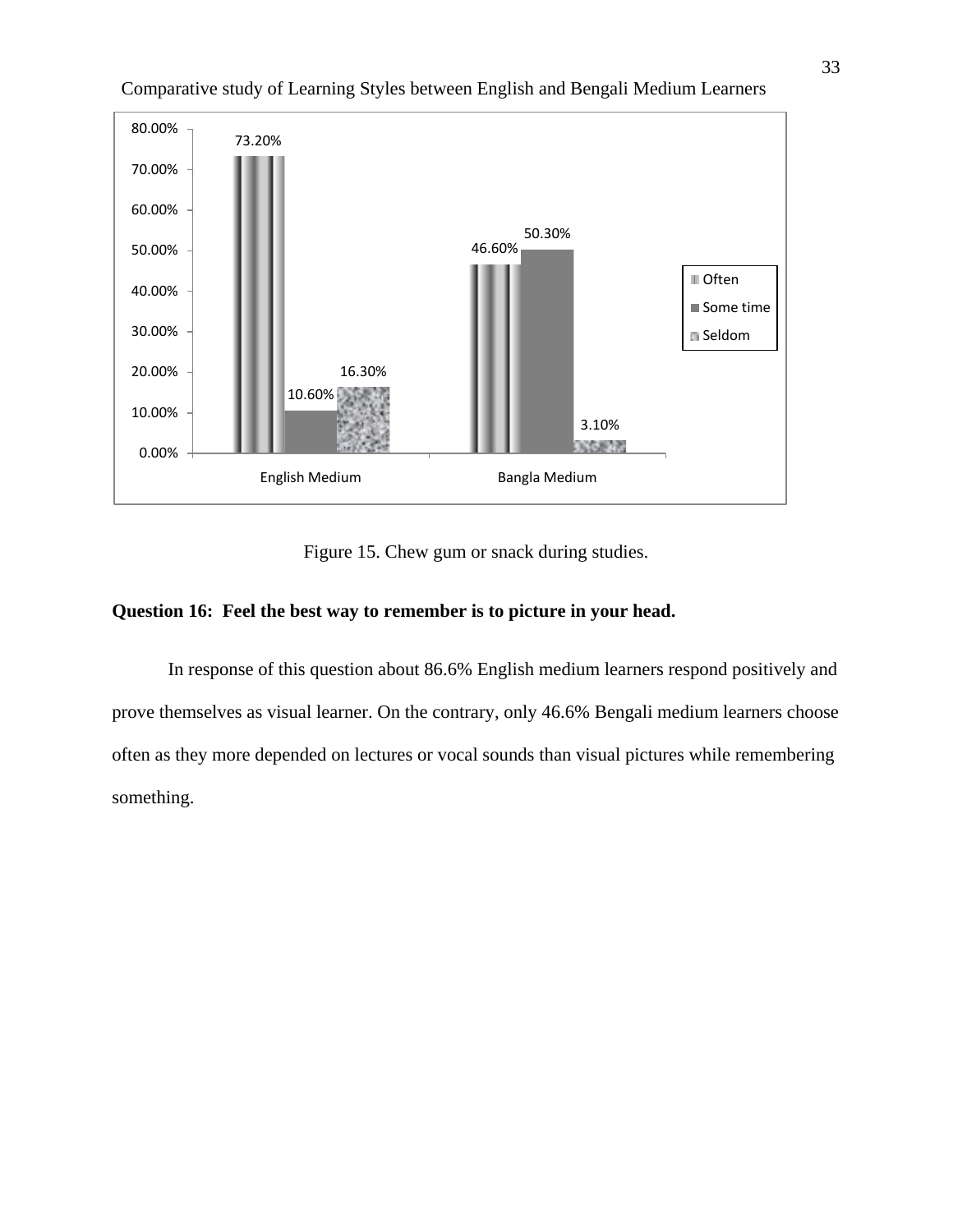80.00%
70.00%
60.00%
50.00%
40.00%
30.00%
20.00%
10.00%
0.00%

73.20%
10.60%
16.30%
46.60%
50.30%
3.10%

English Medium
Bangla Medium

Often
Some time
Seldom

Figure 15. Chew gum or snack during studies.

**Question 16: Feel the best way to remember is to picture in your head.**

In response of this question about 86.6% English medium learners respond positively and prove themselves as visual learner. On the contrary, only 46.6% Bengali medium learners choose often as they more depended on lectures or vocal sounds than visual pictures while remembering something.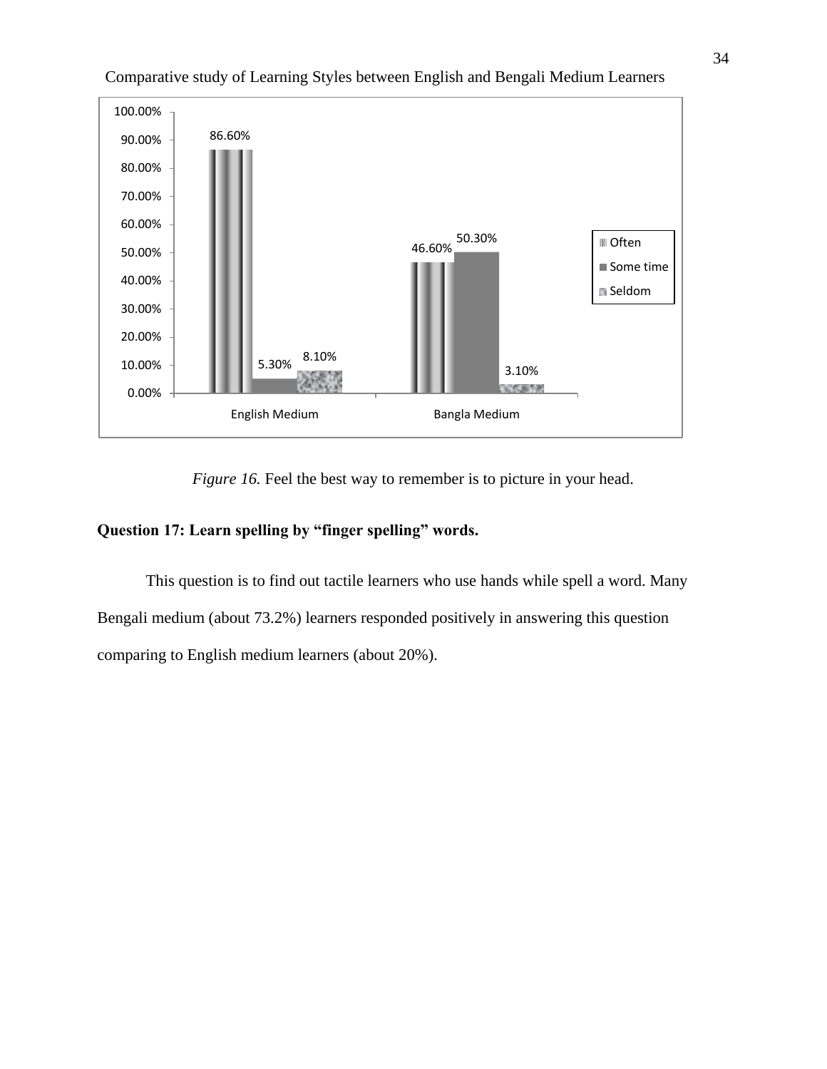100.00%
90.00%
80.00%
70.00%
60.00%
50.00%
40.00%
30.00%
20.00%
10.00%
0.00%

86.60%
5.30%
8.10%
46.60%
50.30%
3.10%

English Medium
Bangla Medium

Often
Some time
Seldom

*Figure 16.* Feel the best way to remember is to picture in your head.

**Question 17: Learn spelling by "finger spelling" words.**

This question is to find out tactile learners who use hands while spell a word. Many Bengali medium (about 73.2%) learners responded positively in answering this question comparing to English medium learners (about 20%).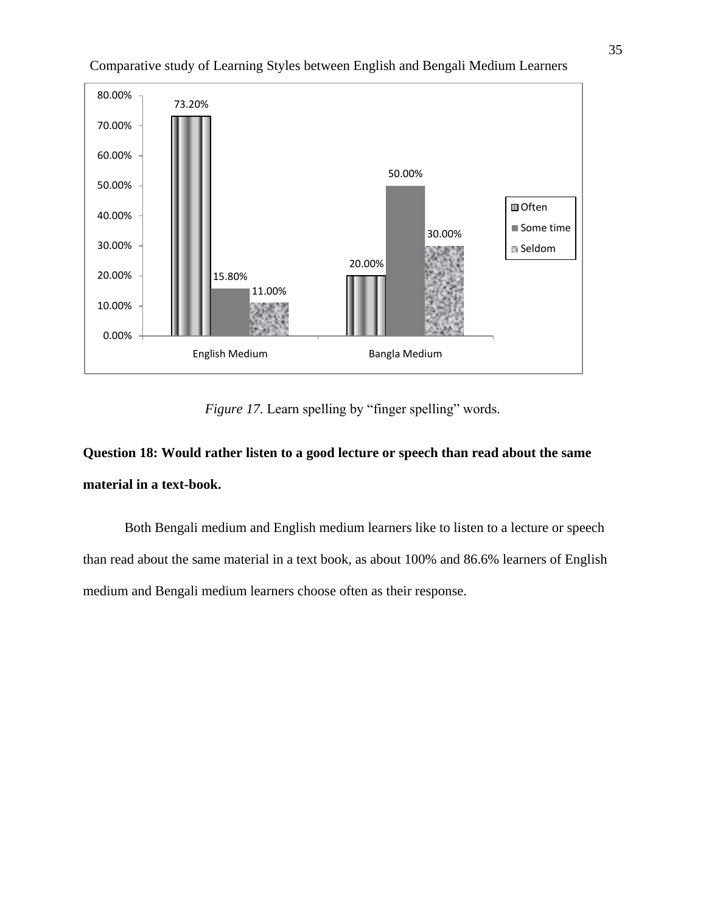80.00%
70.00%
60.00%
50.00%
40.00%
30.00%
20.00%
10.00%
0.00%

73.20%
15.80%
11.00%
20.00%
50.00%
30.00%

English Medium
Bangla Medium

Often
Some time
Seldom

*Figure 17.* Learn spelling by "finger spelling" words.

**Question 18: Would rather listen to a good lecture or speech than read about the same material in a text-book.**

Both Bengali medium and English medium learners like to listen to a lecture or speech than read about the same material in a text book, as about 100% and 86.6% learners of English medium and Bengali medium learners choose often as their response.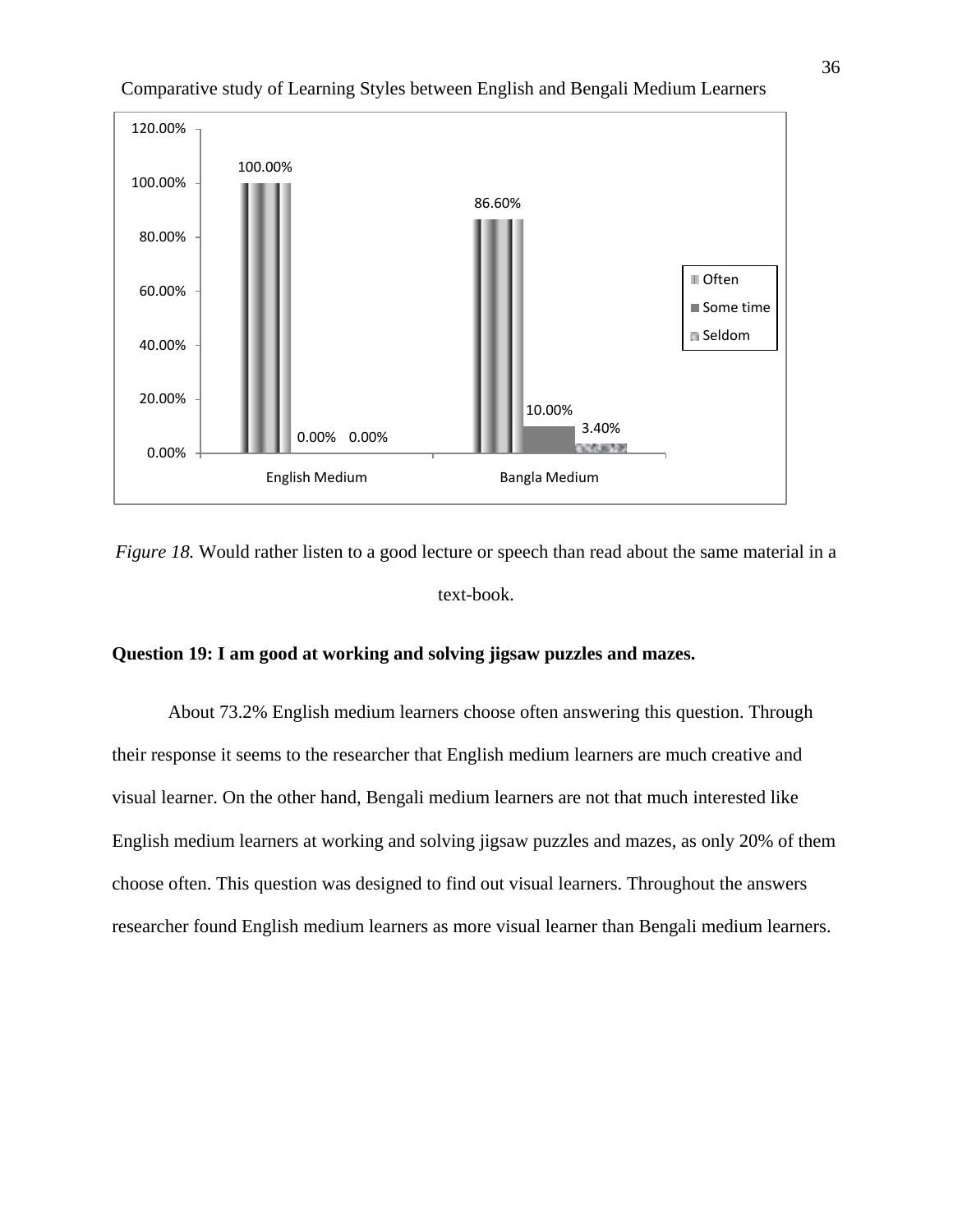Comparative study of Learning Styles between English and Bengali Medium Learners

120.00%
100.00%
80.00%
60.00%
40.00%
20.00%
0.00%

100.00%
0.00% 0.00%
86.60%
10.00%
3.40%

English Medium
Bangla Medium

Often
Some time
Seldom

*Figure 18.* Would rather listen to a good lecture or speech than read about the same material in a text-book.

**Question 19: I am good at working and solving jigsaw puzzles and mazes.**

About 73.2% English medium learners choose often answering this question. Through their response it seems to the researcher that English medium learners are much creative and visual learner. On the other hand, Bengali medium learners are not that much interested like English medium learners at working and solving jigsaw puzzles and mazes, as only 20% of them choose often. This question was designed to find out visual learners. Throughout the answers researcher found English medium learners as more visual learner than Bengali medium learners.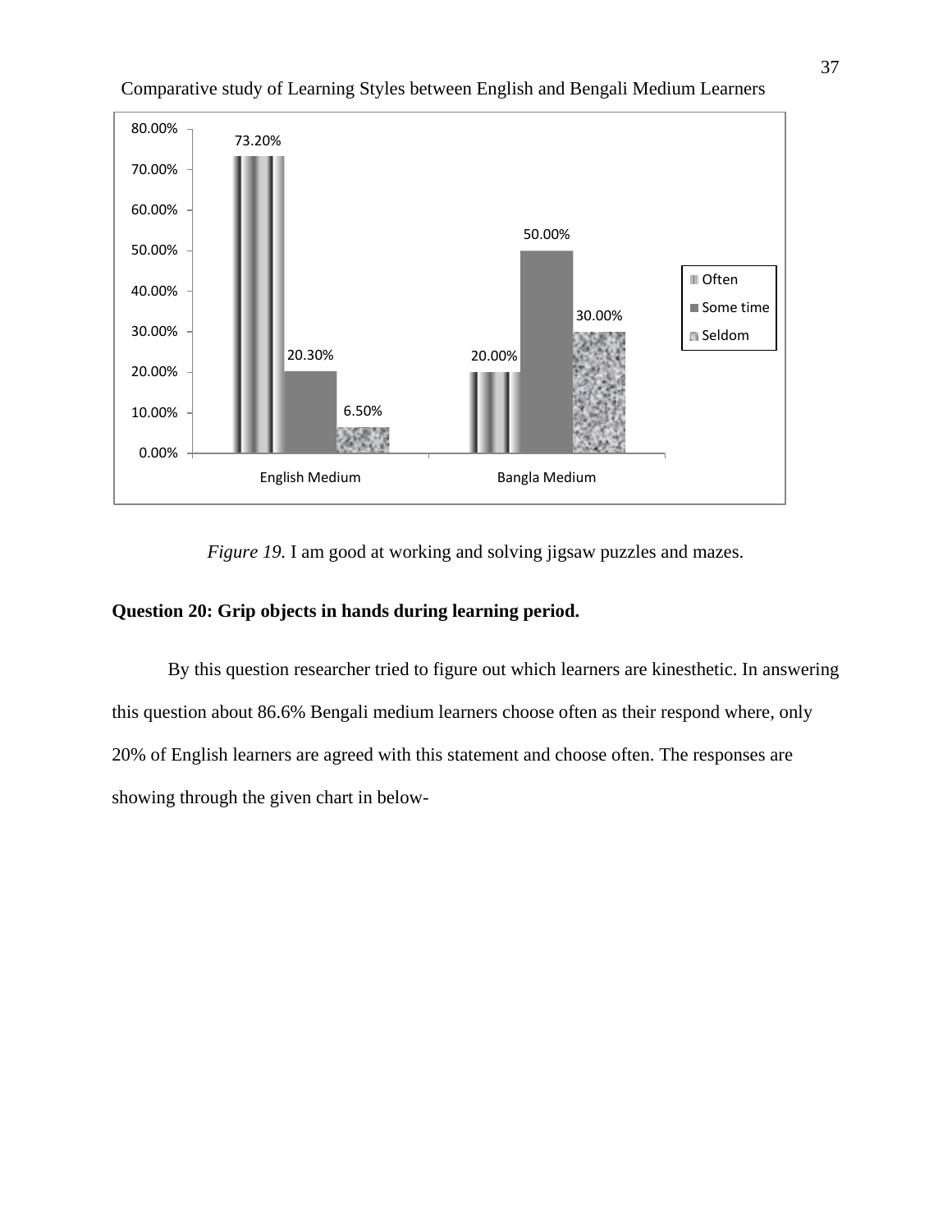*Figure 19.* I am good at working and solving jigsaw puzzles and mazes.

**Question 20: Grip objects in hands during learning period.**

By this question researcher tried to figure out which learners are kinesthetic. In answering this question about 86.6% Bengali medium learners choose often as their respond where, only 20% of English learners are agreed with this statement and choose often. The responses are showing through the given chart in below-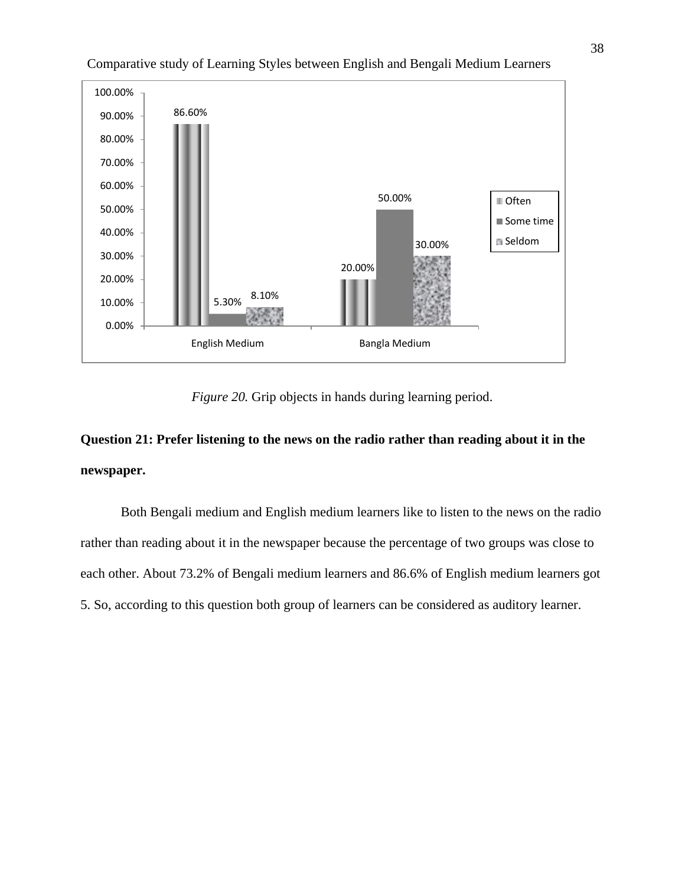100.00%
90.00%
80.00%
70.00%
60.00%
50.00%
40.00%
30.00%
20.00%
10.00%
0.00%

86.60%
5.30%
8.10%
20.00%
50.00%
30.00%

English Medium
Bangla Medium

Often
Some time
Seldom

*Figure 20.* Grip objects in hands during learning period.

**Question 21: Prefer listening to the news on the radio rather than reading about it in the newspaper.**

Both Bengali medium and English medium learners like to listen to the news on the radio rather than reading about it in the newspaper because the percentage of two groups was close to each other. About 73.2% of Bengali medium learners and 86.6% of English medium learners got 5. So, according to this question both group of learners can be considered as auditory learner.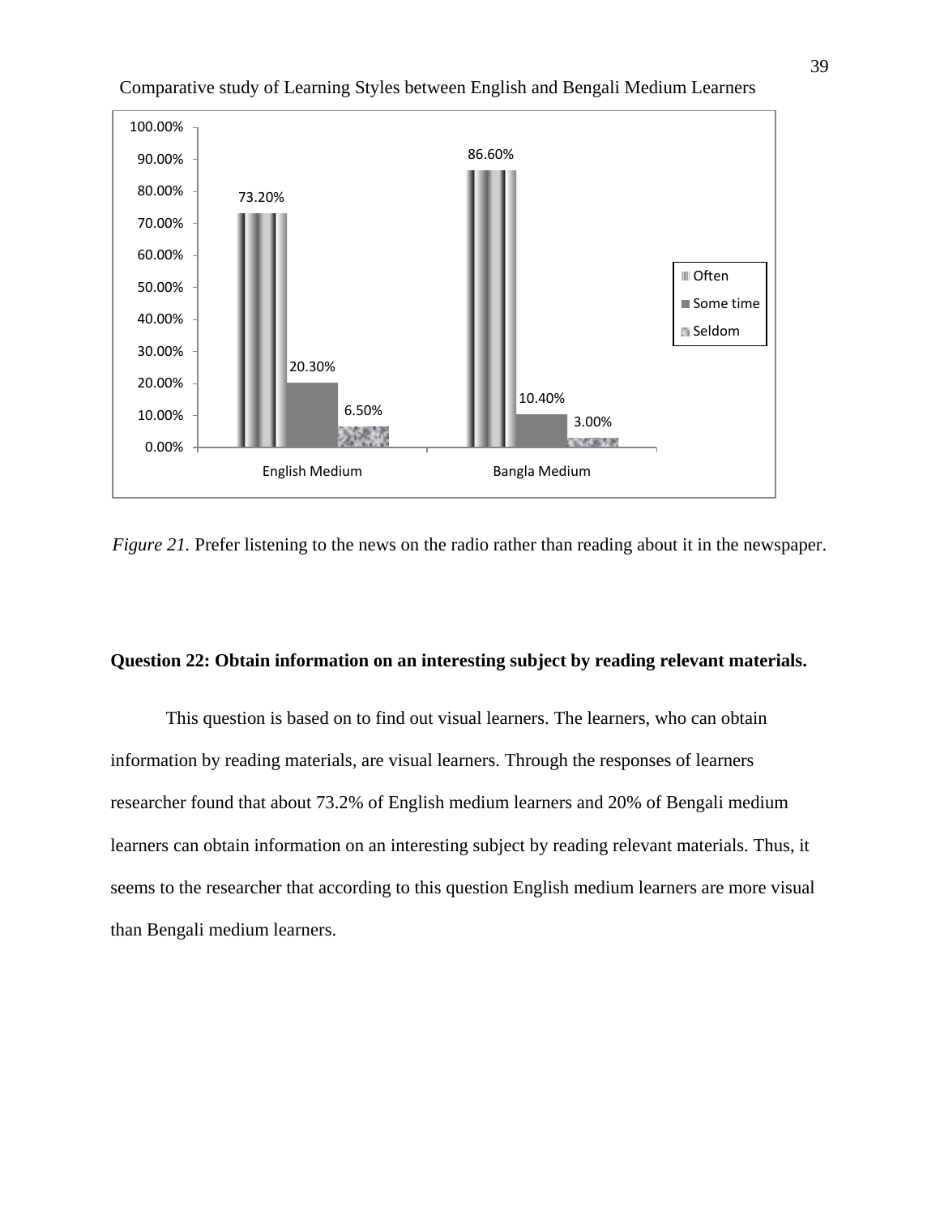Comparative study of Learning Styles between English and Bengali Medium Learners

| | Often | Some time | Seldom |
|---|---|---|---|
| English Medium | 73.20% | 20.30% | 6.50% |
| Bangla Medium | 86.60% | 10.40% | 3.00% |

*Figure 21.* Prefer listening to the news on the radio rather than reading about it in the newspaper.

**Question 22: Obtain information on an interesting subject by reading relevant materials.**

This question is based on to find out visual learners. The learners, who can obtain information by reading materials, are visual learners. Through the responses of learners researcher found that about 73.2% of English medium learners and 20% of Bengali medium learners can obtain information on an interesting subject by reading relevant materials. Thus, it seems to the researcher that according to this question English medium learners are more visual than Bengali medium learners.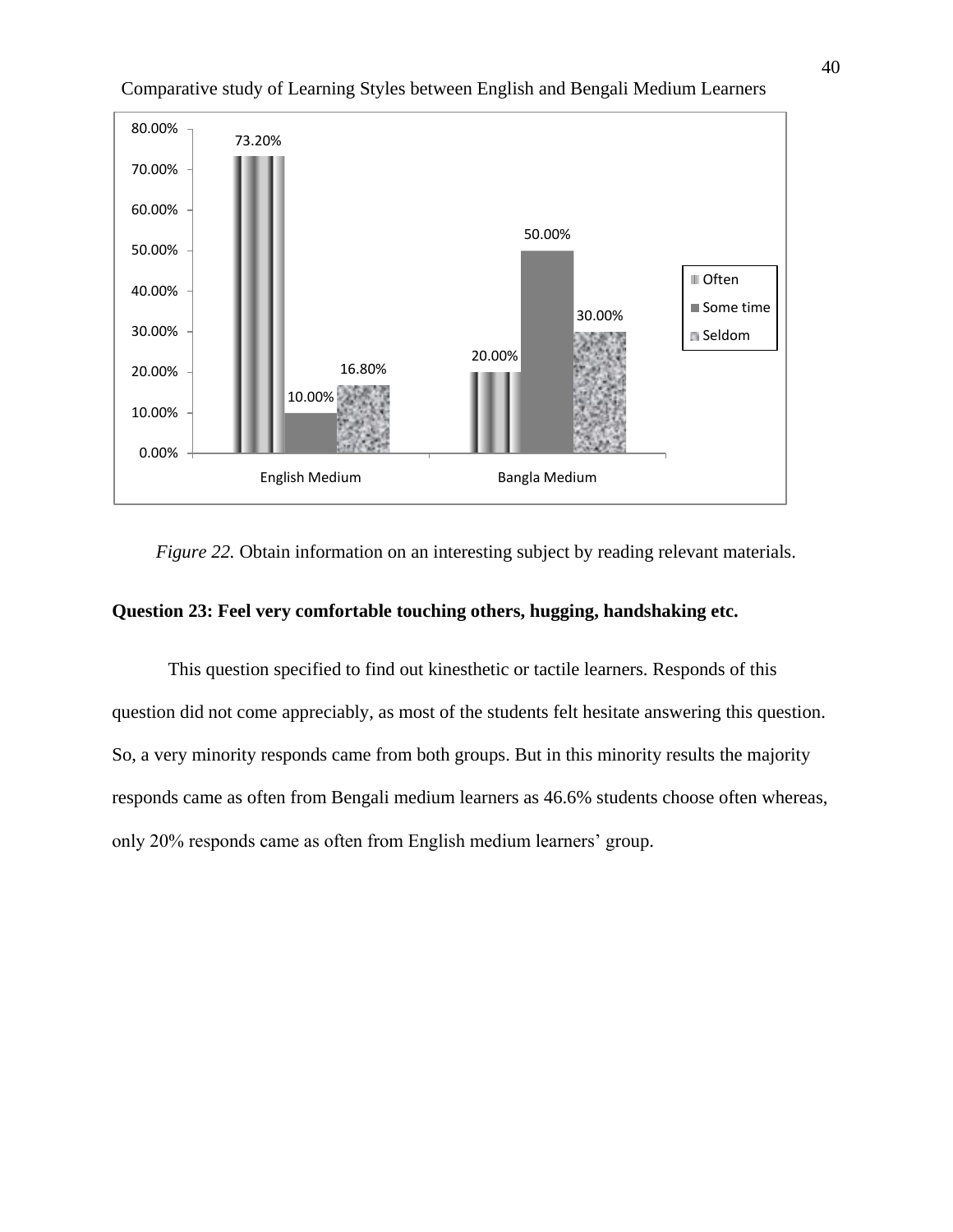80.00%
70.00%
60.00%
50.00%
40.00%
30.00%
20.00%
10.00%
0.00%

73.20%
10.00%
16.80%
20.00%
50.00%
30.00%

English Medium
Bangla Medium

Often
Some time
Seldom

*Figure 22.* Obtain information on an interesting subject by reading relevant materials.

**Question 23: Feel very comfortable touching others, hugging, handshaking etc.**

This question specified to find out kinesthetic or tactile learners. Responds of this question did not come appreciably, as most of the students felt hesitate answering this question. So, a very minority responds came from both groups. But in this minority results the majority responds came as often from Bengali medium learners as 46.6% students choose often whereas, only 20% responds came as often from English medium learners' group.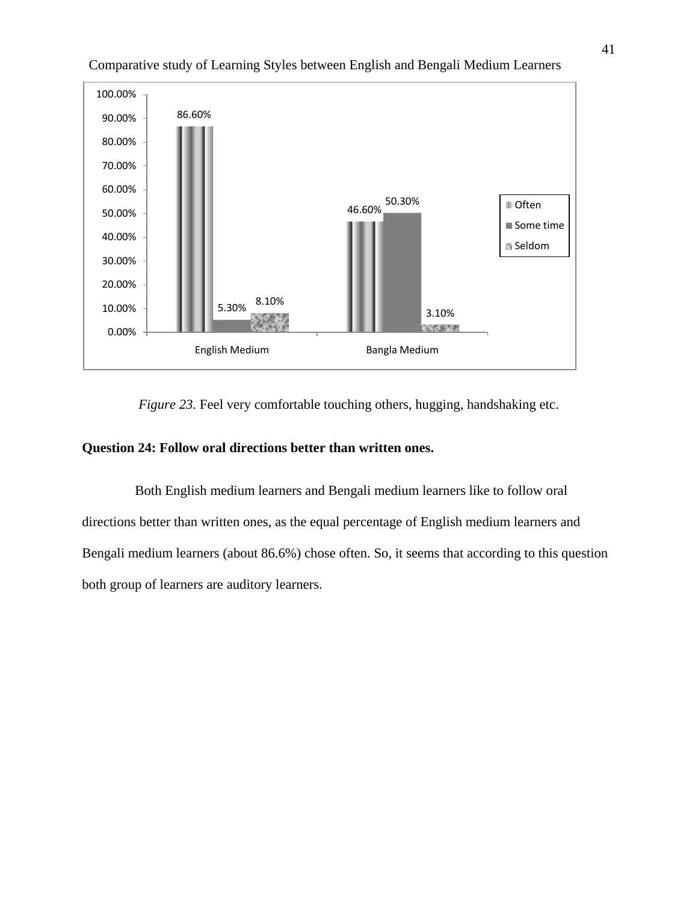100.00%
90.00%
80.00%
70.00%
60.00%
50.00%
40.00%
30.00%
20.00%
10.00%
0.00%

86.60%
5.30%
8.10%
46.60%
50.30%
3.10%

English Medium
Bangla Medium

Often
Some time
Seldom

*Figure 23.* Feel very comfortable touching others, hugging, handshaking etc.

**Question 24: Follow oral directions better than written ones.**

Both English medium learners and Bengali medium learners like to follow oral directions better than written ones, as the equal percentage of English medium learners and Bengali medium learners (about 86.6%) chose often. So, it seems that according to this question both group of learners are auditory learners.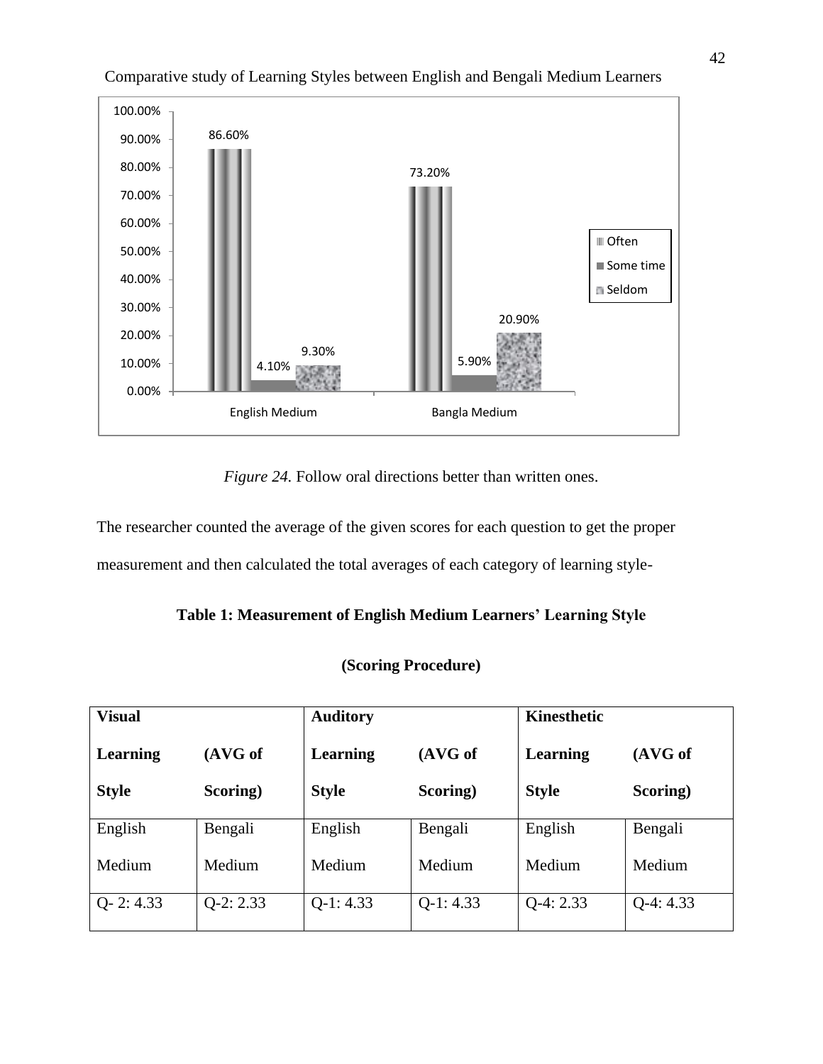Comparative study of Learning Styles between English and Bengali Medium Learners

100.00%
90.00%
80.00%
70.00%
60.00%
50.00%
40.00%
30.00%
20.00%
10.00%
0.00%

86.60%
4.10%
9.30%
73.20%
5.90%
20.90%

English Medium
Bangla Medium

Often
Some time
Seldom

*Figure 24.* Follow oral directions better than written ones.

The researcher counted the average of the given scores for each question to get the proper measurement and then calculated the total averages of each category of learning style-

**Table 1: Measurement of English Medium Learners' Learning Style**

**(Scoring Procedure)**

| **Visual Learning Style** | **(AVG of Scoring)** | **Auditory Learning Style** | **(AVG of Scoring)** | **Kinesthetic Learning Style** | **(AVG of Scoring)** |
|---|---|---|---|---|---|
| English Medium | Bengali Medium | English Medium | Bengali Medium | English Medium | Bengali Medium |
| Q- 2: 4.33 | Q-2: 2.33 | Q-1: 4.33 | Q-1: 4.33 | Q-4: 2.33 | Q-4: 4.33 |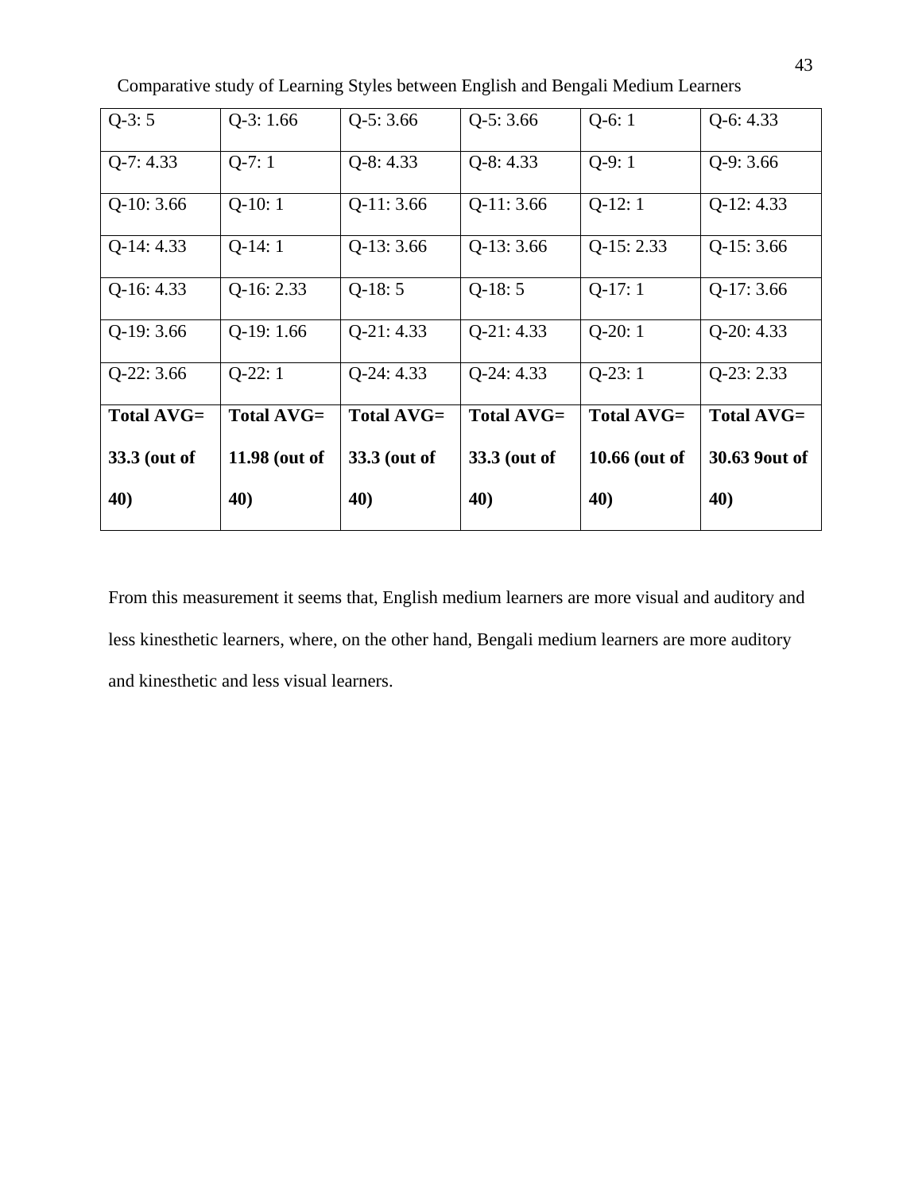| | | | | | |
|---|---|---|---|---|---|
| Q-3: 5 | Q-3: 1.66 | Q-5: 3.66 | Q-5: 3.66 | Q-6: 1 | Q-6: 4.33 |
| Q-7: 4.33 | Q-7: 1 | Q-8: 4.33 | Q-8: 4.33 | Q-9: 1 | Q-9: 3.66 |
| Q-10: 3.66 | Q-10: 1 | Q-11: 3.66 | Q-11: 3.66 | Q-12: 1 | Q-12: 4.33 |
| Q-14: 4.33 | Q-14: 1 | Q-13: 3.66 | Q-13: 3.66 | Q-15: 2.33 | Q-15: 3.66 |
| Q-16: 4.33 | Q-16: 2.33 | Q-18: 5 | Q-18: 5 | Q-17: 1 | Q-17: 3.66 |
| Q-19: 3.66 | Q-19: 1.66 | Q-21: 4.33 | Q-21: 4.33 | Q-20: 1 | Q-20: 4.33 |
| Q-22: 3.66 | Q-22: 1 | Q-24: 4.33 | Q-24: 4.33 | Q-23: 1 | Q-23: 2.33 |
| **Total AVG= 33.3 (out of 40)** | **Total AVG= 11.98 (out of 40)** | **Total AVG= 33.3 (out of 40)** | **Total AVG= 33.3 (out of 40)** | **Total AVG= 10.66 (out of 40)** | **Total AVG= 30.63 9out of 40)** |

From this measurement it seems that, English medium learners are more visual and auditory and less kinesthetic learners, where, on the other hand, Bengali medium learners are more auditory and kinesthetic and less visual learners.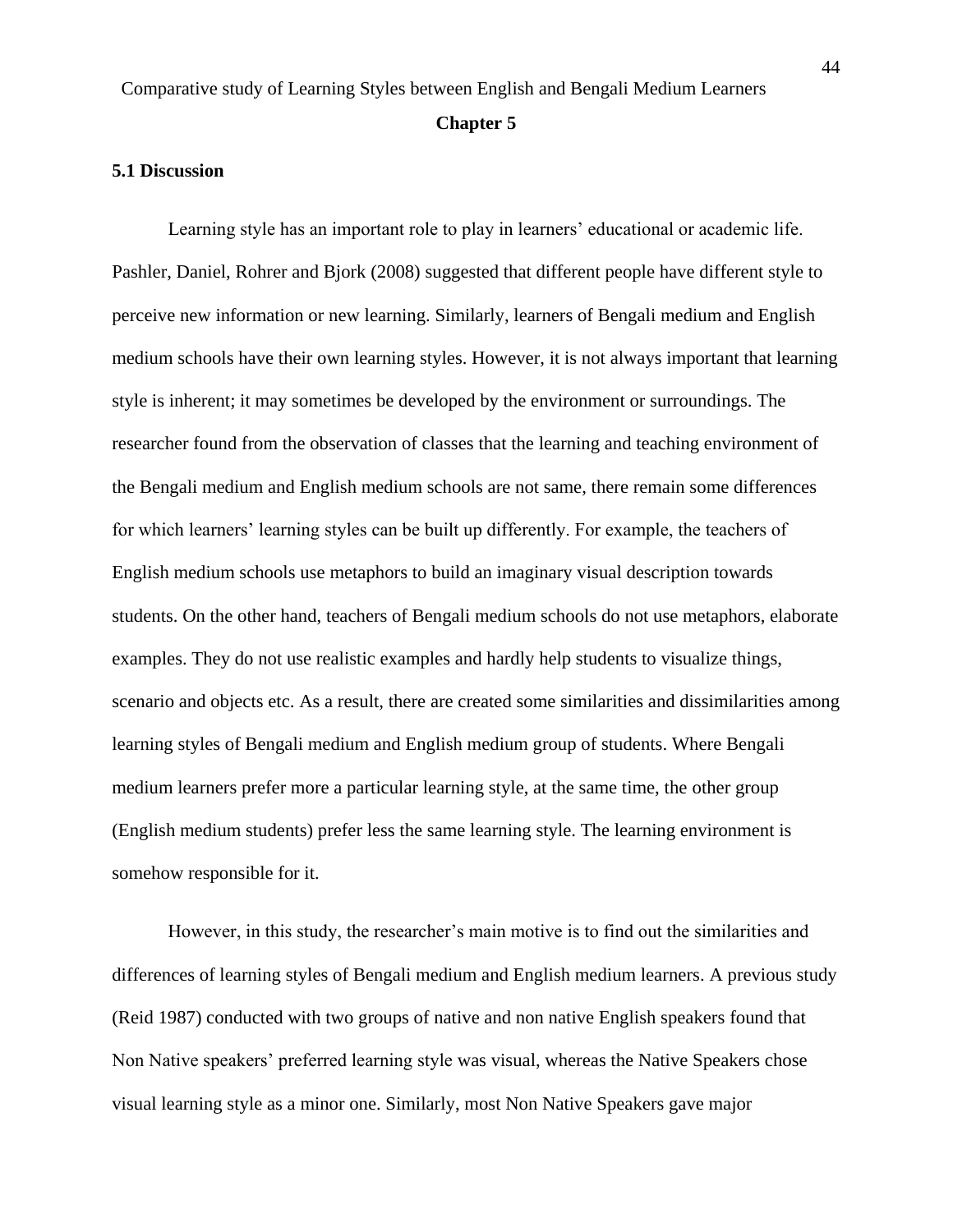# Chapter 5

## 5.1 Discussion

Learning style has an important role to play in learners' educational or academic life. Pashler, Daniel, Rohrer and Bjork (2008) suggested that different people have different style to perceive new information or new learning. Similarly, learners of Bengali medium and English medium schools have their own learning styles. However, it is not always important that learning style is inherent; it may sometimes be developed by the environment or surroundings. The researcher found from the observation of classes that the learning and teaching environment of the Bengali medium and English medium schools are not same, there remain some differences for which learners' learning styles can be built up differently. For example, the teachers of English medium schools use metaphors to build an imaginary visual description towards students. On the other hand, teachers of Bengali medium schools do not use metaphors, elaborate examples. They do not use realistic examples and hardly help students to visualize things, scenario and objects etc. As a result, there are created some similarities and dissimilarities among learning styles of Bengali medium and English medium group of students. Where Bengali medium learners prefer more a particular learning style, at the same time, the other group (English medium students) prefer less the same learning style. The learning environment is somehow responsible for it.

However, in this study, the researcher's main motive is to find out the similarities and differences of learning styles of Bengali medium and English medium learners. A previous study (Reid 1987) conducted with two groups of native and non native English speakers found that Non Native speakers' preferred learning style was visual, whereas the Native Speakers chose visual learning style as a minor one. Similarly, most Non Native Speakers gave major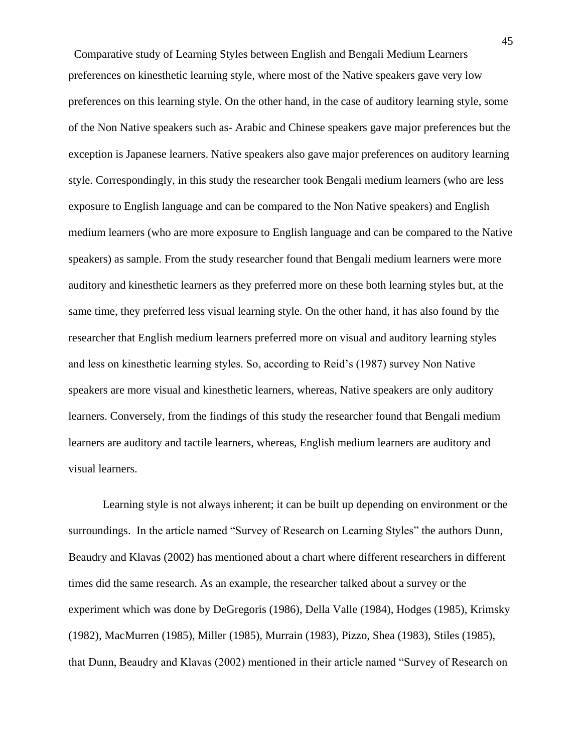preferences on kinesthetic learning style, where most of the Native speakers gave very low preferences on this learning style. On the other hand, in the case of auditory learning style, some of the Non Native speakers such as- Arabic and Chinese speakers gave major preferences but the exception is Japanese learners. Native speakers also gave major preferences on auditory learning style. Correspondingly, in this study the researcher took Bengali medium learners (who are less exposure to English language and can be compared to the Non Native speakers) and English medium learners (who are more exposure to English language and can be compared to the Native speakers) as sample. From the study researcher found that Bengali medium learners were more auditory and kinesthetic learners as they preferred more on these both learning styles but, at the same time, they preferred less visual learning style. On the other hand, it has also found by the researcher that English medium learners preferred more on visual and auditory learning styles and less on kinesthetic learning styles. So, according to Reid's (1987) survey Non Native speakers are more visual and kinesthetic learners, whereas, Native speakers are only auditory learners. Conversely, from the findings of this study the researcher found that Bengali medium learners are auditory and tactile learners, whereas, English medium learners are auditory and visual learners.

Learning style is not always inherent; it can be built up depending on environment or the surroundings. In the article named "Survey of Research on Learning Styles" the authors Dunn, Beaudry and Klavas (2002) has mentioned about a chart where different researchers in different times did the same research. As an example, the researcher talked about a survey or the experiment which was done by DeGregoris (1986), Della Valle (1984), Hodges (1985), Krimsky (1982), MacMurren (1985), Miller (1985), Murrain (1983), Pizzo, Shea (1983), Stiles (1985), that Dunn, Beaudry and Klavas (2002) mentioned in their article named "Survey of Research on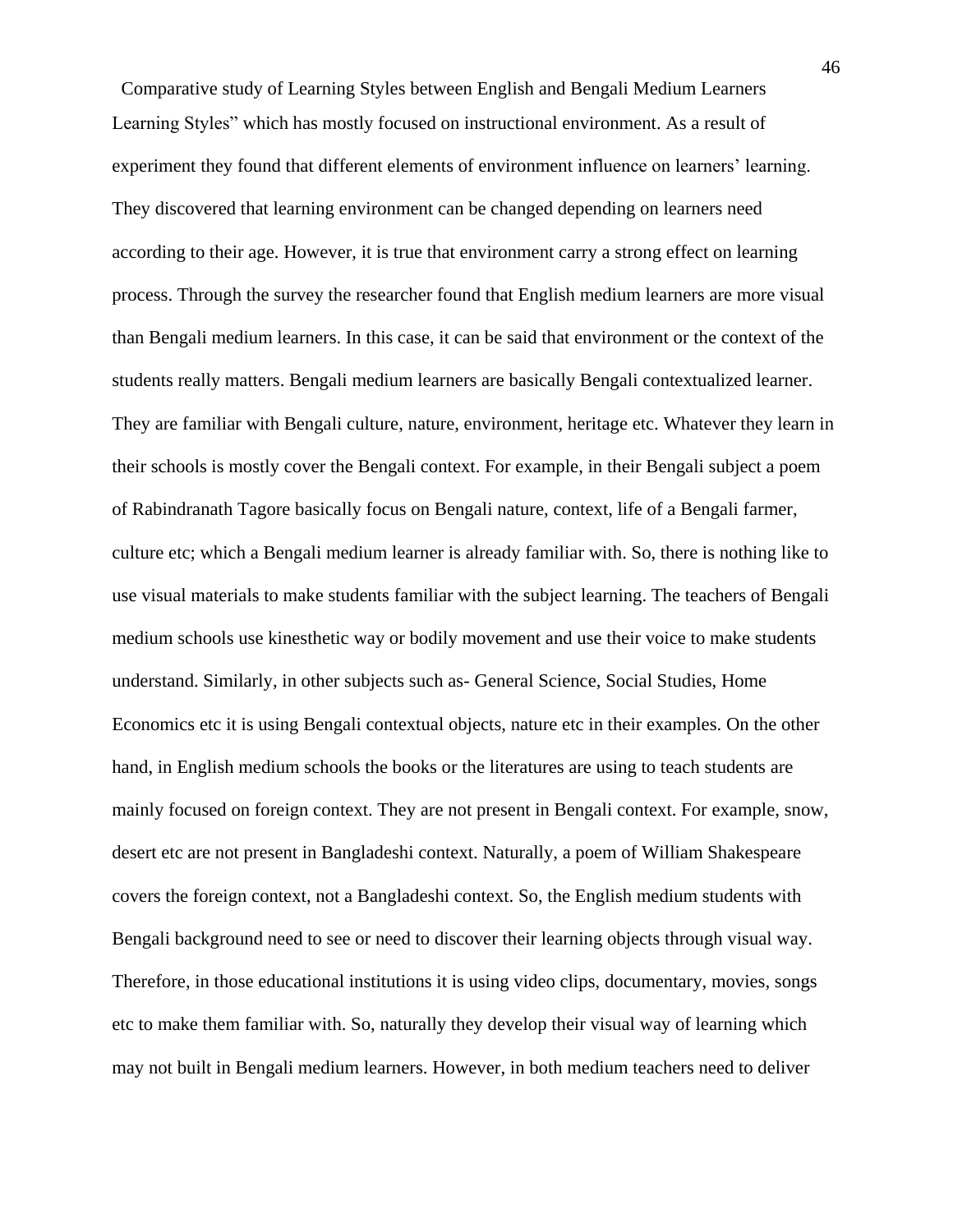Learning Styles" which has mostly focused on instructional environment. As a result of experiment they found that different elements of environment influence on learners' learning. They discovered that learning environment can be changed depending on learners need according to their age. However, it is true that environment carry a strong effect on learning process. Through the survey the researcher found that English medium learners are more visual than Bengali medium learners. In this case, it can be said that environment or the context of the students really matters. Bengali medium learners are basically Bengali contextualized learner. They are familiar with Bengali culture, nature, environment, heritage etc. Whatever they learn in their schools is mostly cover the Bengali context. For example, in their Bengali subject a poem of Rabindranath Tagore basically focus on Bengali nature, context, life of a Bengali farmer, culture etc; which a Bengali medium learner is already familiar with. So, there is nothing like to use visual materials to make students familiar with the subject learning. The teachers of Bengali medium schools use kinesthetic way or bodily movement and use their voice to make students understand. Similarly, in other subjects such as- General Science, Social Studies, Home Economics etc it is using Bengali contextual objects, nature etc in their examples. On the other hand, in English medium schools the books or the literatures are using to teach students are mainly focused on foreign context. They are not present in Bengali context. For example, snow, desert etc are not present in Bangladeshi context. Naturally, a poem of William Shakespeare covers the foreign context, not a Bangladeshi context. So, the English medium students with Bengali background need to see or need to discover their learning objects through visual way. Therefore, in those educational institutions it is using video clips, documentary, movies, songs etc to make them familiar with. So, naturally they develop their visual way of learning which may not built in Bengali medium learners. However, in both medium teachers need to deliver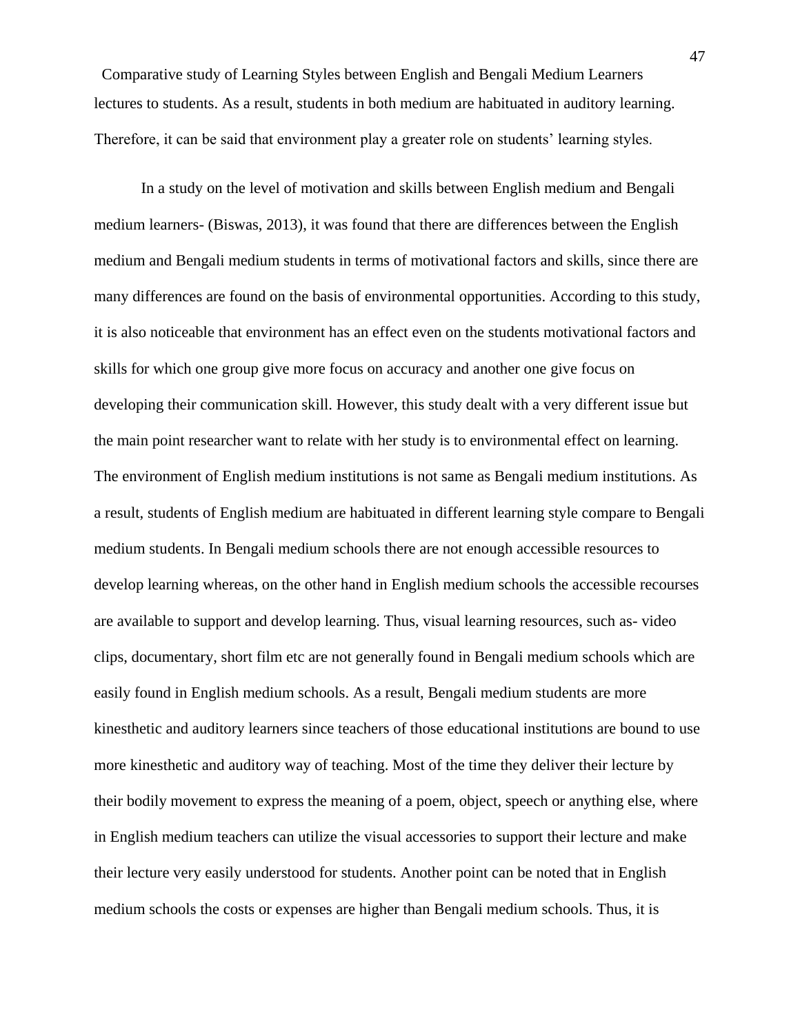lectures to students. As a result, students in both medium are habituated in auditory learning. Therefore, it can be said that environment play a greater role on students' learning styles.

In a study on the level of motivation and skills between English medium and Bengali medium learners- (Biswas, 2013), it was found that there are differences between the English medium and Bengali medium students in terms of motivational factors and skills, since there are many differences are found on the basis of environmental opportunities. According to this study, it is also noticeable that environment has an effect even on the students motivational factors and skills for which one group give more focus on accuracy and another one give focus on developing their communication skill. However, this study dealt with a very different issue but the main point researcher want to relate with her study is to environmental effect on learning. The environment of English medium institutions is not same as Bengali medium institutions. As a result, students of English medium are habituated in different learning style compare to Bengali medium students. In Bengali medium schools there are not enough accessible resources to develop learning whereas, on the other hand in English medium schools the accessible recourses are available to support and develop learning. Thus, visual learning resources, such as- video clips, documentary, short film etc are not generally found in Bengali medium schools which are easily found in English medium schools. As a result, Bengali medium students are more kinesthetic and auditory learners since teachers of those educational institutions are bound to use more kinesthetic and auditory way of teaching. Most of the time they deliver their lecture by their bodily movement to express the meaning of a poem, object, speech or anything else, where in English medium teachers can utilize the visual accessories to support their lecture and make their lecture very easily understood for students. Another point can be noted that in English medium schools the costs or expenses are higher than Bengali medium schools. Thus, it is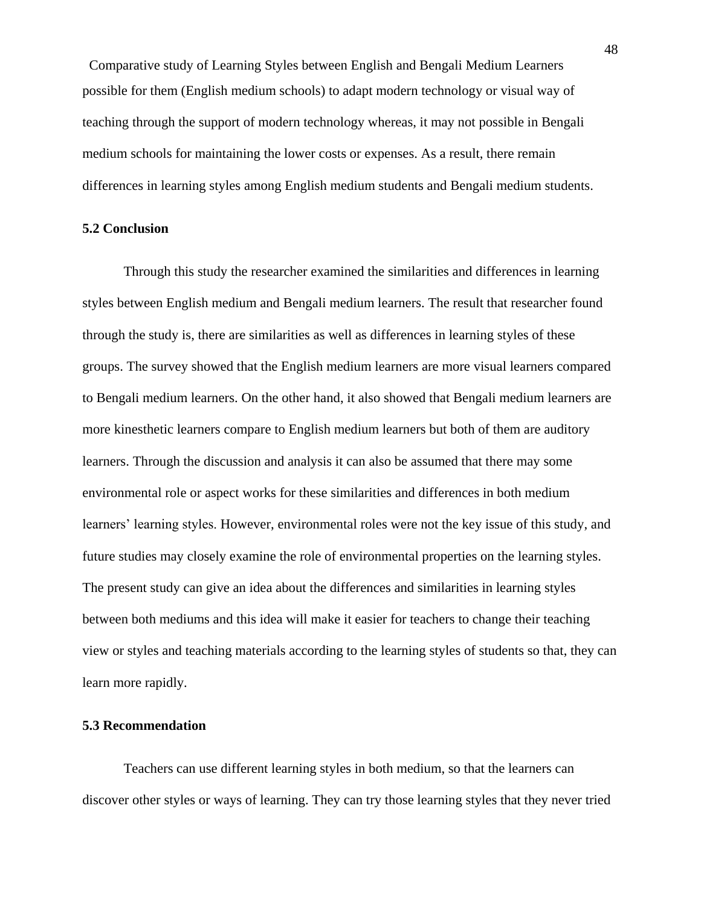possible for them (English medium schools) to adapt modern technology or visual way of teaching through the support of modern technology whereas, it may not possible in Bengali medium schools for maintaining the lower costs or expenses. As a result, there remain differences in learning styles among English medium students and Bengali medium students.

### 5.2 Conclusion

Through this study the researcher examined the similarities and differences in learning styles between English medium and Bengali medium learners. The result that researcher found through the study is, there are similarities as well as differences in learning styles of these groups. The survey showed that the English medium learners are more visual learners compared to Bengali medium learners. On the other hand, it also showed that Bengali medium learners are more kinesthetic learners compare to English medium learners but both of them are auditory learners. Through the discussion and analysis it can also be assumed that there may some environmental role or aspect works for these similarities and differences in both medium learners' learning styles. However, environmental roles were not the key issue of this study, and future studies may closely examine the role of environmental properties on the learning styles. The present study can give an idea about the differences and similarities in learning styles between both mediums and this idea will make it easier for teachers to change their teaching view or styles and teaching materials according to the learning styles of students so that, they can learn more rapidly.

### 5.3 Recommendation

Teachers can use different learning styles in both medium, so that the learners can discover other styles or ways of learning. They can try those learning styles that they never tried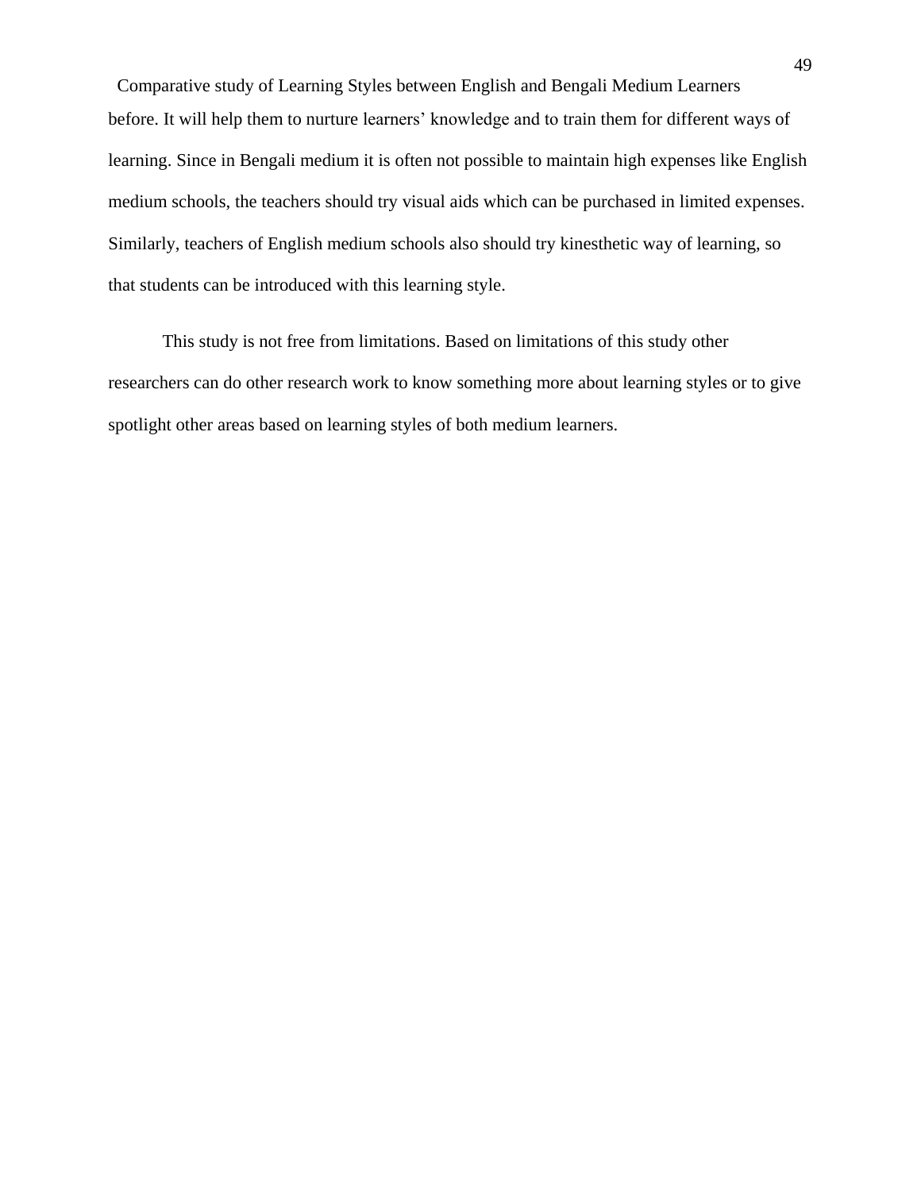before. It will help them to nurture learners' knowledge and to train them for different ways of learning. Since in Bengali medium it is often not possible to maintain high expenses like English medium schools, the teachers should try visual aids which can be purchased in limited expenses. Similarly, teachers of English medium schools also should try kinesthetic way of learning, so that students can be introduced with this learning style.

This study is not free from limitations. Based on limitations of this study other researchers can do other research work to know something more about learning styles or to give spotlight other areas based on learning styles of both medium learners.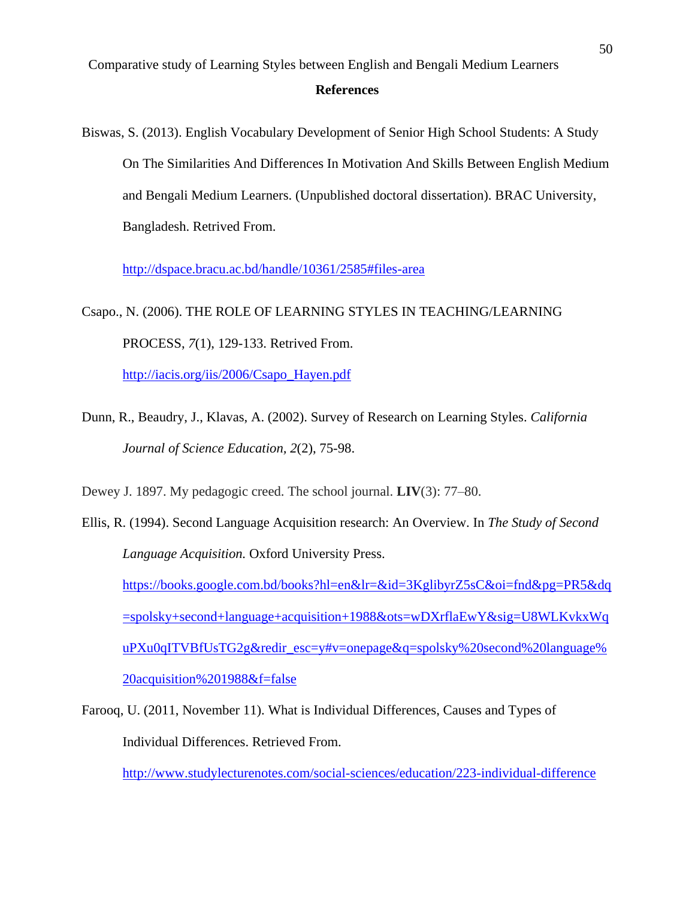## References

Biswas, S. (2013). English Vocabulary Development of Senior High School Students: A Study On The Similarities And Differences In Motivation And Skills Between English Medium and Bengali Medium Learners. (Unpublished doctoral dissertation). BRAC University, Bangladesh. Retrived From.

http://dspace.bracu.ac.bd/handle/10361/2585#files-area

Csapo., N. (2006). THE ROLE OF LEARNING STYLES IN TEACHING/LEARNING PROCESS, *7*(1), 129-133. Retrived From. http://iacis.org/iis/2006/Csapo_Hayen.pdf

Dunn, R., Beaudry, J., Klavas, A. (2002). Survey of Research on Learning Styles. *California Journal of Science Education, 2*(2), 75-98.

Dewey J. 1897. My pedagogic creed. The school journal. **LIV**(3): 77–80.

Ellis, R. (1994). Second Language Acquisition research: An Overview. In *The Study of Second Language Acquisition.* Oxford University Press. https://books.google.com.bd/books?hl=en&lr=&id=3KglibyrZ5sC&oi=fnd&pg=PR5&dq=spolsky+second+language+acquisition+1988&ots=wDXrflaEwY&sig=U8WLKvkxWquPXu0qITVBfUsTG2g&redir_esc=y#v=onepage&q=spolsky%20second%20language%20acquisition%201988&f=false

Farooq, U. (2011, November 11). What is Individual Differences, Causes and Types of Individual Differences. Retrieved From. http://www.studylecturenotes.com/social-sciences/education/223-individual-difference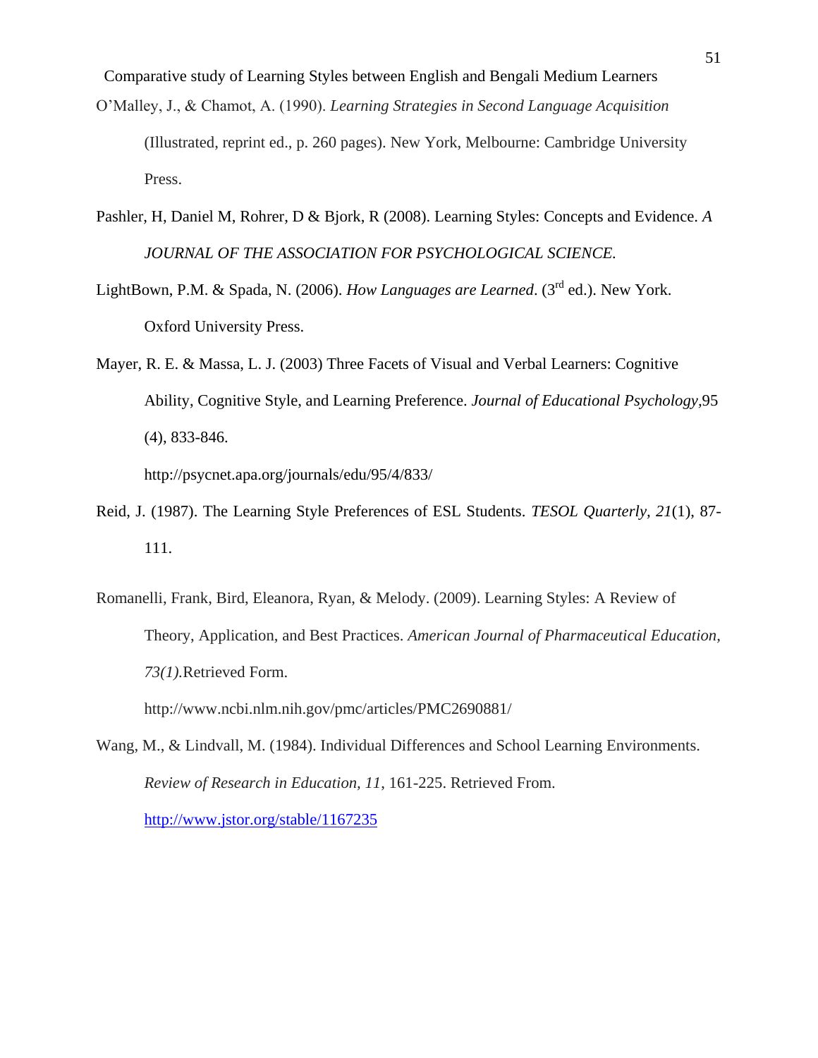O'Malley, J., & Chamot, A. (1990). *Learning Strategies in Second Language Acquisition* (Illustrated, reprint ed., p. 260 pages). New York, Melbourne: Cambridge University Press.

Pashler, H, Daniel M, Rohrer, D & Bjork, R (2008). Learning Styles: Concepts and Evidence. *A JOURNAL OF THE ASSOCIATION FOR PSYCHOLOGICAL SCIENCE.*

LightBown, P.M. & Spada, N. (2006). *How Languages are Learned*. (3rd ed.). New York. Oxford University Press.

Mayer, R. E. & Massa, L. J. (2003) Three Facets of Visual and Verbal Learners: Cognitive Ability, Cognitive Style, and Learning Preference. *Journal of Educational Psychology*,95 (4), 833-846.

http://psycnet.apa.org/journals/edu/95/4/833/

Reid, J. (1987). The Learning Style Preferences of ESL Students. *TESOL Quarterly, 21*(1), 87-111.

Romanelli, Frank, Bird, Eleanora, Ryan, & Melody. (2009). Learning Styles: A Review of Theory, Application, and Best Practices. *American Journal of Pharmaceutical Education, 73(1).*Retrieved Form.

http://www.ncbi.nlm.nih.gov/pmc/articles/PMC2690881/

Wang, M., & Lindvall, M. (1984). Individual Differences and School Learning Environments. *Review of Research in Education, 11*, 161-225. Retrieved From.

http://www.jstor.org/stable/1167235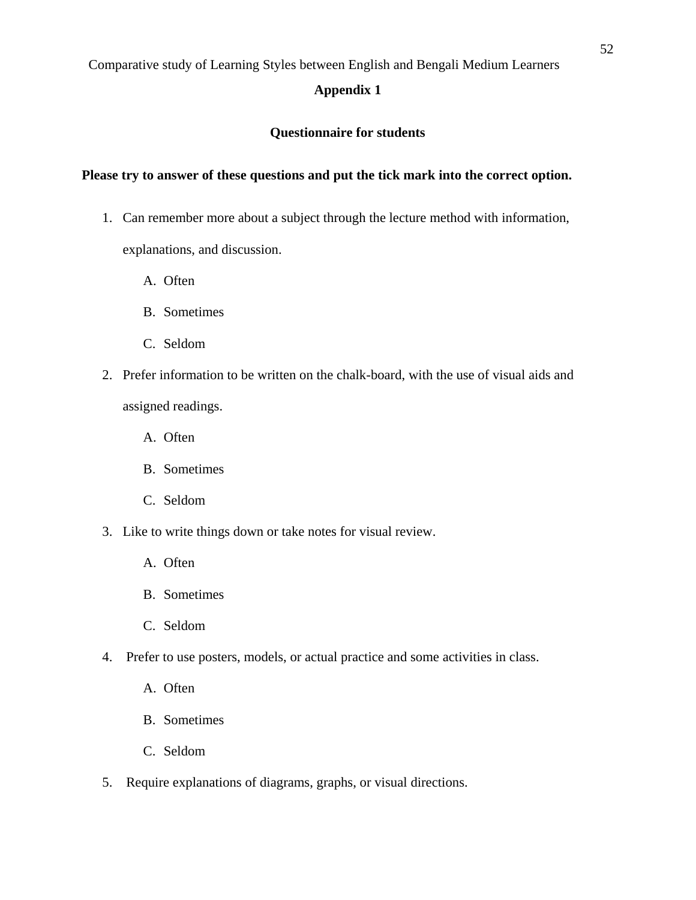## Appendix 1

### Questionnaire for students

**Please try to answer of these questions and put the tick mark into the correct option.**

1. Can remember more about a subject through the lecture method with information, explanations, and discussion.
   A. Often
   B. Sometimes
   C. Seldom
2. Prefer information to be written on the chalk-board, with the use of visual aids and assigned readings.
   A. Often
   B. Sometimes
   C. Seldom
3. Like to write things down or take notes for visual review.
   A. Often
   B. Sometimes
   C. Seldom
4. Prefer to use posters, models, or actual practice and some activities in class.
   A. Often
   B. Sometimes
   C. Seldom
5. Require explanations of diagrams, graphs, or visual directions.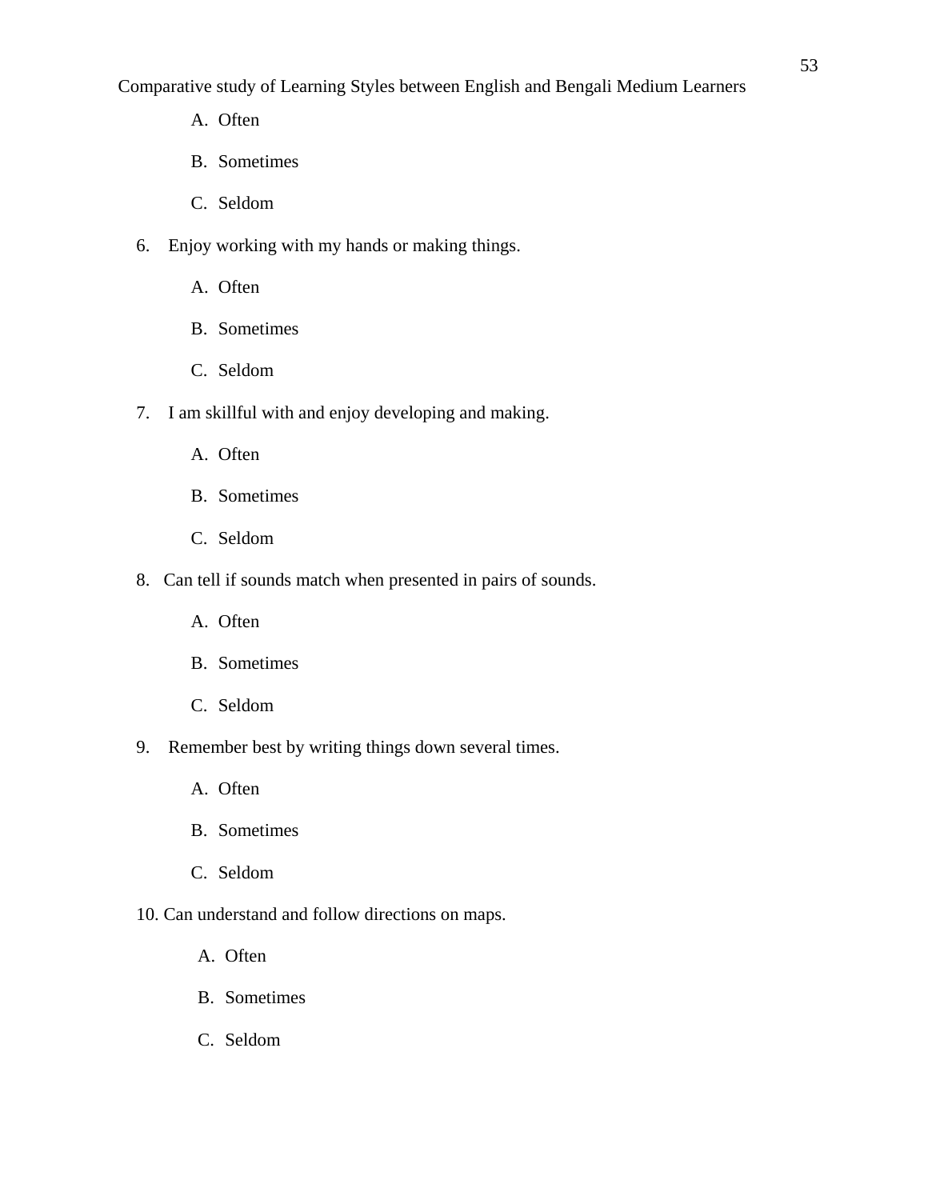A. Often

B. Sometimes

C. Seldom

6. Enjoy working with my hands or making things.

   A. Often

   B. Sometimes

   C. Seldom

7. I am skillful with and enjoy developing and making.

   A. Often

   B. Sometimes

   C. Seldom

8. Can tell if sounds match when presented in pairs of sounds.

   A. Often

   B. Sometimes

   C. Seldom

9. Remember best by writing things down several times.

   A. Often

   B. Sometimes

   C. Seldom

10. Can understand and follow directions on maps.

    A. Often

    B. Sometimes

    C. Seldom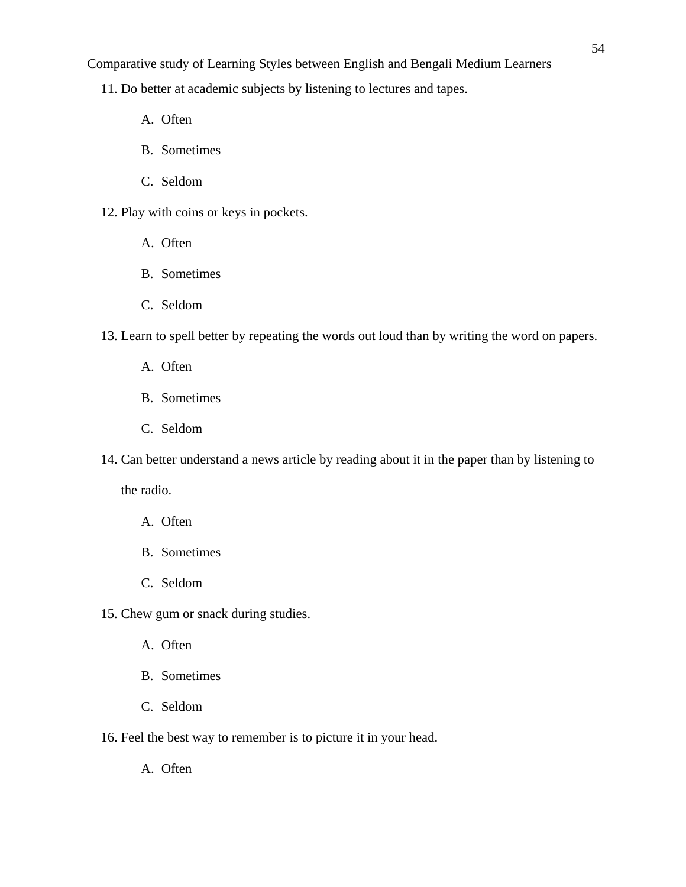11. Do better at academic subjects by listening to lectures and tapes.

    A. Often

    B. Sometimes

    C. Seldom

12. Play with coins or keys in pockets.

    A. Often

    B. Sometimes

    C. Seldom

13. Learn to spell better by repeating the words out loud than by writing the word on papers.

    A. Often

    B. Sometimes

    C. Seldom

14. Can better understand a news article by reading about it in the paper than by listening to the radio.

    A. Often

    B. Sometimes

    C. Seldom

15. Chew gum or snack during studies.

    A. Often

    B. Sometimes

    C. Seldom

16. Feel the best way to remember is to picture it in your head.

    A. Often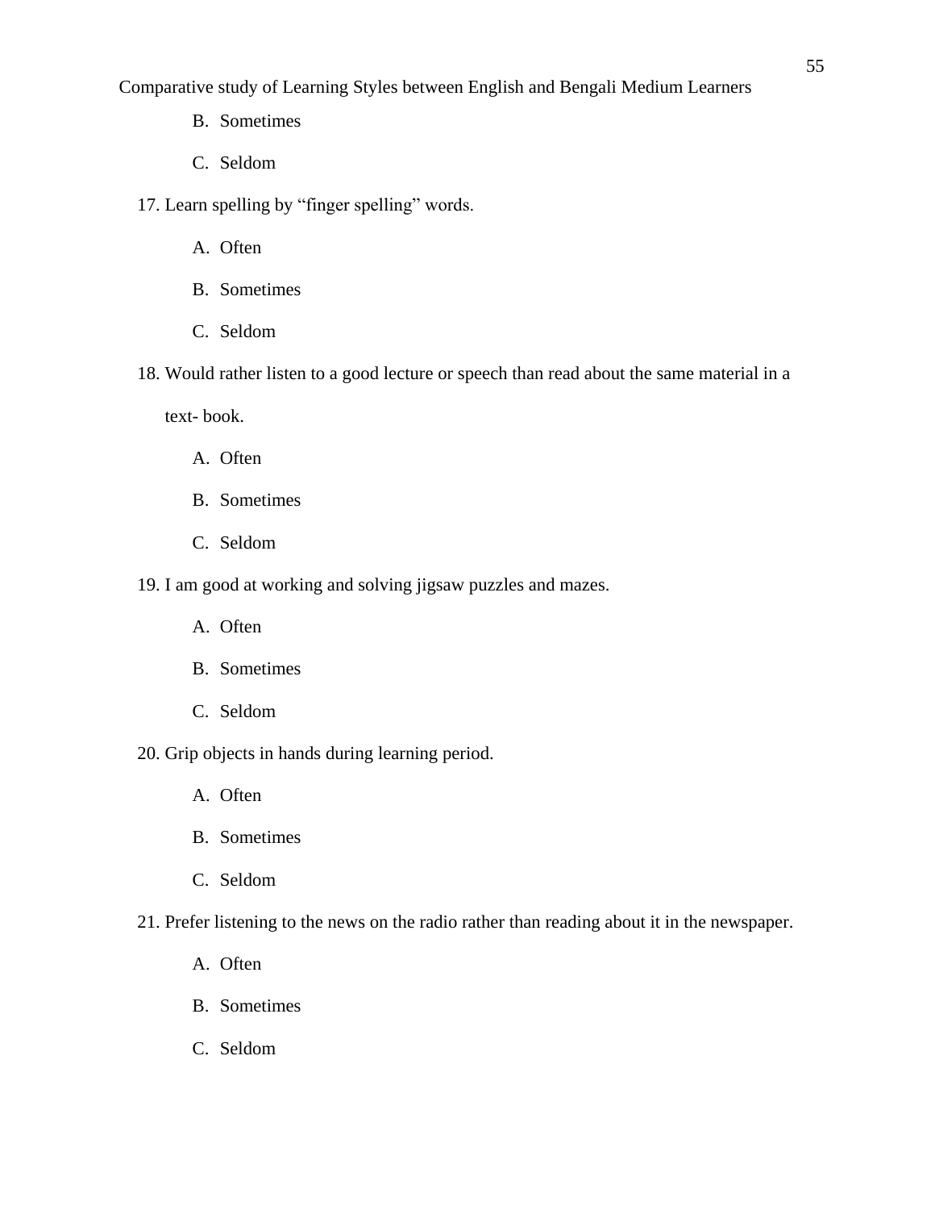B. Sometimes

C. Seldom

17. Learn spelling by "finger spelling" words.

    A. Often

    B. Sometimes

    C. Seldom

18. Would rather listen to a good lecture or speech than read about the same material in a text- book.

    A. Often

    B. Sometimes

    C. Seldom

19. I am good at working and solving jigsaw puzzles and mazes.

    A. Often

    B. Sometimes

    C. Seldom

20. Grip objects in hands during learning period.

    A. Often

    B. Sometimes

    C. Seldom

21. Prefer listening to the news on the radio rather than reading about it in the newspaper.

    A. Often

    B. Sometimes

    C. Seldom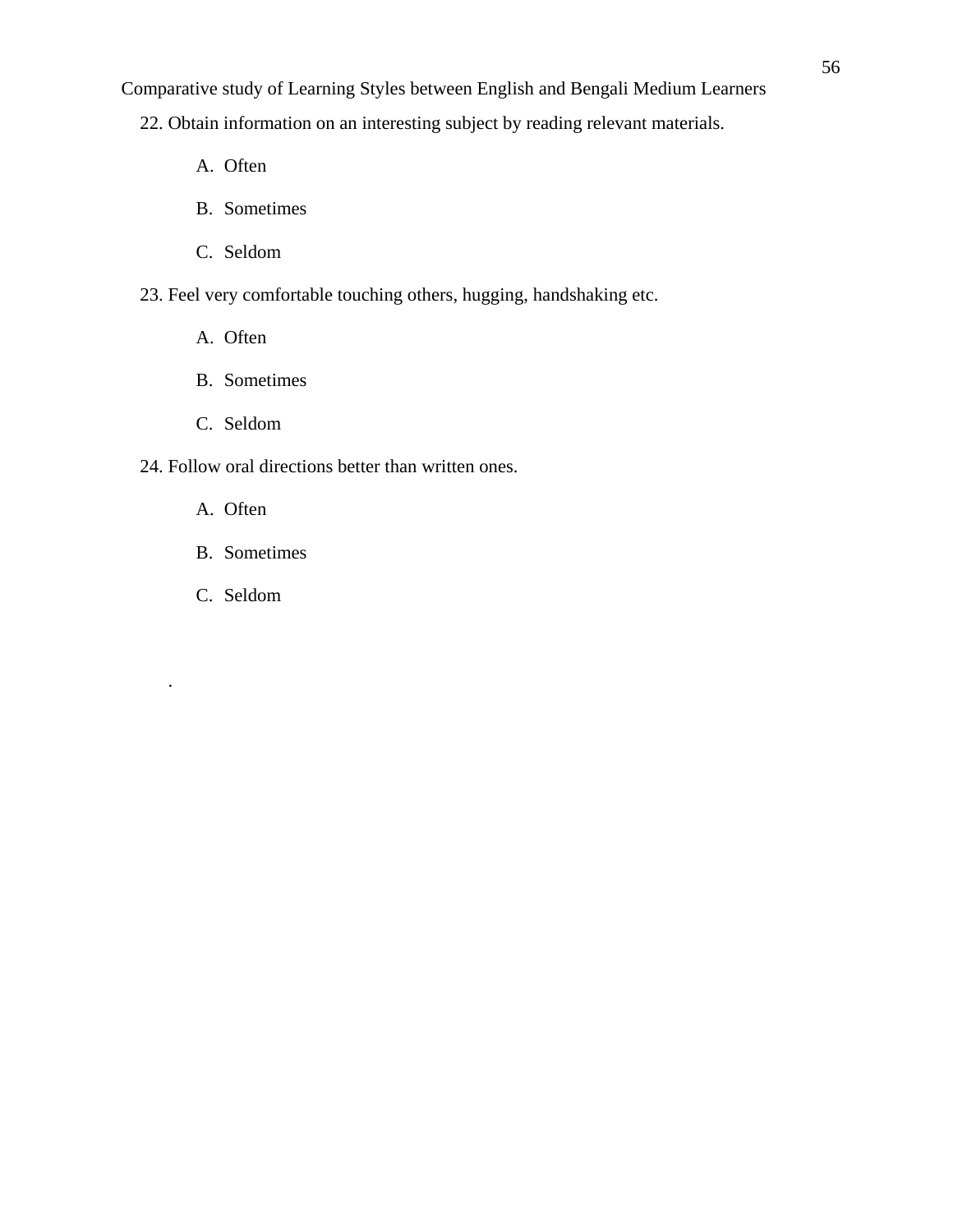22. Obtain information on an interesting subject by reading relevant materials.

    A. Often

    B. Sometimes

    C. Seldom

23. Feel very comfortable touching others, hugging, handshaking etc.

    A. Often

    B. Sometimes

    C. Seldom

24. Follow oral directions better than written ones.

    A. Often

    B. Sometimes

    C. Seldom

.